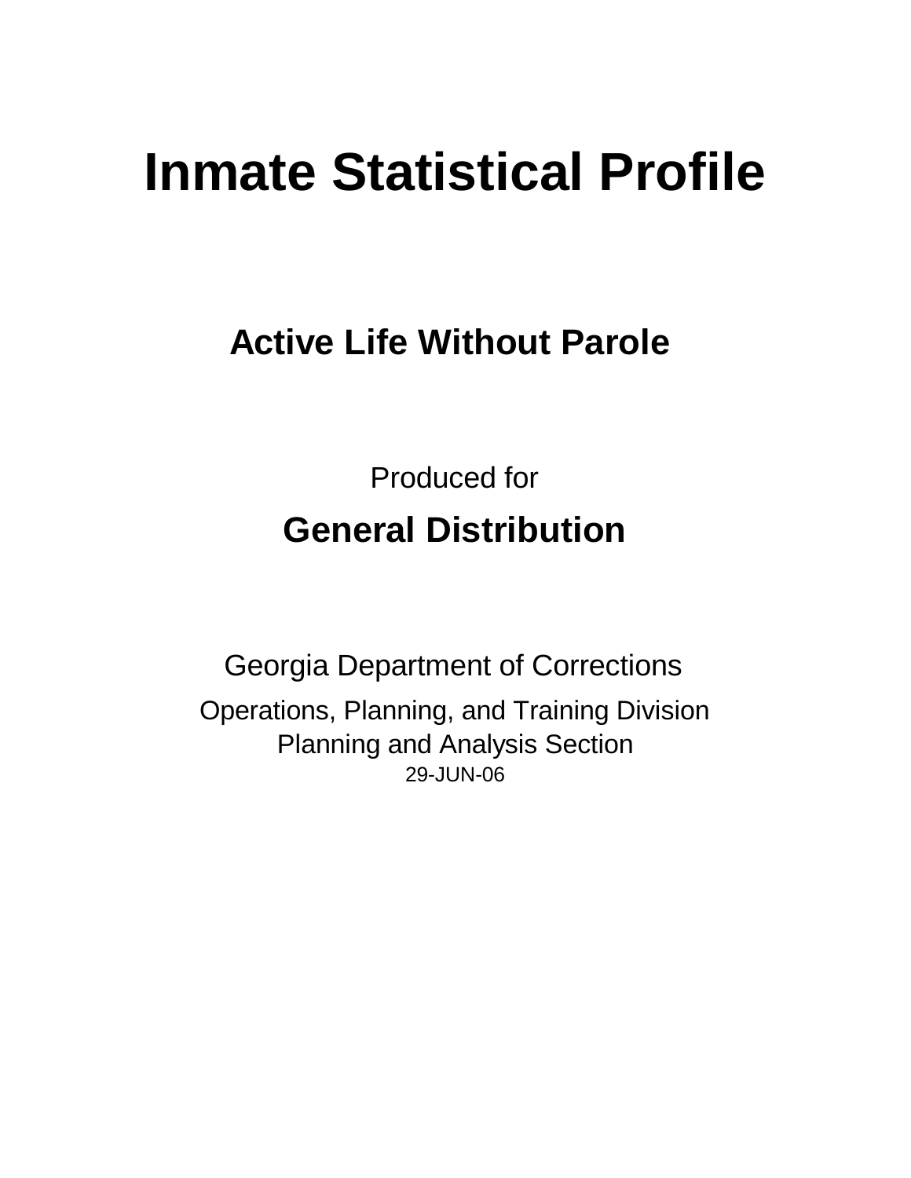# Inmate Statistical Profile

## Active Life Without Parole

Produced for

**General Distribution**

Georgia Department of Corrections

Operations, Planning, and Training Division
Planning and Analysis Section
29-JUN-06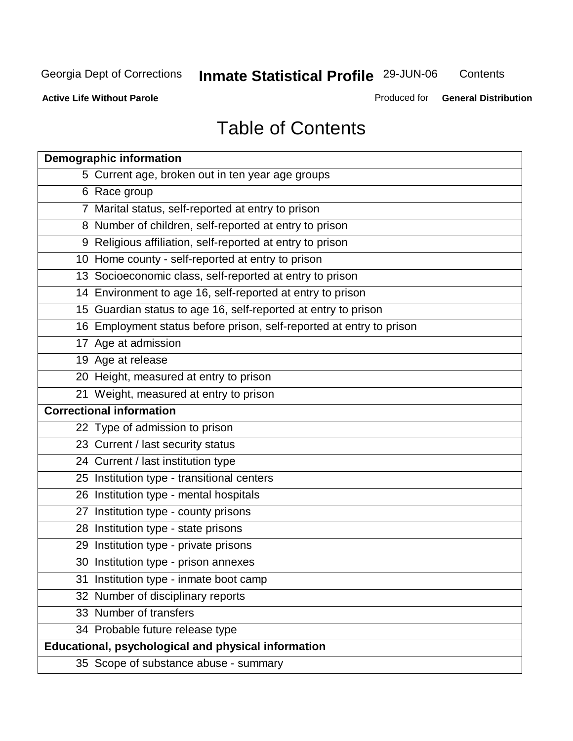Georgia Dept of Corrections **Inmate Statistical Profile** 29-JUN-06 Contents

**Active Life Without Parole** Produced for **General Distribution**

# Table of Contents

| **Demographic information** | |
|---|---|
| 5 | Current age, broken out in ten year age groups |
| 6 | Race group |
| 7 | Marital status, self-reported at entry to prison |
| 8 | Number of children, self-reported at entry to prison |
| 9 | Religious affiliation, self-reported at entry to prison |
| 10 | Home county - self-reported at entry to prison |
| 13 | Socioeconomic class, self-reported at entry to prison |
| 14 | Environment to age 16, self-reported at entry to prison |
| 15 | Guardian status to age 16, self-reported at entry to prison |
| 16 | Employment status before prison, self-reported at entry to prison |
| 17 | Age at admission |
| 19 | Age at release |
| 20 | Height, measured at entry to prison |
| 21 | Weight, measured at entry to prison |
| **Correctional information** | |
| 22 | Type of admission to prison |
| 23 | Current / last security status |
| 24 | Current / last institution type |
| 25 | Institution type - transitional centers |
| 26 | Institution type - mental hospitals |
| 27 | Institution type - county prisons |
| 28 | Institution type - state prisons |
| 29 | Institution type - private prisons |
| 30 | Institution type - prison annexes |
| 31 | Institution type - inmate boot camp |
| 32 | Number of disciplinary reports |
| 33 | Number of transfers |
| 34 | Probable future release type |
| **Educational, psychological and physical information** | |
| 35 | Scope of substance abuse - summary |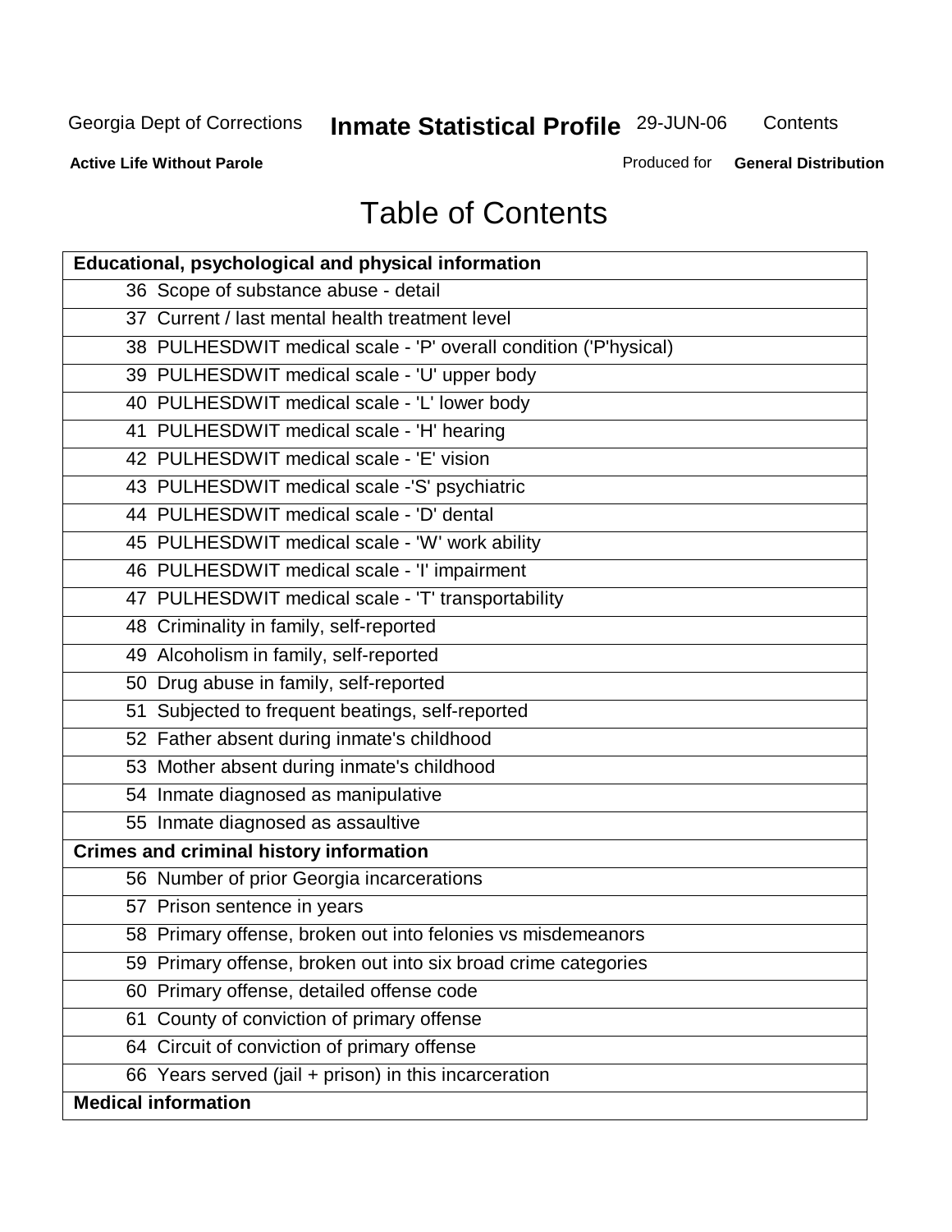# Table of Contents

| Educational, psychological and physical information |
|---|
| 36 Scope of substance abuse - detail |
| 37 Current / last mental health treatment level |
| 38 PULHESDWIT medical scale - 'P' overall condition ('P'hysical) |
| 39 PULHESDWIT medical scale - 'U' upper body |
| 40 PULHESDWIT medical scale - 'L' lower body |
| 41 PULHESDWIT medical scale - 'H' hearing |
| 42 PULHESDWIT medical scale - 'E' vision |
| 43 PULHESDWIT medical scale -'S' psychiatric |
| 44 PULHESDWIT medical scale - 'D' dental |
| 45 PULHESDWIT medical scale - 'W' work ability |
| 46 PULHESDWIT medical scale - 'I' impairment |
| 47 PULHESDWIT medical scale - 'T' transportability |
| 48 Criminality in family, self-reported |
| 49 Alcoholism in family, self-reported |
| 50 Drug abuse in family, self-reported |
| 51 Subjected to frequent beatings, self-reported |
| 52 Father absent during inmate's childhood |
| 53 Mother absent during inmate's childhood |
| 54 Inmate diagnosed as manipulative |
| 55 Inmate diagnosed as assaultive |
| **Crimes and criminal history information** |
| 56 Number of prior Georgia incarcerations |
| 57 Prison sentence in years |
| 58 Primary offense, broken out into felonies vs misdemeanors |
| 59 Primary offense, broken out into six broad crime categories |
| 60 Primary offense, detailed offense code |
| 61 County of conviction of primary offense |
| 64 Circuit of conviction of primary offense |
| 66 Years served (jail + prison) in this incarceration |
| **Medical information** |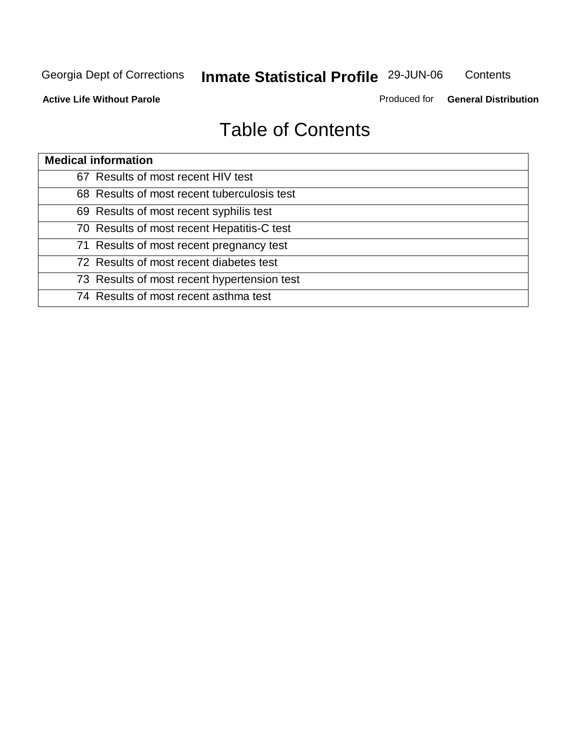# Table of Contents

| Medical information |
|---|
| 67 Results of most recent HIV test |
| 68 Results of most recent tuberculosis test |
| 69 Results of most recent syphilis test |
| 70 Results of most recent Hepatitis-C test |
| 71 Results of most recent pregnancy test |
| 72 Results of most recent diabetes test |
| 73 Results of most recent hypertension test |
| 74 Results of most recent asthma test |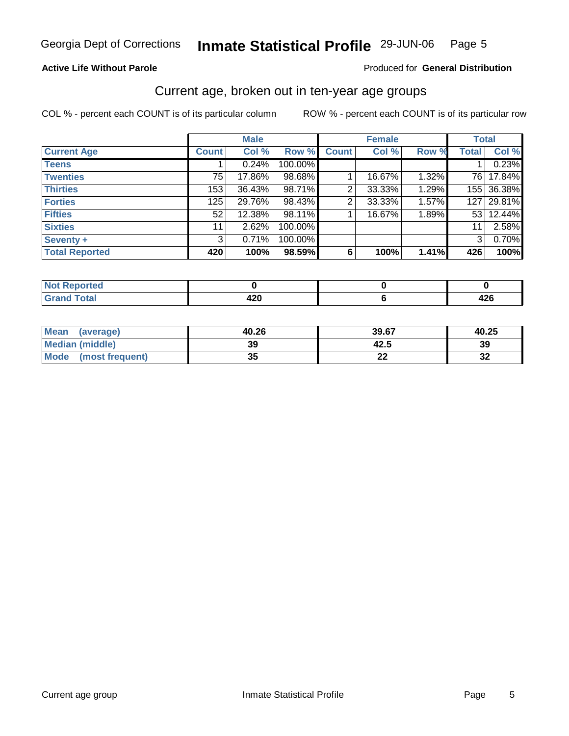# Georgia Dept of Corrections — Inmate Statistical Profile — 29-JUN-06

**Active Life Without Parole**

Produced for **General Distribution**

## Current age, broken out in ten-year age groups

COL % - percent each COUNT is of its particular column

ROW % - percent each COUNT is of its particular row

| | Male | | | Female | | | Total | |
|---|---|---|---|---|---|---|---|---|
| **Current Age** | **Count** | **Col %** | **Row %** | **Count** | **Col %** | **Row %** | **Total** | **Col %** |
| **Teens** | 1 | 0.24% | 100.00% | | | | 1 | 0.23% |
| **Twenties** | 75 | 17.86% | 98.68% | 1 | 16.67% | 1.32% | 76 | 17.84% |
| **Thirties** | 153 | 36.43% | 98.71% | 2 | 33.33% | 1.29% | 155 | 36.38% |
| **Forties** | 125 | 29.76% | 98.43% | 2 | 33.33% | 1.57% | 127 | 29.81% |
| **Fifties** | 52 | 12.38% | 98.11% | 1 | 16.67% | 1.89% | 53 | 12.44% |
| **Sixties** | 11 | 2.62% | 100.00% | | | | 11 | 2.58% |
| **Seventy +** | 3 | 0.71% | 100.00% | | | | 3 | 0.70% |
| **Total Reported** | **420** | **100%** | **98.59%** | **6** | **100%** | **1.41%** | **426** | **100%** |

| | Male | Female | Total |
|---|---|---|---|
| **Not Reported** | **0** | **0** | **0** |
| **Grand Total** | **420** | **6** | **426** |

| | Male | Female | Total |
|---|---|---|---|
| **Mean (average)** | **40.26** | **39.67** | **40.25** |
| **Median (middle)** | **39** | **42.5** | **39** |
| **Mode (most frequent)** | **35** | **22** | **32** |

Current age group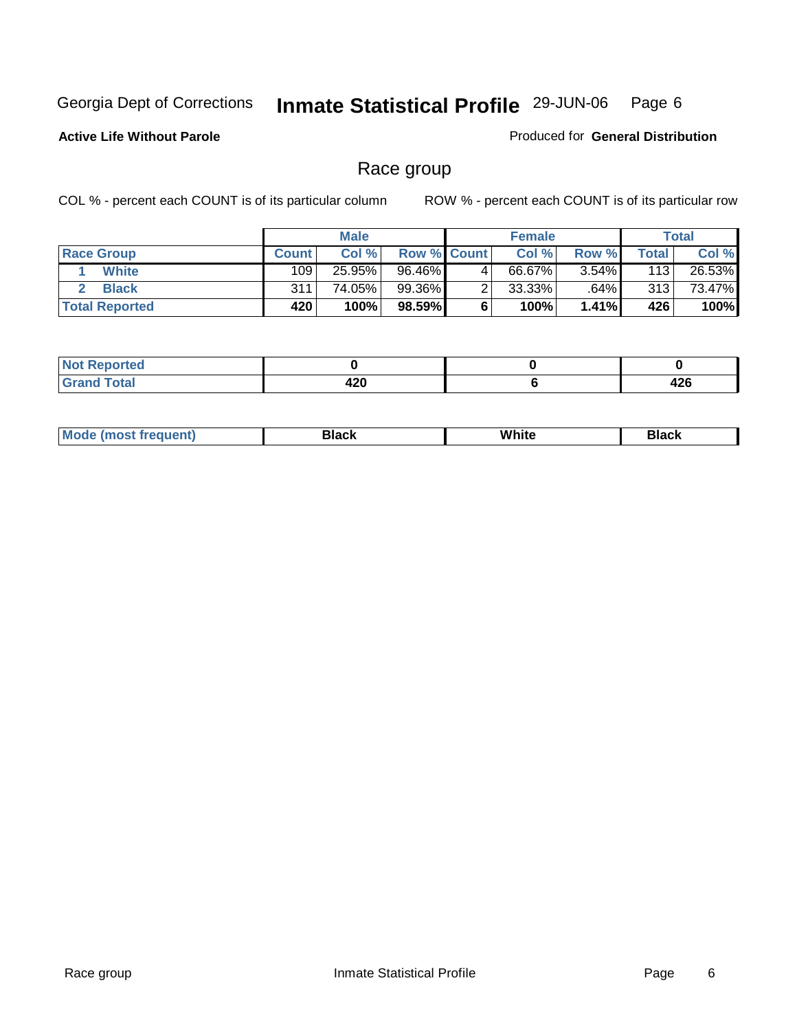Georgia Dept of Corrections **Inmate Statistical Profile** 29-JUN-06

**Active Life Without Parole**

Produced for **General Distribution**

## Race group

COL % - percent each COUNT is of its particular column

ROW % - percent each COUNT is of its particular row

| | Male | | | Female | | | Total | |
|---|---|---|---|---|---|---|---|---|
| **Race Group** | **Count** | **Col %** | **Row %** | **Count** | **Col %** | **Row %** | **Total** | **Col %** |
| 1 White | 109 | 25.95% | 96.46% | 4 | 66.67% | 3.54% | 113 | 26.53% |
| 2 Black | 311 | 74.05% | 99.36% | 2 | 33.33% | .64% | 313 | 73.47% |
| **Total Reported** | **420** | **100%** | **98.59%** | **6** | **100%** | **1.41%** | **426** | **100%** |

| | Male | Female | Total |
|---|---|---|---|
| **Not Reported** | **0** | **0** | **0** |
| **Grand Total** | **420** | **6** | **426** |

| | Male | Female | Total |
|---|---|---|---|
| **Mode (most frequent)** | **Black** | **White** | **Black** |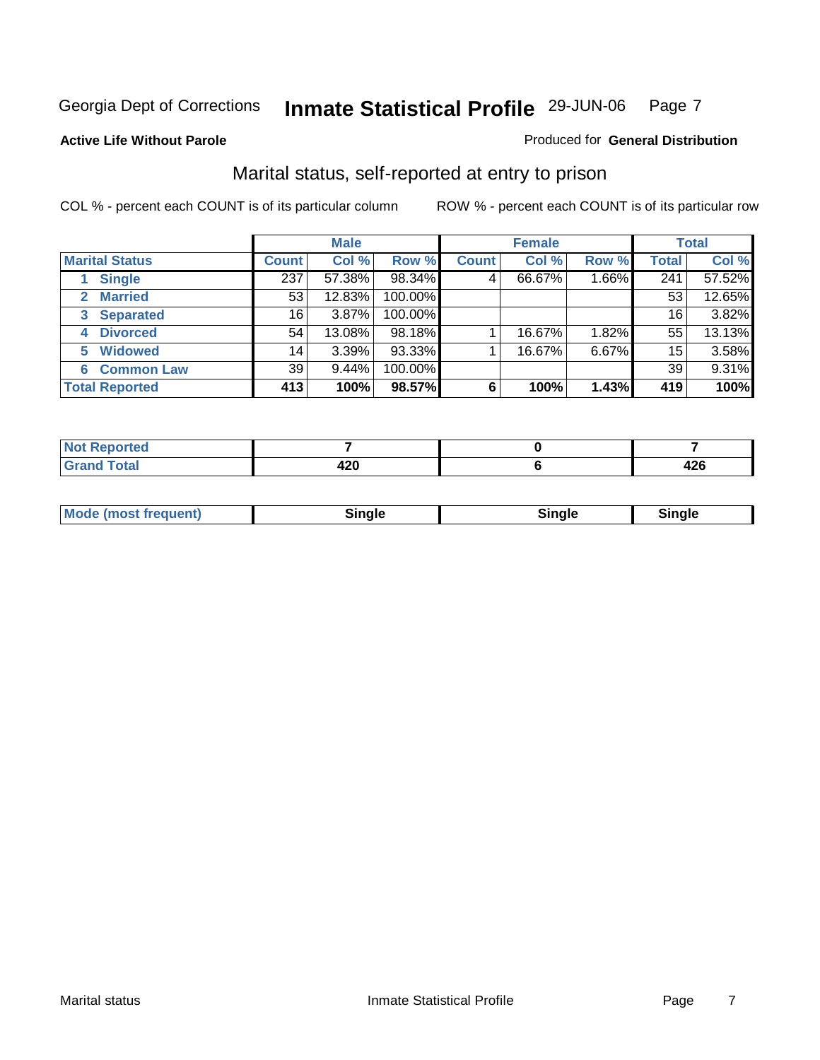Georgia Dept of Corrections **Inmate Statistical Profile** 29-JUN-06

**Active Life Without Parole**

Produced for **General Distribution**

## Marital status, self-reported at entry to prison

COL % - percent each COUNT is of its particular column

ROW % - percent each COUNT is of its particular row

| | Male | | | Female | | | Total | |
|---|---|---|---|---|---|---|---|---|
| **Marital Status** | **Count** | **Col %** | **Row %** | **Count** | **Col %** | **Row %** | **Total** | **Col %** |
| 1 **Single** | 237 | 57.38% | 98.34% | 4 | 66.67% | 1.66% | 241 | 57.52% |
| 2 **Married** | 53 | 12.83% | 100.00% | | | | 53 | 12.65% |
| 3 **Separated** | 16 | 3.87% | 100.00% | | | | 16 | 3.82% |
| 4 **Divorced** | 54 | 13.08% | 98.18% | 1 | 16.67% | 1.82% | 55 | 13.13% |
| 5 **Widowed** | 14 | 3.39% | 93.33% | 1 | 16.67% | 6.67% | 15 | 3.58% |
| 6 **Common Law** | 39 | 9.44% | 100.00% | | | | 39 | 9.31% |
| **Total Reported** | **413** | **100%** | **98.57%** | **6** | **100%** | **1.43%** | **419** | **100%** |

| | Male | Female | Total |
|---|---|---|---|
| **Not Reported** | **7** | **0** | **7** |
| **Grand Total** | **420** | **6** | **426** |

| | Male | Female | Total |
|---|---|---|---|
| **Mode (most frequent)** | **Single** | **Single** | **Single** |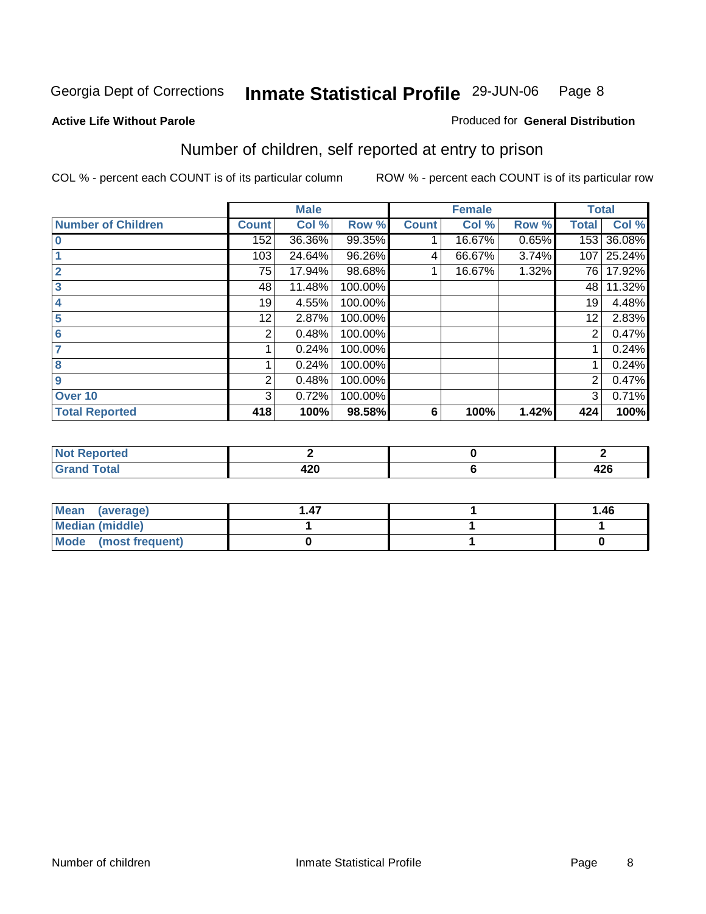Georgia Dept of Corrections **Inmate Statistical Profile** 29-JUN-06

**Active Life Without Parole**

Produced for **General Distribution**

## Number of children, self reported at entry to prison

COL % - percent each COUNT is of its particular column

ROW % - percent each COUNT is of its particular row

| | Male | | | Female | | | Total | |
|---|---|---|---|---|---|---|---|---|
| **Number of Children** | **Count** | **Col %** | **Row %** | **Count** | **Col %** | **Row %** | **Total** | **Col %** |
| **0** | 152 | 36.36% | 99.35% | 1 | 16.67% | 0.65% | 153 | 36.08% |
| **1** | 103 | 24.64% | 96.26% | 4 | 66.67% | 3.74% | 107 | 25.24% |
| **2** | 75 | 17.94% | 98.68% | 1 | 16.67% | 1.32% | 76 | 17.92% |
| **3** | 48 | 11.48% | 100.00% | | | | 48 | 11.32% |
| **4** | 19 | 4.55% | 100.00% | | | | 19 | 4.48% |
| **5** | 12 | 2.87% | 100.00% | | | | 12 | 2.83% |
| **6** | 2 | 0.48% | 100.00% | | | | 2 | 0.47% |
| **7** | 1 | 0.24% | 100.00% | | | | 1 | 0.24% |
| **8** | 1 | 0.24% | 100.00% | | | | 1 | 0.24% |
| **9** | 2 | 0.48% | 100.00% | | | | 2 | 0.47% |
| **Over 10** | 3 | 0.72% | 100.00% | | | | 3 | 0.71% |
| **Total Reported** | **418** | **100%** | **98.58%** | **6** | **100%** | **1.42%** | **424** | **100%** |

| | Male | Female | Total |
|---|---|---|---|
| **Not Reported** | **2** | **0** | **2** |
| **Grand Total** | **420** | **6** | **426** |

| | Male | Female | Total |
|---|---|---|---|
| **Mean (average)** | **1.47** | **1** | **1.46** |
| **Median (middle)** | **1** | **1** | **1** |
| **Mode (most frequent)** | **0** | **1** | **0** |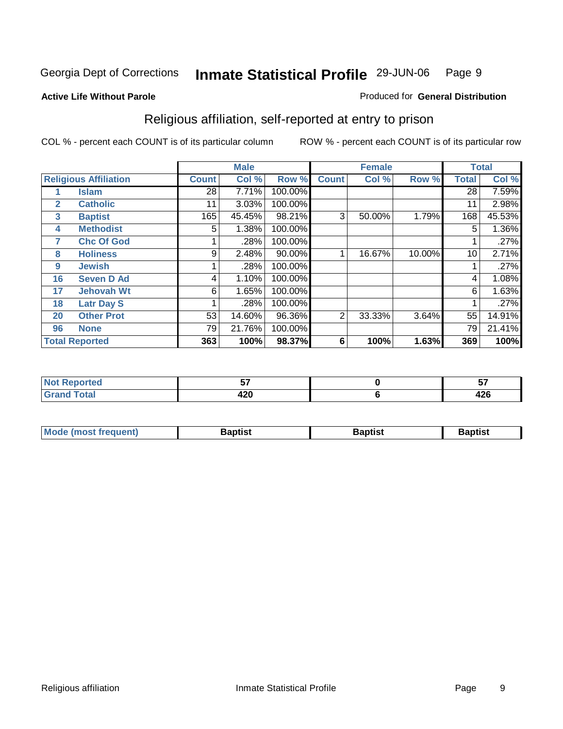Georgia Dept of Corrections **Inmate Statistical Profile** 29-JUN-06

**Active Life Without Parole**

Produced for **General Distribution**

## Religious affiliation, self-reported at entry to prison

COL % - percent each COUNT is of its particular column

ROW % - percent each COUNT is of its particular row

| Religious Affiliation | | Male | | | Female | | | Total | |
|---|---|---|---|---|---|---|---|---|---|
| | | Count | Col % | Row % | Count | Col % | Row % | Total | Col % |
| 1 | Islam | 28 | 7.71% | 100.00% | | | | 28 | 7.59% |
| 2 | Catholic | 11 | 3.03% | 100.00% | | | | 11 | 2.98% |
| 3 | Baptist | 165 | 45.45% | 98.21% | 3 | 50.00% | 1.79% | 168 | 45.53% |
| 4 | Methodist | 5 | 1.38% | 100.00% | | | | 5 | 1.36% |
| 7 | Chc Of God | 1 | .28% | 100.00% | | | | 1 | .27% |
| 8 | Holiness | 9 | 2.48% | 90.00% | 1 | 16.67% | 10.00% | 10 | 2.71% |
| 9 | Jewish | 1 | .28% | 100.00% | | | | 1 | .27% |
| 16 | Seven D Ad | 4 | 1.10% | 100.00% | | | | 4 | 1.08% |
| 17 | Jehovah Wt | 6 | 1.65% | 100.00% | | | | 6 | 1.63% |
| 18 | Latr Day S | 1 | .28% | 100.00% | | | | 1 | .27% |
| 20 | Other Prot | 53 | 14.60% | 96.36% | 2 | 33.33% | 3.64% | 55 | 14.91% |
| 96 | None | 79 | 21.76% | 100.00% | | | | 79 | 21.41% |
| **Total Reported** | | **363** | **100%** | **98.37%** | **6** | **100%** | **1.63%** | **369** | **100%** |

| | Male | Female | Total |
|---|---|---|---|
| Not Reported | 57 | 0 | 57 |
| Grand Total | 420 | 6 | 426 |

| | Male | Female | Total |
|---|---|---|---|
| Mode (most frequent) | Baptist | Baptist | Baptist |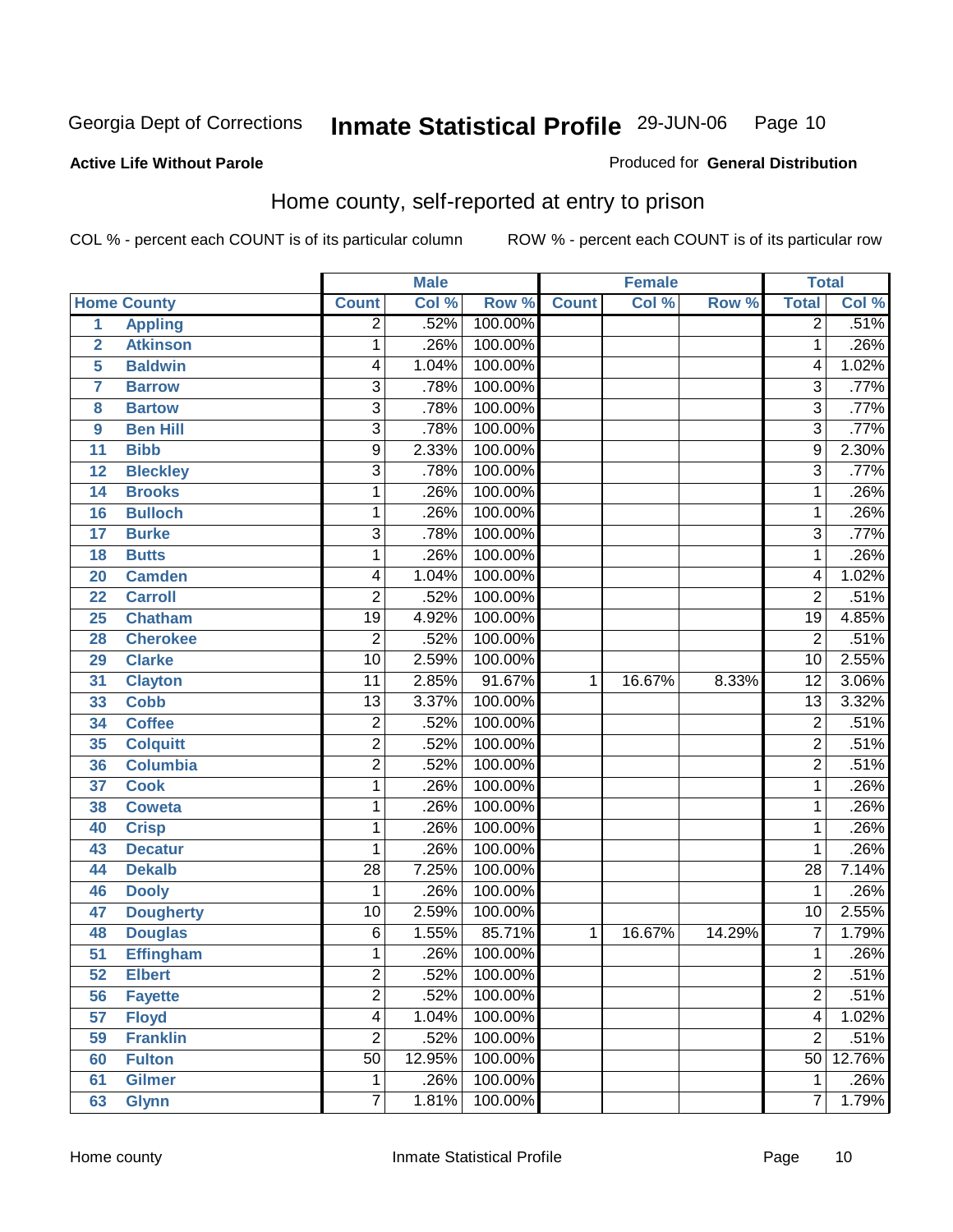Georgia Dept of Corrections **Inmate Statistical Profile** 29-JUN-06

**Active Life Without Parole**

Produced for **General Distribution**

## Home county, self-reported at entry to prison

COL % - percent each COUNT is of its particular column ROW % - percent each COUNT is of its particular row

| | | Male | | | Female | | | Total | |
|---|---|---|---|---|---|---|---|---|---|
| Home County | | Count | Col % | Row % | Count | Col % | Row % | Total | Col % |
| 1 | Appling | 2 | .52% | 100.00% | | | | 2 | .51% |
| 2 | Atkinson | 1 | .26% | 100.00% | | | | 1 | .26% |
| 5 | Baldwin | 4 | 1.04% | 100.00% | | | | 4 | 1.02% |
| 7 | Barrow | 3 | .78% | 100.00% | | | | 3 | .77% |
| 8 | Bartow | 3 | .78% | 100.00% | | | | 3 | .77% |
| 9 | Ben Hill | 3 | .78% | 100.00% | | | | 3 | .77% |
| 11 | Bibb | 9 | 2.33% | 100.00% | | | | 9 | 2.30% |
| 12 | Bleckley | 3 | .78% | 100.00% | | | | 3 | .77% |
| 14 | Brooks | 1 | .26% | 100.00% | | | | 1 | .26% |
| 16 | Bulloch | 1 | .26% | 100.00% | | | | 1 | .26% |
| 17 | Burke | 3 | .78% | 100.00% | | | | 3 | .77% |
| 18 | Butts | 1 | .26% | 100.00% | | | | 1 | .26% |
| 20 | Camden | 4 | 1.04% | 100.00% | | | | 4 | 1.02% |
| 22 | Carroll | 2 | .52% | 100.00% | | | | 2 | .51% |
| 25 | Chatham | 19 | 4.92% | 100.00% | | | | 19 | 4.85% |
| 28 | Cherokee | 2 | .52% | 100.00% | | | | 2 | .51% |
| 29 | Clarke | 10 | 2.59% | 100.00% | | | | 10 | 2.55% |
| 31 | Clayton | 11 | 2.85% | 91.67% | 1 | 16.67% | 8.33% | 12 | 3.06% |
| 33 | Cobb | 13 | 3.37% | 100.00% | | | | 13 | 3.32% |
| 34 | Coffee | 2 | .52% | 100.00% | | | | 2 | .51% |
| 35 | Colquitt | 2 | .52% | 100.00% | | | | 2 | .51% |
| 36 | Columbia | 2 | .52% | 100.00% | | | | 2 | .51% |
| 37 | Cook | 1 | .26% | 100.00% | | | | 1 | .26% |
| 38 | Coweta | 1 | .26% | 100.00% | | | | 1 | .26% |
| 40 | Crisp | 1 | .26% | 100.00% | | | | 1 | .26% |
| 43 | Decatur | 1 | .26% | 100.00% | | | | 1 | .26% |
| 44 | Dekalb | 28 | 7.25% | 100.00% | | | | 28 | 7.14% |
| 46 | Dooly | 1 | .26% | 100.00% | | | | 1 | .26% |
| 47 | Dougherty | 10 | 2.59% | 100.00% | | | | 10 | 2.55% |
| 48 | Douglas | 6 | 1.55% | 85.71% | 1 | 16.67% | 14.29% | 7 | 1.79% |
| 51 | Effingham | 1 | .26% | 100.00% | | | | 1 | .26% |
| 52 | Elbert | 2 | .52% | 100.00% | | | | 2 | .51% |
| 56 | Fayette | 2 | .52% | 100.00% | | | | 2 | .51% |
| 57 | Floyd | 4 | 1.04% | 100.00% | | | | 4 | 1.02% |
| 59 | Franklin | 2 | .52% | 100.00% | | | | 2 | .51% |
| 60 | Fulton | 50 | 12.95% | 100.00% | | | | 50 | 12.76% |
| 61 | Gilmer | 1 | .26% | 100.00% | | | | 1 | .26% |
| 63 | Glynn | 7 | 1.81% | 100.00% | | | | 7 | 1.79% |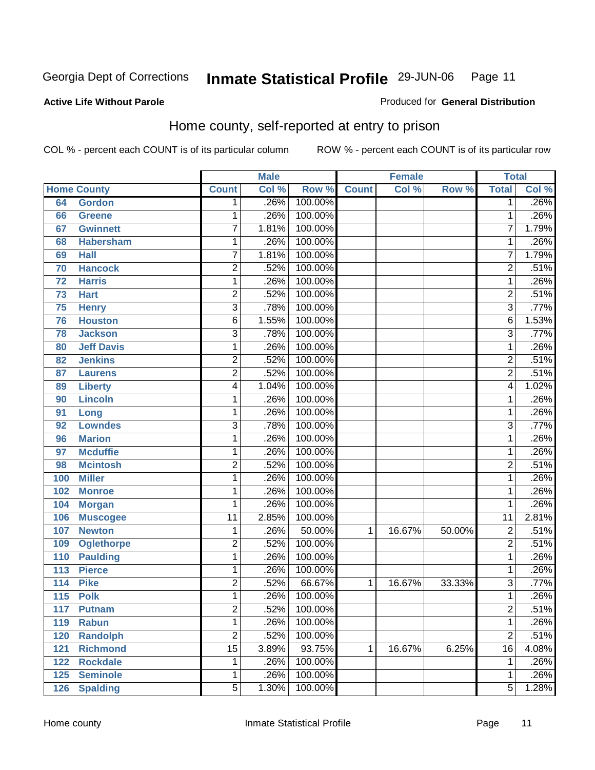Georgia Dept of Corrections **Inmate Statistical Profile** 29-JUN-06

**Active Life Without Parole**

Produced for **General Distribution**

## Home county, self-reported at entry to prison

COL % - percent each COUNT is of its particular column

ROW % - percent each COUNT is of its particular row

| Home County | | Male | | | Female | | | Total | |
|---|---|---|---|---|---|---|---|---|---|
| | | Count | Col % | Row % | Count | Col % | Row % | Total | Col % |
| 64 | Gordon | 1 | .26% | 100.00% | | | | 1 | .26% |
| 66 | Greene | 1 | .26% | 100.00% | | | | 1 | .26% |
| 67 | Gwinnett | 7 | 1.81% | 100.00% | | | | 7 | 1.79% |
| 68 | Habersham | 1 | .26% | 100.00% | | | | 1 | .26% |
| 69 | Hall | 7 | 1.81% | 100.00% | | | | 7 | 1.79% |
| 70 | Hancock | 2 | .52% | 100.00% | | | | 2 | .51% |
| 72 | Harris | 1 | .26% | 100.00% | | | | 1 | .26% |
| 73 | Hart | 2 | .52% | 100.00% | | | | 2 | .51% |
| 75 | Henry | 3 | .78% | 100.00% | | | | 3 | .77% |
| 76 | Houston | 6 | 1.55% | 100.00% | | | | 6 | 1.53% |
| 78 | Jackson | 3 | .78% | 100.00% | | | | 3 | .77% |
| 80 | Jeff Davis | 1 | .26% | 100.00% | | | | 1 | .26% |
| 82 | Jenkins | 2 | .52% | 100.00% | | | | 2 | .51% |
| 87 | Laurens | 2 | .52% | 100.00% | | | | 2 | .51% |
| 89 | Liberty | 4 | 1.04% | 100.00% | | | | 4 | 1.02% |
| 90 | Lincoln | 1 | .26% | 100.00% | | | | 1 | .26% |
| 91 | Long | 1 | .26% | 100.00% | | | | 1 | .26% |
| 92 | Lowndes | 3 | .78% | 100.00% | | | | 3 | .77% |
| 96 | Marion | 1 | .26% | 100.00% | | | | 1 | .26% |
| 97 | Mcduffie | 1 | .26% | 100.00% | | | | 1 | .26% |
| 98 | Mcintosh | 2 | .52% | 100.00% | | | | 2 | .51% |
| 100 | Miller | 1 | .26% | 100.00% | | | | 1 | .26% |
| 102 | Monroe | 1 | .26% | 100.00% | | | | 1 | .26% |
| 104 | Morgan | 1 | .26% | 100.00% | | | | 1 | .26% |
| 106 | Muscogee | 11 | 2.85% | 100.00% | | | | 11 | 2.81% |
| 107 | Newton | 1 | .26% | 50.00% | 1 | 16.67% | 50.00% | 2 | .51% |
| 109 | Oglethorpe | 2 | .52% | 100.00% | | | | 2 | .51% |
| 110 | Paulding | 1 | .26% | 100.00% | | | | 1 | .26% |
| 113 | Pierce | 1 | .26% | 100.00% | | | | 1 | .26% |
| 114 | Pike | 2 | .52% | 66.67% | 1 | 16.67% | 33.33% | 3 | .77% |
| 115 | Polk | 1 | .26% | 100.00% | | | | 1 | .26% |
| 117 | Putnam | 2 | .52% | 100.00% | | | | 2 | .51% |
| 119 | Rabun | 1 | .26% | 100.00% | | | | 1 | .26% |
| 120 | Randolph | 2 | .52% | 100.00% | | | | 2 | .51% |
| 121 | Richmond | 15 | 3.89% | 93.75% | 1 | 16.67% | 6.25% | 16 | 4.08% |
| 122 | Rockdale | 1 | .26% | 100.00% | | | | 1 | .26% |
| 125 | Seminole | 1 | .26% | 100.00% | | | | 1 | .26% |
| 126 | Spalding | 5 | 1.30% | 100.00% | | | | 5 | 1.28% |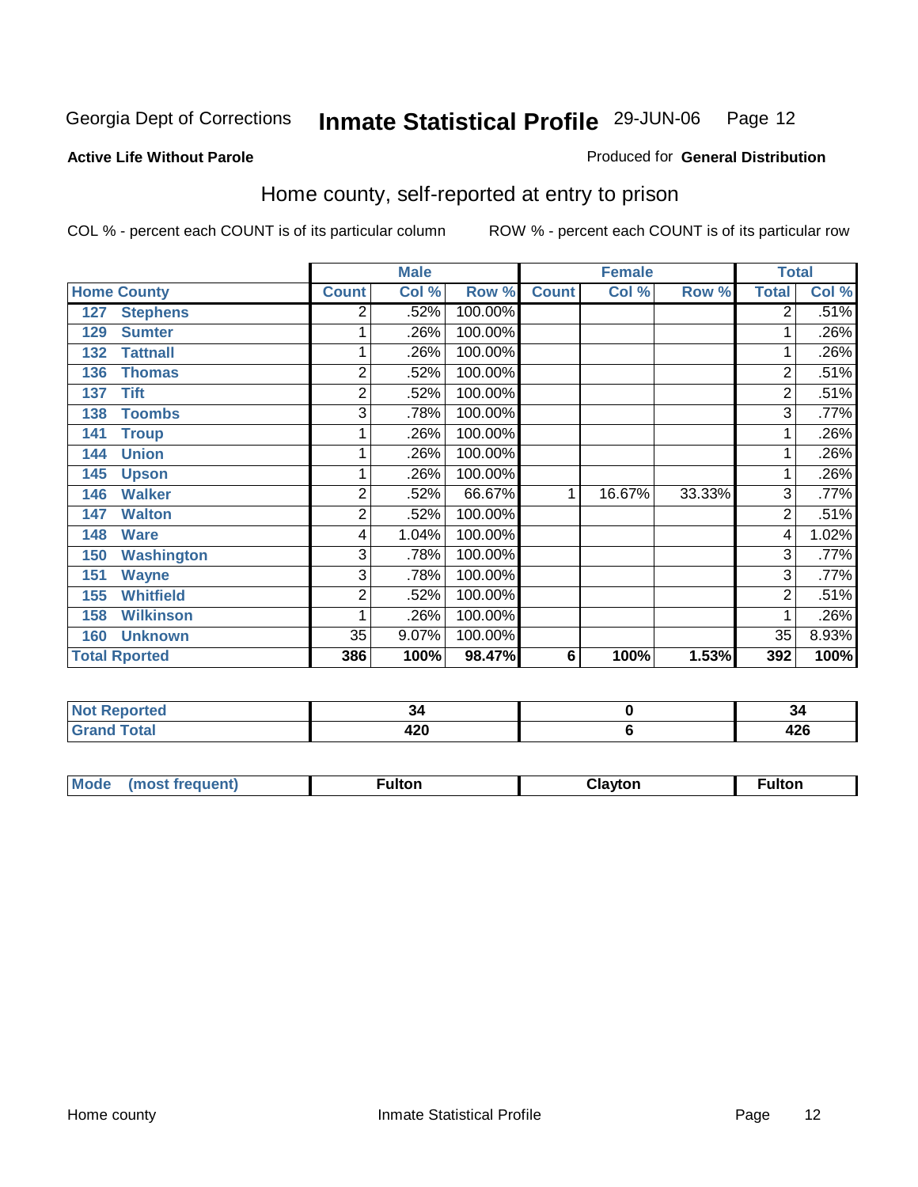Georgia Dept of Corrections **Inmate Statistical Profile** 29-JUN-06 Page 12

**Active Life Without Parole**

Produced for **General Distribution**

## Home county, self-reported at entry to prison

COL % - percent each COUNT is of its particular column ROW % - percent each COUNT is of its particular row

| Home County | | Male | | | Female | | | Total | |
|---|---|---|---|---|---|---|---|---|---|
| | | Count | Col % | Row % | Count | Col % | Row % | Total | Col % |
| 127 | Stephens | 2 | .52% | 100.00% | | | | 2 | .51% |
| 129 | Sumter | 1 | .26% | 100.00% | | | | 1 | .26% |
| 132 | Tattnall | 1 | .26% | 100.00% | | | | 1 | .26% |
| 136 | Thomas | 2 | .52% | 100.00% | | | | 2 | .51% |
| 137 | Tift | 2 | .52% | 100.00% | | | | 2 | .51% |
| 138 | Toombs | 3 | .78% | 100.00% | | | | 3 | .77% |
| 141 | Troup | 1 | .26% | 100.00% | | | | 1 | .26% |
| 144 | Union | 1 | .26% | 100.00% | | | | 1 | .26% |
| 145 | Upson | 1 | .26% | 100.00% | | | | 1 | .26% |
| 146 | Walker | 2 | .52% | 66.67% | 1 | 16.67% | 33.33% | 3 | .77% |
| 147 | Walton | 2 | .52% | 100.00% | | | | 2 | .51% |
| 148 | Ware | 4 | 1.04% | 100.00% | | | | 4 | 1.02% |
| 150 | Washington | 3 | .78% | 100.00% | | | | 3 | .77% |
| 151 | Wayne | 3 | .78% | 100.00% | | | | 3 | .77% |
| 155 | Whitfield | 2 | .52% | 100.00% | | | | 2 | .51% |
| 158 | Wilkinson | 1 | .26% | 100.00% | | | | 1 | .26% |
| 160 | Unknown | 35 | 9.07% | 100.00% | | | | 35 | 8.93% |
| **Total Rported** | | **386** | **100%** | **98.47%** | **6** | **100%** | **1.53%** | **392** | **100%** |

| | Male | Female | Total |
|---|---|---|---|
| Not Reported | 34 | 0 | 34 |
| Grand Total | 420 | 6 | 426 |

| | Male | Female | Total |
|---|---|---|---|
| Mode (most frequent) | Fulton | Clayton | Fulton |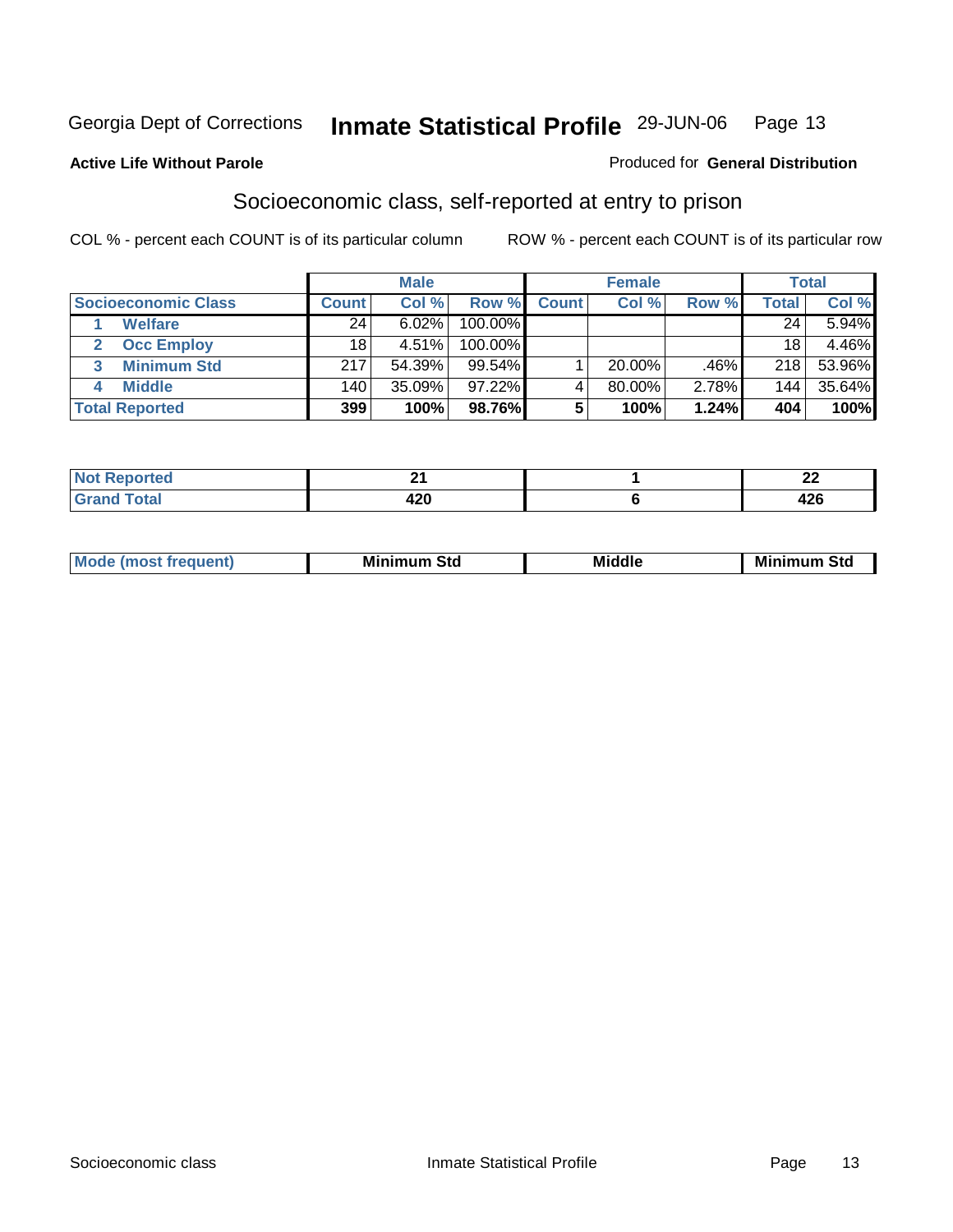Georgia Dept of Corrections **Inmate Statistical Profile** 29-JUN-06

**Active Life Without Parole** Produced for **General Distribution**

## Socioeconomic class, self-reported at entry to prison

COL % - percent each COUNT is of its particular column ROW % - percent each COUNT is of its particular row

| | Male | | | Female | | | Total | |
|---|---|---|---|---|---|---|---|---|
| **Socioeconomic Class** | **Count** | **Col %** | **Row %** | **Count** | **Col %** | **Row %** | **Total** | **Col %** |
| 1 Welfare | 24 | 6.02% | 100.00% | | | | 24 | 5.94% |
| 2 Occ Employ | 18 | 4.51% | 100.00% | | | | 18 | 4.46% |
| 3 Minimum Std | 217 | 54.39% | 99.54% | 1 | 20.00% | .46% | 218 | 53.96% |
| 4 Middle | 140 | 35.09% | 97.22% | 4 | 80.00% | 2.78% | 144 | 35.64% |
| **Total Reported** | **399** | **100%** | **98.76%** | **5** | **100%** | **1.24%** | **404** | **100%** |

| | Male | Female | Total |
|---|---|---|---|
| **Not Reported** | **21** | **1** | **22** |
| **Grand Total** | **420** | **6** | **426** |

| | Male | Female | Total |
|---|---|---|---|
| **Mode (most frequent)** | **Minimum Std** | **Middle** | **Minimum Std** |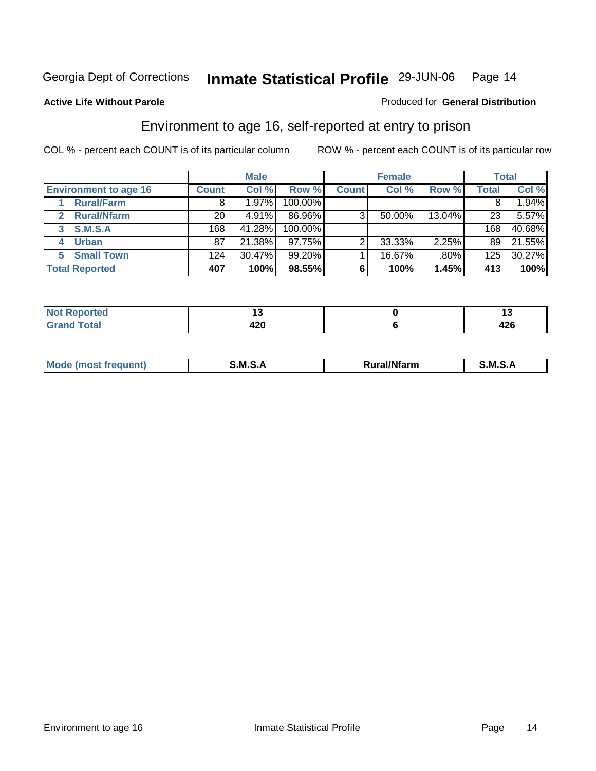Georgia Dept of Corrections **Inmate Statistical Profile** 29-JUN-06

**Active Life Without Parole**

Produced for **General Distribution**

## Environment to age 16, self-reported at entry to prison

COL % - percent each COUNT is of its particular column

ROW % - percent each COUNT is of its particular row

| | Male | | | Female | | | Total | |
|---|---|---|---|---|---|---|---|---|
| **Environment to age 16** | **Count** | **Col %** | **Row %** | **Count** | **Col %** | **Row %** | **Total** | **Col %** |
| 1 **Rural/Farm** | 8 | 1.97% | 100.00% | | | | 8 | 1.94% |
| 2 **Rural/Nfarm** | 20 | 4.91% | 86.96% | 3 | 50.00% | 13.04% | 23 | 5.57% |
| 3 **S.M.S.A** | 168 | 41.28% | 100.00% | | | | 168 | 40.68% |
| 4 **Urban** | 87 | 21.38% | 97.75% | 2 | 33.33% | 2.25% | 89 | 21.55% |
| 5 **Small Town** | 124 | 30.47% | 99.20% | 1 | 16.67% | .80% | 125 | 30.27% |
| **Total Reported** | **407** | **100%** | **98.55%** | **6** | **100%** | **1.45%** | **413** | **100%** |

| | Male | Female | Total |
|---|---|---|---|
| **Not Reported** | **13** | **0** | **13** |
| **Grand Total** | **420** | **6** | **426** |

| | Male | Female | Total |
|---|---|---|---|
| **Mode (most frequent)** | **S.M.S.A** | **Rural/Nfarm** | **S.M.S.A** |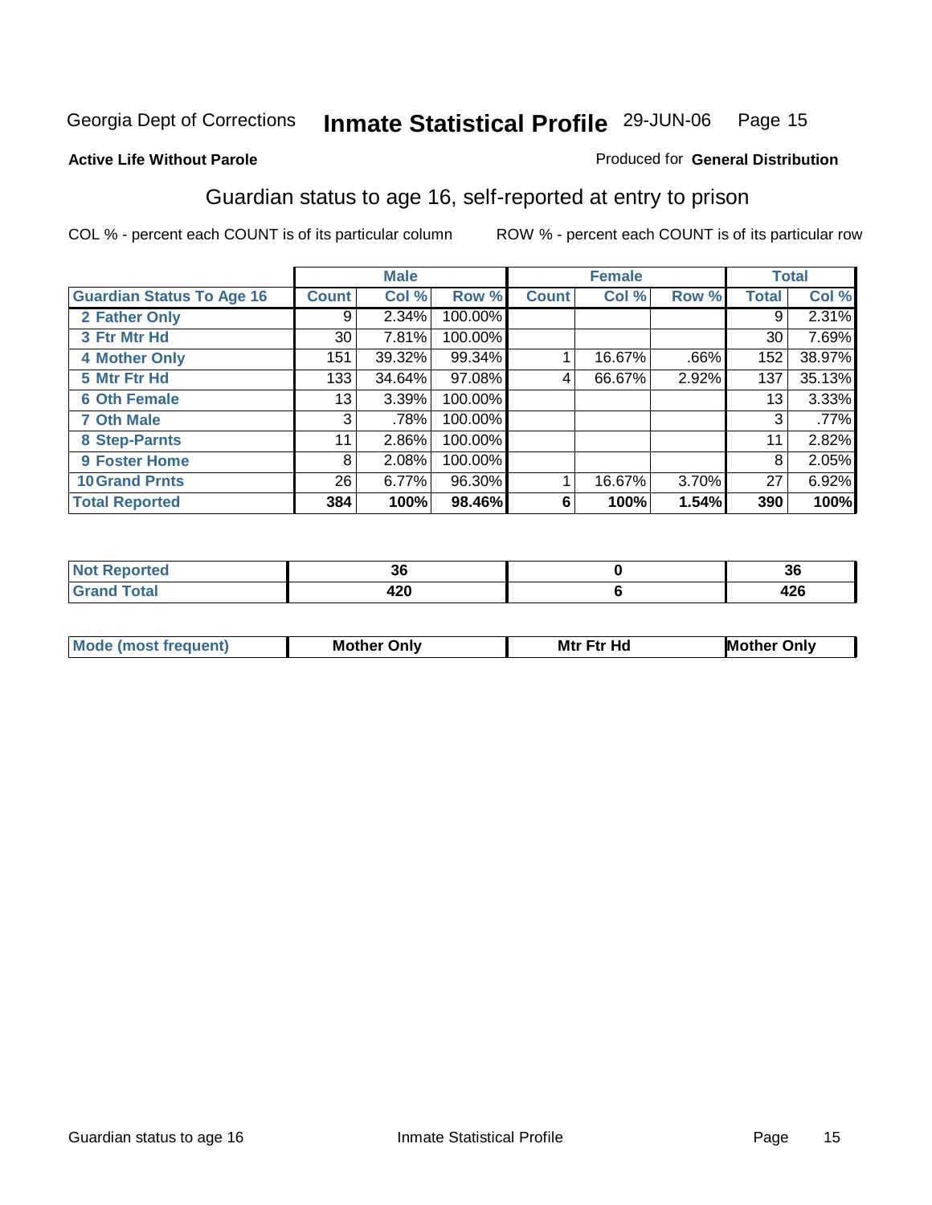Georgia Dept of Corrections **Inmate Statistical Profile** 29-JUN-06

**Active Life Without Parole**

Produced for **General Distribution**

## Guardian status to age 16, self-reported at entry to prison

COL % - percent each COUNT is of its particular column ROW % - percent each COUNT is of its particular row

| | Male | | | Female | | | Total | |
|---|---|---|---|---|---|---|---|---|
| **Guardian Status To Age 16** | **Count** | **Col %** | **Row %** | **Count** | **Col %** | **Row %** | **Total** | **Col %** |
| **2 Father Only** | 9 | 2.34% | 100.00% | | | | 9 | 2.31% |
| **3 Ftr Mtr Hd** | 30 | 7.81% | 100.00% | | | | 30 | 7.69% |
| **4 Mother Only** | 151 | 39.32% | 99.34% | 1 | 16.67% | .66% | 152 | 38.97% |
| **5 Mtr Ftr Hd** | 133 | 34.64% | 97.08% | 4 | 66.67% | 2.92% | 137 | 35.13% |
| **6 Oth Female** | 13 | 3.39% | 100.00% | | | | 13 | 3.33% |
| **7 Oth Male** | 3 | .78% | 100.00% | | | | 3 | .77% |
| **8 Step-Parnts** | 11 | 2.86% | 100.00% | | | | 11 | 2.82% |
| **9 Foster Home** | 8 | 2.08% | 100.00% | | | | 8 | 2.05% |
| **10 Grand Prnts** | 26 | 6.77% | 96.30% | 1 | 16.67% | 3.70% | 27 | 6.92% |
| **Total Reported** | **384** | **100%** | **98.46%** | **6** | **100%** | **1.54%** | **390** | **100%** |

| | Male | Female | Total |
|---|---|---|---|
| **Not Reported** | **36** | **0** | **36** |
| **Grand Total** | **420** | **6** | **426** |

| | Male | Female | Total |
|---|---|---|---|
| **Mode (most frequent)** | **Mother Only** | **Mtr Ftr Hd** | **Mother Only** |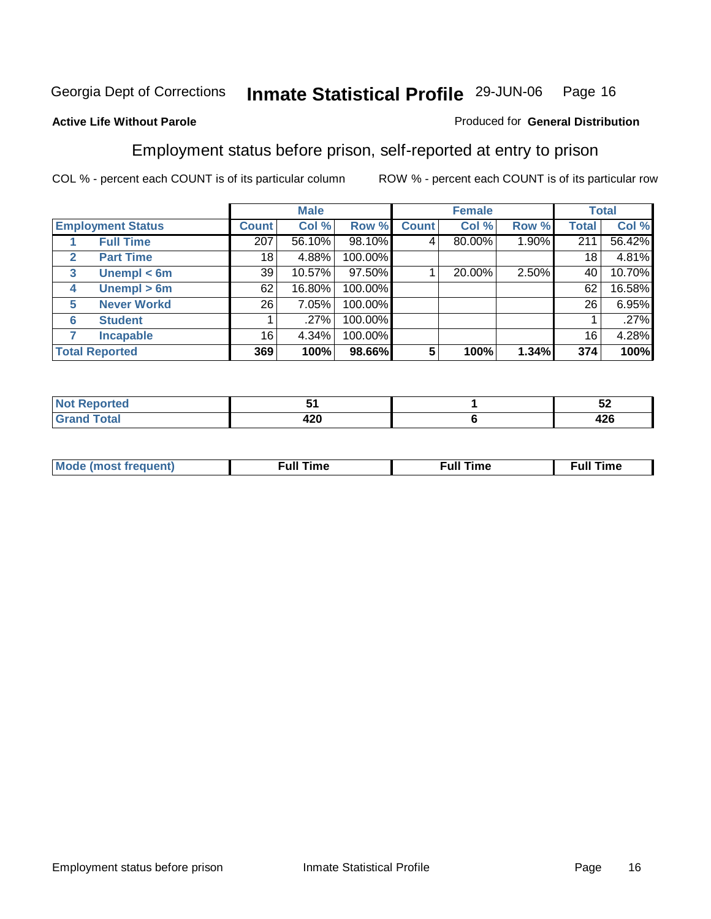Georgia Dept of Corrections **Inmate Statistical Profile** 29-JUN-06

**Active Life Without Parole**

Produced for **General Distribution**

## Employment status before prison, self-reported at entry to prison

COL % - percent each COUNT is of its particular column ROW % - percent each COUNT is of its particular row

| | | Male | | | Female | | | Total | |
|---|---|---|---|---|---|---|---|---|---|
| **Employment Status** | | **Count** | **Col %** | **Row %** | **Count** | **Col %** | **Row %** | **Total** | **Col %** |
| 1 | Full Time | 207 | 56.10% | 98.10% | 4 | 80.00% | 1.90% | 211 | 56.42% |
| 2 | Part Time | 18 | 4.88% | 100.00% | | | | 18 | 4.81% |
| 3 | Unempl < 6m | 39 | 10.57% | 97.50% | 1 | 20.00% | 2.50% | 40 | 10.70% |
| 4 | Unempl > 6m | 62 | 16.80% | 100.00% | | | | 62 | 16.58% |
| 5 | Never Workd | 26 | 7.05% | 100.00% | | | | 26 | 6.95% |
| 6 | Student | 1 | .27% | 100.00% | | | | 1 | .27% |
| 7 | Incapable | 16 | 4.34% | 100.00% | | | | 16 | 4.28% |
| **Total Reported** | | **369** | **100%** | **98.66%** | **5** | **100%** | **1.34%** | **374** | **100%** |

| | Male | Female | Total |
|---|---|---|---|
| **Not Reported** | **51** | **1** | **52** |
| **Grand Total** | **420** | **6** | **426** |

| | Male | Female | Total |
|---|---|---|---|
| **Mode (most frequent)** | **Full Time** | **Full Time** | **Full Time** |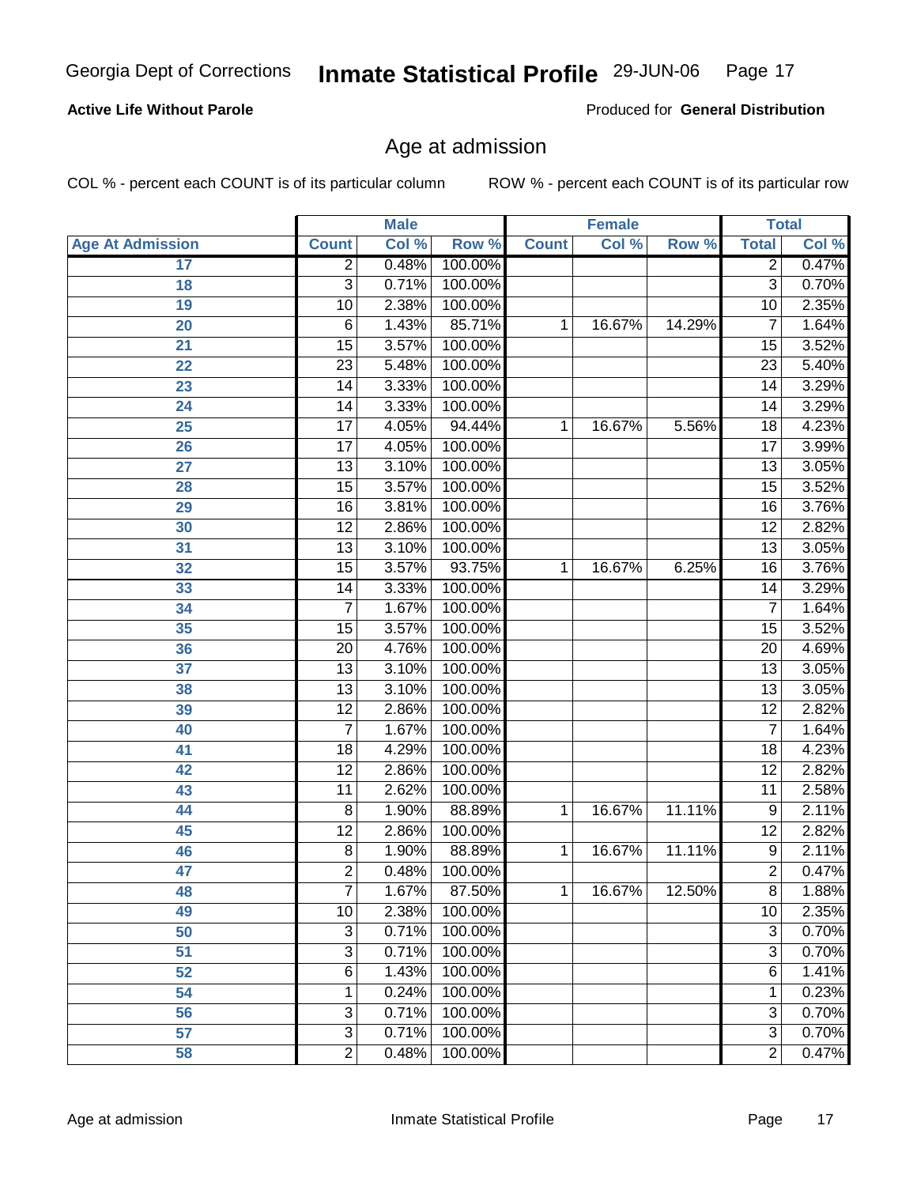Georgia Dept of Corrections **Inmate Statistical Profile** 29-JUN-06

**Active Life Without Parole**

Produced for **General Distribution**

## Age at admission

COL % - percent each COUNT is of its particular column    ROW % - percent each COUNT is of its particular row

| | Male | | | Female | | | Total | |
|---|---|---|---|---|---|---|---|---|
| **Age At Admission** | **Count** | **Col %** | **Row %** | **Count** | **Col %** | **Row %** | **Total** | **Col %** |
| 17 | 2 | 0.48% | 100.00% | | | | 2 | 0.47% |
| 18 | 3 | 0.71% | 100.00% | | | | 3 | 0.70% |
| 19 | 10 | 2.38% | 100.00% | | | | 10 | 2.35% |
| 20 | 6 | 1.43% | 85.71% | 1 | 16.67% | 14.29% | 7 | 1.64% |
| 21 | 15 | 3.57% | 100.00% | | | | 15 | 3.52% |
| 22 | 23 | 5.48% | 100.00% | | | | 23 | 5.40% |
| 23 | 14 | 3.33% | 100.00% | | | | 14 | 3.29% |
| 24 | 14 | 3.33% | 100.00% | | | | 14 | 3.29% |
| 25 | 17 | 4.05% | 94.44% | 1 | 16.67% | 5.56% | 18 | 4.23% |
| 26 | 17 | 4.05% | 100.00% | | | | 17 | 3.99% |
| 27 | 13 | 3.10% | 100.00% | | | | 13 | 3.05% |
| 28 | 15 | 3.57% | 100.00% | | | | 15 | 3.52% |
| 29 | 16 | 3.81% | 100.00% | | | | 16 | 3.76% |
| 30 | 12 | 2.86% | 100.00% | | | | 12 | 2.82% |
| 31 | 13 | 3.10% | 100.00% | | | | 13 | 3.05% |
| 32 | 15 | 3.57% | 93.75% | 1 | 16.67% | 6.25% | 16 | 3.76% |
| 33 | 14 | 3.33% | 100.00% | | | | 14 | 3.29% |
| 34 | 7 | 1.67% | 100.00% | | | | 7 | 1.64% |
| 35 | 15 | 3.57% | 100.00% | | | | 15 | 3.52% |
| 36 | 20 | 4.76% | 100.00% | | | | 20 | 4.69% |
| 37 | 13 | 3.10% | 100.00% | | | | 13 | 3.05% |
| 38 | 13 | 3.10% | 100.00% | | | | 13 | 3.05% |
| 39 | 12 | 2.86% | 100.00% | | | | 12 | 2.82% |
| 40 | 7 | 1.67% | 100.00% | | | | 7 | 1.64% |
| 41 | 18 | 4.29% | 100.00% | | | | 18 | 4.23% |
| 42 | 12 | 2.86% | 100.00% | | | | 12 | 2.82% |
| 43 | 11 | 2.62% | 100.00% | | | | 11 | 2.58% |
| 44 | 8 | 1.90% | 88.89% | 1 | 16.67% | 11.11% | 9 | 2.11% |
| 45 | 12 | 2.86% | 100.00% | | | | 12 | 2.82% |
| 46 | 8 | 1.90% | 88.89% | 1 | 16.67% | 11.11% | 9 | 2.11% |
| 47 | 2 | 0.48% | 100.00% | | | | 2 | 0.47% |
| 48 | 7 | 1.67% | 87.50% | 1 | 16.67% | 12.50% | 8 | 1.88% |
| 49 | 10 | 2.38% | 100.00% | | | | 10 | 2.35% |
| 50 | 3 | 0.71% | 100.00% | | | | 3 | 0.70% |
| 51 | 3 | 0.71% | 100.00% | | | | 3 | 0.70% |
| 52 | 6 | 1.43% | 100.00% | | | | 6 | 1.41% |
| 54 | 1 | 0.24% | 100.00% | | | | 1 | 0.23% |
| 56 | 3 | 0.71% | 100.00% | | | | 3 | 0.70% |
| 57 | 3 | 0.71% | 100.00% | | | | 3 | 0.70% |
| 58 | 2 | 0.48% | 100.00% | | | | 2 | 0.47% |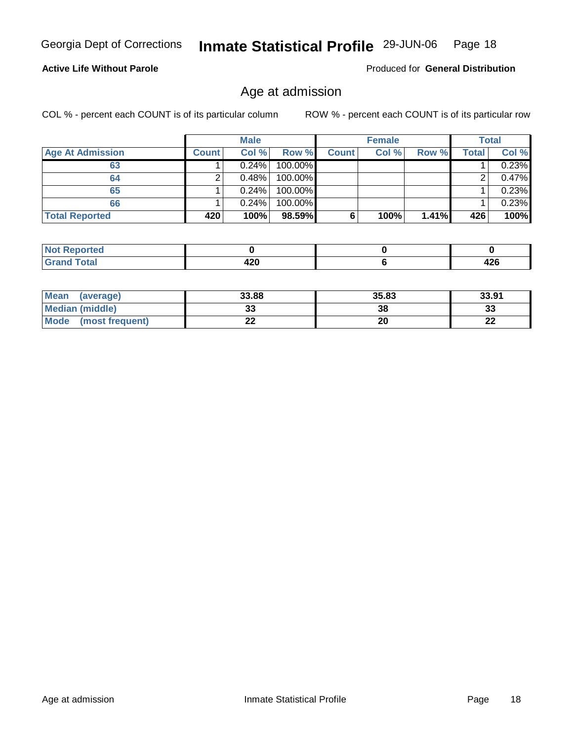**Active Life Without Parole**

Produced for **General Distribution**

## Age at admission

COL % - percent each COUNT is of its particular column

ROW % - percent each COUNT is of its particular row

| | Male | | | Female | | | Total | |
|---|---|---|---|---|---|---|---|---|
| **Age At Admission** | **Count** | **Col %** | **Row %** | **Count** | **Col %** | **Row %** | **Total** | **Col %** |
| 63 | 1 | 0.24% | 100.00% | | | | 1 | 0.23% |
| 64 | 2 | 0.48% | 100.00% | | | | 2 | 0.47% |
| 65 | 1 | 0.24% | 100.00% | | | | 1 | 0.23% |
| 66 | 1 | 0.24% | 100.00% | | | | 1 | 0.23% |
| **Total Reported** | **420** | **100%** | **98.59%** | **6** | **100%** | **1.41%** | **426** | **100%** |

| | Male | Female | Total |
|---|---|---|---|
| **Not Reported** | **0** | **0** | **0** |
| **Grand Total** | **420** | **6** | **426** |

| | Male | Female | Total |
|---|---|---|---|
| **Mean (average)** | **33.88** | **35.83** | **33.91** |
| **Median (middle)** | **33** | **38** | **33** |
| **Mode (most frequent)** | **22** | **20** | **22** |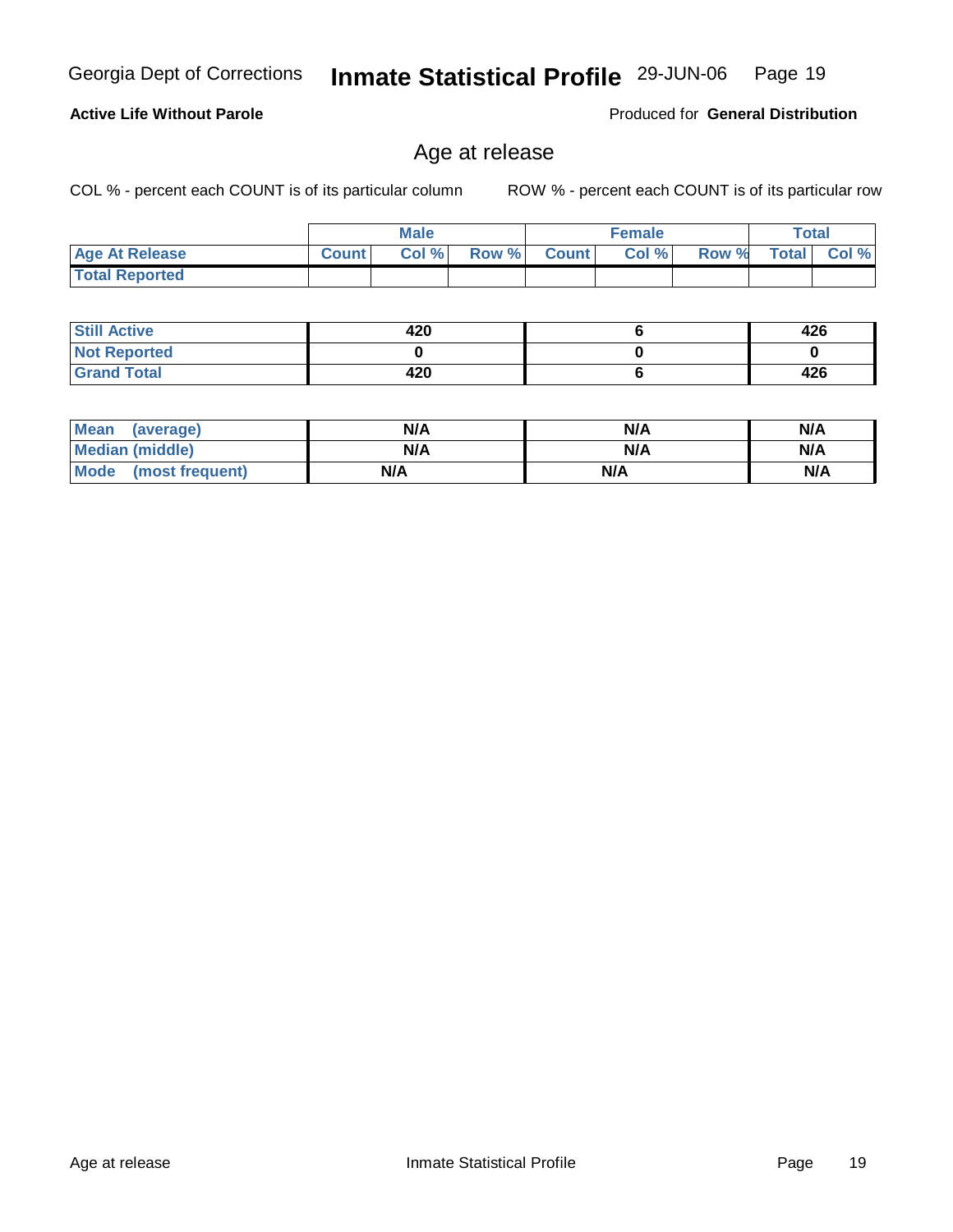**Active Life Without Parole** — Produced for **General Distribution**

## Age at release

COL % - percent each COUNT is of its particular column

ROW % - percent each COUNT is of its particular row

| | Male | | | Female | | | Total | |
|---|---|---|---|---|---|---|---|---|
| **Age At Release** | Count | Col % | Row % | Count | Col % | Row % | Total | Col % |
| **Total Reported** | | | | | | | | |

| | Male | Female | Total |
|---|---|---|---|
| **Still Active** | 420 | 6 | 426 |
| **Not Reported** | 0 | 0 | 0 |
| **Grand Total** | 420 | 6 | 426 |

| | Male | Female | Total |
|---|---|---|---|
| **Mean (average)** | N/A | N/A | N/A |
| **Median (middle)** | N/A | N/A | N/A |
| **Mode (most frequent)** | N/A | N/A | N/A |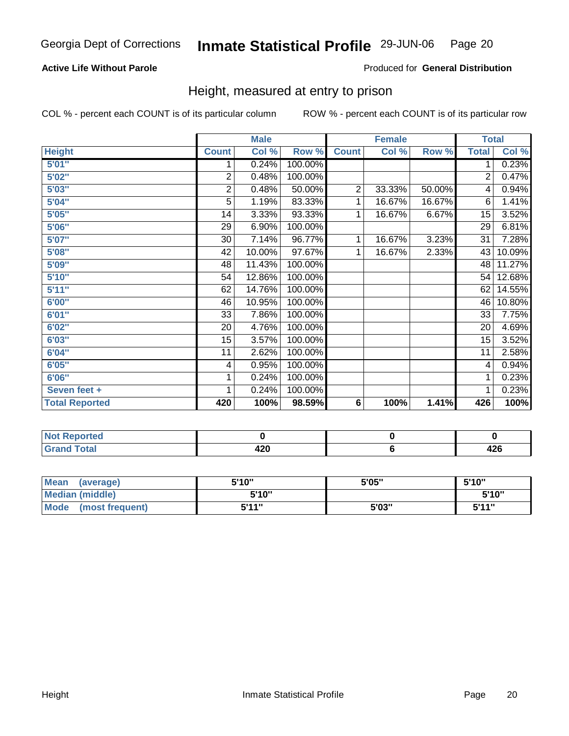Georgia Dept of Corrections **Inmate Statistical Profile** 29-JUN-06

**Active Life Without Parole**

Produced for **General Distribution**

## Height, measured at entry to prison

COL % - percent each COUNT is of its particular column

ROW % - percent each COUNT is of its particular row

| | Male | | | Female | | | Total | |
|---|---|---|---|---|---|---|---|---|
| **Height** | **Count** | **Col %** | **Row %** | **Count** | **Col %** | **Row %** | **Total** | **Col %** |
| **5'01"** | 1 | 0.24% | 100.00% | | | | 1 | 0.23% |
| **5'02"** | 2 | 0.48% | 100.00% | | | | 2 | 0.47% |
| **5'03"** | 2 | 0.48% | 50.00% | 2 | 33.33% | 50.00% | 4 | 0.94% |
| **5'04"** | 5 | 1.19% | 83.33% | 1 | 16.67% | 16.67% | 6 | 1.41% |
| **5'05"** | 14 | 3.33% | 93.33% | 1 | 16.67% | 6.67% | 15 | 3.52% |
| **5'06"** | 29 | 6.90% | 100.00% | | | | 29 | 6.81% |
| **5'07"** | 30 | 7.14% | 96.77% | 1 | 16.67% | 3.23% | 31 | 7.28% |
| **5'08"** | 42 | 10.00% | 97.67% | 1 | 16.67% | 2.33% | 43 | 10.09% |
| **5'09"** | 48 | 11.43% | 100.00% | | | | 48 | 11.27% |
| **5'10"** | 54 | 12.86% | 100.00% | | | | 54 | 12.68% |
| **5'11"** | 62 | 14.76% | 100.00% | | | | 62 | 14.55% |
| **6'00"** | 46 | 10.95% | 100.00% | | | | 46 | 10.80% |
| **6'01"** | 33 | 7.86% | 100.00% | | | | 33 | 7.75% |
| **6'02"** | 20 | 4.76% | 100.00% | | | | 20 | 4.69% |
| **6'03"** | 15 | 3.57% | 100.00% | | | | 15 | 3.52% |
| **6'04"** | 11 | 2.62% | 100.00% | | | | 11 | 2.58% |
| **6'05"** | 4 | 0.95% | 100.00% | | | | 4 | 0.94% |
| **6'06"** | 1 | 0.24% | 100.00% | | | | 1 | 0.23% |
| **Seven feet +** | 1 | 0.24% | 100.00% | | | | 1 | 0.23% |
| **Total Reported** | **420** | **100%** | **98.59%** | **6** | **100%** | **1.41%** | **426** | **100%** |

| | Male | Female | Total |
|---|---|---|---|
| **Not Reported** | **0** | **0** | **0** |
| **Grand Total** | **420** | **6** | **426** |

| | Male | Female | Total |
|---|---|---|---|
| **Mean (average)** | **5'10"** | **5'05"** | **5'10"** |
| **Median (middle)** | **5'10"** | | **5'10"** |
| **Mode (most frequent)** | **5'11"** | **5'03"** | **5'11"** |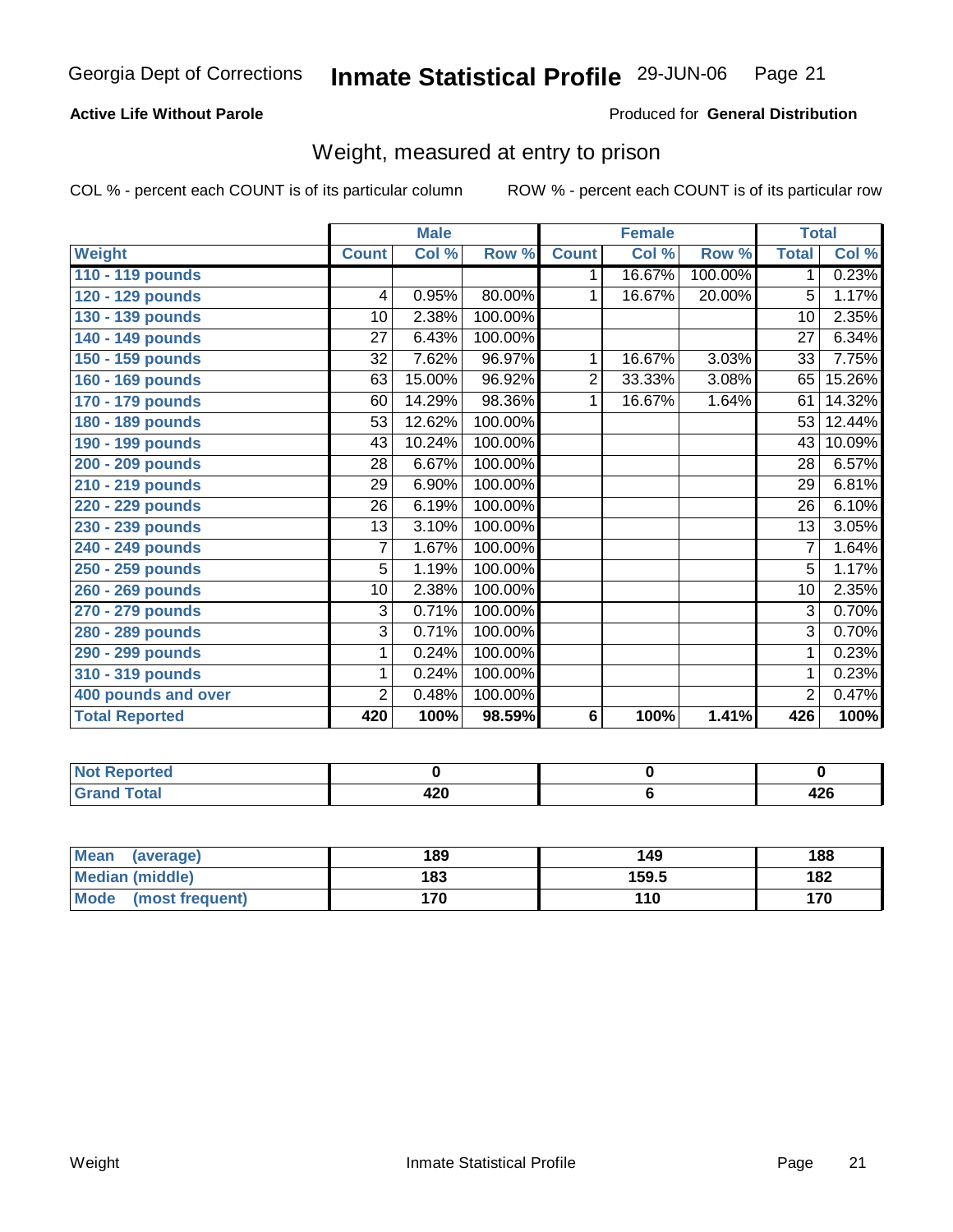Georgia Dept of Corrections **Inmate Statistical Profile** 29-JUN-06 Page 21

**Active Life Without Parole**

Produced for **General Distribution**

## Weight, measured at entry to prison

COL % - percent each COUNT is of its particular column

ROW % - percent each COUNT is of its particular row

| | Male | | | Female | | | Total | |
|---|---|---|---|---|---|---|---|---|
| **Weight** | **Count** | **Col %** | **Row %** | **Count** | **Col %** | **Row %** | **Total** | **Col %** |
| **110 - 119 pounds** | | | | 1 | 16.67% | 100.00% | 1 | 0.23% |
| **120 - 129 pounds** | 4 | 0.95% | 80.00% | 1 | 16.67% | 20.00% | 5 | 1.17% |
| **130 - 139 pounds** | 10 | 2.38% | 100.00% | | | | 10 | 2.35% |
| **140 - 149 pounds** | 27 | 6.43% | 100.00% | | | | 27 | 6.34% |
| **150 - 159 pounds** | 32 | 7.62% | 96.97% | 1 | 16.67% | 3.03% | 33 | 7.75% |
| **160 - 169 pounds** | 63 | 15.00% | 96.92% | 2 | 33.33% | 3.08% | 65 | 15.26% |
| **170 - 179 pounds** | 60 | 14.29% | 98.36% | 1 | 16.67% | 1.64% | 61 | 14.32% |
| **180 - 189 pounds** | 53 | 12.62% | 100.00% | | | | 53 | 12.44% |
| **190 - 199 pounds** | 43 | 10.24% | 100.00% | | | | 43 | 10.09% |
| **200 - 209 pounds** | 28 | 6.67% | 100.00% | | | | 28 | 6.57% |
| **210 - 219 pounds** | 29 | 6.90% | 100.00% | | | | 29 | 6.81% |
| **220 - 229 pounds** | 26 | 6.19% | 100.00% | | | | 26 | 6.10% |
| **230 - 239 pounds** | 13 | 3.10% | 100.00% | | | | 13 | 3.05% |
| **240 - 249 pounds** | 7 | 1.67% | 100.00% | | | | 7 | 1.64% |
| **250 - 259 pounds** | 5 | 1.19% | 100.00% | | | | 5 | 1.17% |
| **260 - 269 pounds** | 10 | 2.38% | 100.00% | | | | 10 | 2.35% |
| **270 - 279 pounds** | 3 | 0.71% | 100.00% | | | | 3 | 0.70% |
| **280 - 289 pounds** | 3 | 0.71% | 100.00% | | | | 3 | 0.70% |
| **290 - 299 pounds** | 1 | 0.24% | 100.00% | | | | 1 | 0.23% |
| **310 - 319 pounds** | 1 | 0.24% | 100.00% | | | | 1 | 0.23% |
| **400 pounds and over** | 2 | 0.48% | 100.00% | | | | 2 | 0.47% |
| **Total Reported** | **420** | **100%** | **98.59%** | **6** | **100%** | **1.41%** | **426** | **100%** |

| | Male | Female | Total |
|---|---|---|---|
| **Not Reported** | **0** | **0** | **0** |
| **Grand Total** | **420** | **6** | **426** |

| | Male | Female | Total |
|---|---|---|---|
| **Mean (average)** | **189** | **149** | **188** |
| **Median (middle)** | **183** | **159.5** | **182** |
| **Mode (most frequent)** | **170** | **110** | **170** |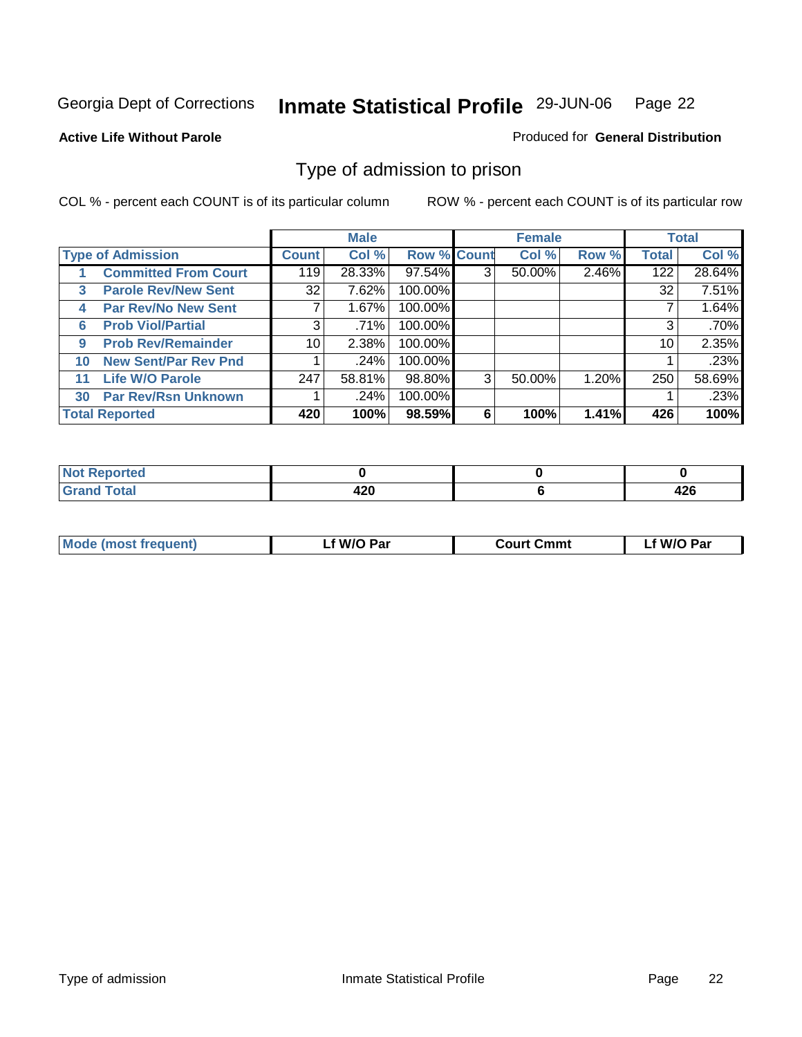Georgia Dept of Corrections **Inmate Statistical Profile** 29-JUN-06

**Active Life Without Parole**

Produced for **General Distribution**

## Type of admission to prison

COL % - percent each COUNT is of its particular column

ROW % - percent each COUNT is of its particular row

| | | Male | | | Female | | | Total | |
|---|---|---|---|---|---|---|---|---|---|
| **Type of Admission** | | **Count** | **Col %** | **Row %** | **Count** | **Col %** | **Row %** | **Total** | **Col %** |
| 1 | **Committed From Court** | 119 | 28.33% | 97.54% | 3 | 50.00% | 2.46% | 122 | 28.64% |
| 3 | **Parole Rev/New Sent** | 32 | 7.62% | 100.00% | | | | 32 | 7.51% |
| 4 | **Par Rev/No New Sent** | 7 | 1.67% | 100.00% | | | | 7 | 1.64% |
| 6 | **Prob Viol/Partial** | 3 | .71% | 100.00% | | | | 3 | .70% |
| 9 | **Prob Rev/Remainder** | 10 | 2.38% | 100.00% | | | | 10 | 2.35% |
| 10 | **New Sent/Par Rev Pnd** | 1 | .24% | 100.00% | | | | 1 | .23% |
| 11 | **Life W/O Parole** | 247 | 58.81% | 98.80% | 3 | 50.00% | 1.20% | 250 | 58.69% |
| 30 | **Par Rev/Rsn Unknown** | 1 | .24% | 100.00% | | | | 1 | .23% |
| **Total Reported** | | **420** | **100%** | **98.59%** | **6** | **100%** | **1.41%** | **426** | **100%** |

| | Male | Female | Total |
|---|---|---|---|
| **Not Reported** | **0** | **0** | **0** |
| **Grand Total** | **420** | **6** | **426** |

| | Male | Female | Total |
|---|---|---|---|
| **Mode (most frequent)** | **Lf W/O Par** | **Court Cmmt** | **Lf W/O Par** |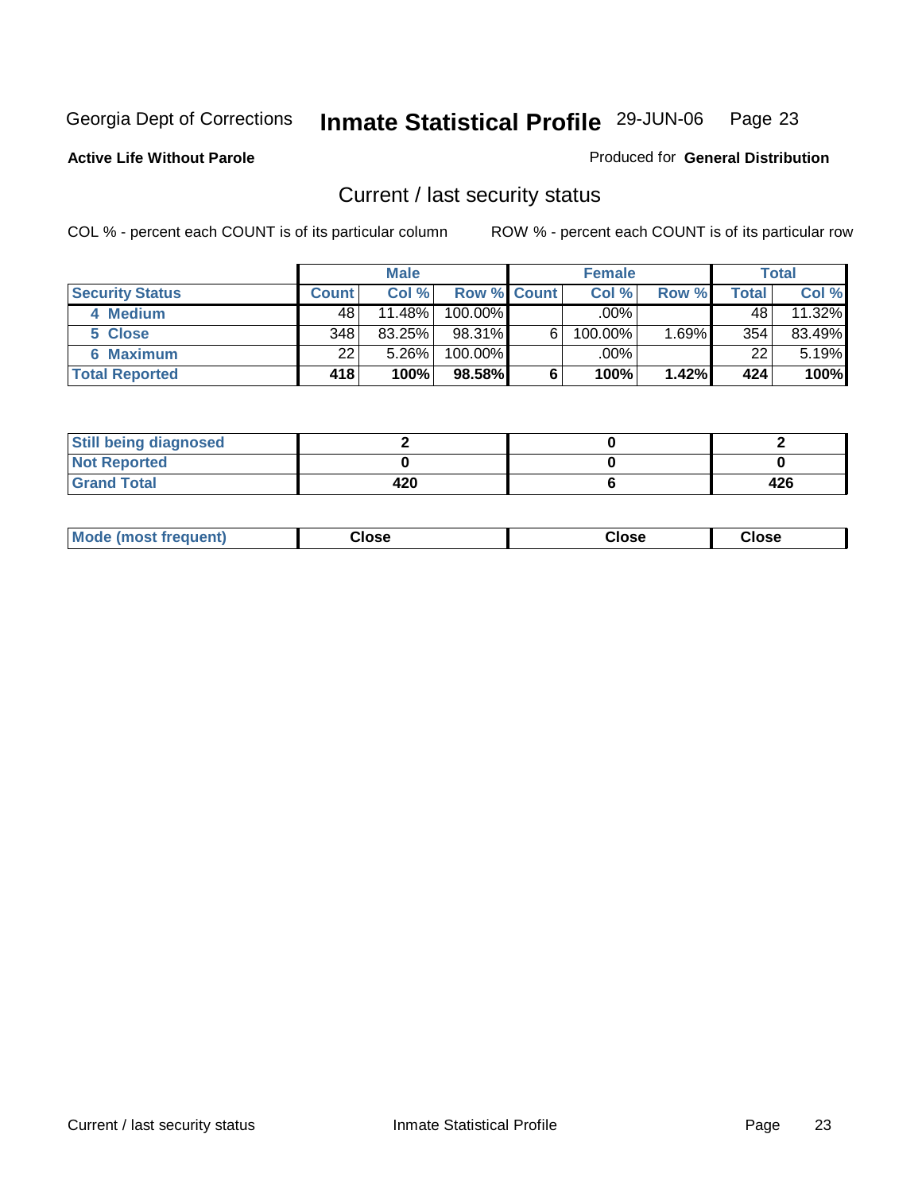Georgia Dept of Corrections **Inmate Statistical Profile** 29-JUN-06

**Active Life Without Parole**

Produced for **General Distribution**

## Current / last security status

COL % - percent each COUNT is of its particular column

ROW % - percent each COUNT is of its particular row

| | Male | | | Female | | | Total | |
|---|---|---|---|---|---|---|---|---|
| **Security Status** | **Count** | **Col %** | **Row %** | **Count** | **Col %** | **Row %** | **Total** | **Col %** |
| 4 Medium | 48 | 11.48% | 100.00% | | .00% | | 48 | 11.32% |
| 5 Close | 348 | 83.25% | 98.31% | 6 | 100.00% | 1.69% | 354 | 83.49% |
| 6 Maximum | 22 | 5.26% | 100.00% | | .00% | | 22 | 5.19% |
| **Total Reported** | **418** | **100%** | **98.58%** | **6** | **100%** | **1.42%** | **424** | **100%** |

| | Male | Female | Total |
|---|---|---|---|
| Still being diagnosed | 2 | 0 | 2 |
| Not Reported | 0 | 0 | 0 |
| Grand Total | 420 | 6 | 426 |

| | Male | Female | Total |
|---|---|---|---|
| Mode (most frequent) | Close | Close | Close |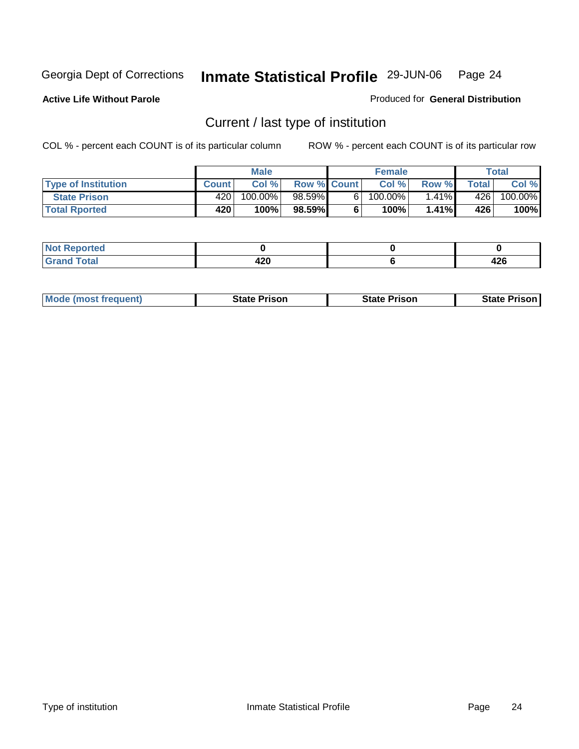Georgia Dept of Corrections **Inmate Statistical Profile** 29-JUN-06

**Active Life Without Parole**

Produced for **General Distribution**

## Current / last type of institution

COL % - percent each COUNT is of its particular column ROW % - percent each COUNT is of its particular row

| | Male | | | Female | | | Total | |
|---|---|---|---|---|---|---|---|---|
| **Type of Institution** | **Count** | **Col %** | **Row %** | **Count** | **Col %** | **Row %** | **Total** | **Col %** |
| **State Prison** | 420 | 100.00% | 98.59% | 6 | 100.00% | 1.41% | 426 | 100.00% |
| **Total Rported** | **420** | **100%** | **98.59%** | **6** | **100%** | **1.41%** | **426** | **100%** |

| | Male | Female | Total |
|---|---|---|---|
| **Not Reported** | **0** | **0** | **0** |
| **Grand Total** | **420** | **6** | **426** |

| | Male | Female | Total |
|---|---|---|---|
| **Mode (most frequent)** | **State Prison** | **State Prison** | **State Prison** |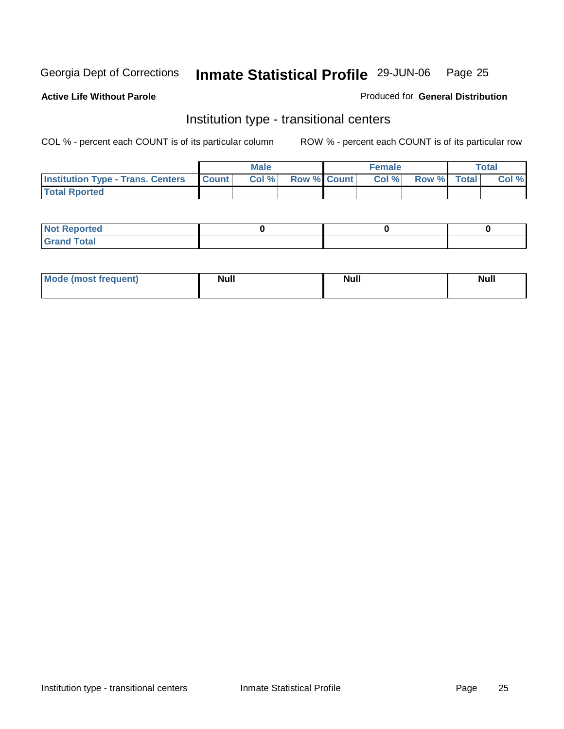Georgia Dept of Corrections **Inmate Statistical Profile** 29-JUN-06

**Active Life Without Parole**

Produced for **General Distribution**

## Institution type - transitional centers

COL % - percent each COUNT is of its particular column

ROW % - percent each COUNT is of its particular row

| | Male | | | Female | | | Total | |
|---|---|---|---|---|---|---|---|---|
| **Institution Type - Trans. Centers** | **Count** | **Col %** | **Row %** | **Count** | **Col %** | **Row %** | **Total** | **Col %** |
| **Total Rported** | | | | | | | | |

| | Male | Female | Total |
|---|---|---|---|
| **Not Reported** | 0 | 0 | 0 |
| **Grand Total** | | | |

| | Male | Female | Total |
|---|---|---|---|
| **Mode (most frequent)** | **Null** | **Null** | **Null** |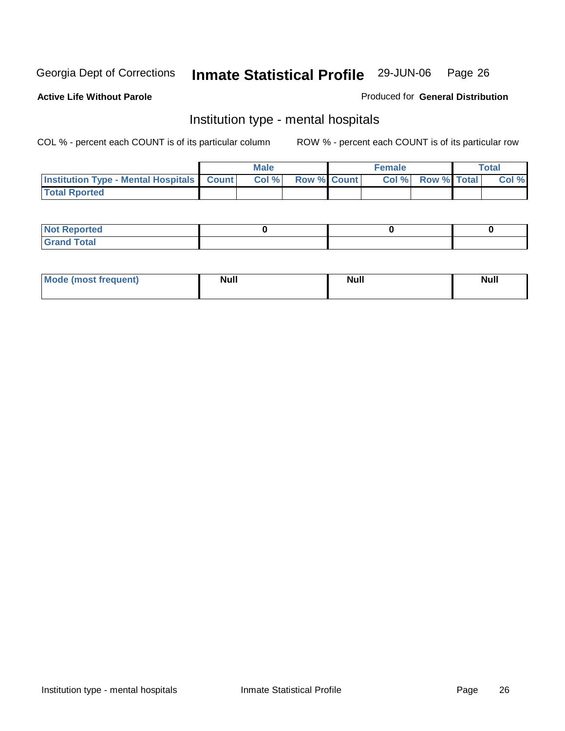Georgia Dept of Corrections **Inmate Statistical Profile** 29-JUN-06

**Active Life Without Parole**

Produced for **General Distribution**

## Institution type - mental hospitals

COL % - percent each COUNT is of its particular column

ROW % - percent each COUNT is of its particular row

| | Male | | | Female | | | Total | |
|---|---|---|---|---|---|---|---|---|
| **Institution Type - Mental Hospitals** | **Count** | **Col %** | **Row %** | **Count** | **Col %** | **Row %** | **Total** | **Col %** |
| **Total Rported** | | | | | | | | |

| | Male | Female | Total |
|---|---|---|---|
| **Not Reported** | 0 | 0 | 0 |
| **Grand Total** | | | |

| | Male | Female | Total |
|---|---|---|---|
| **Mode (most frequent)** | Null | Null | Null |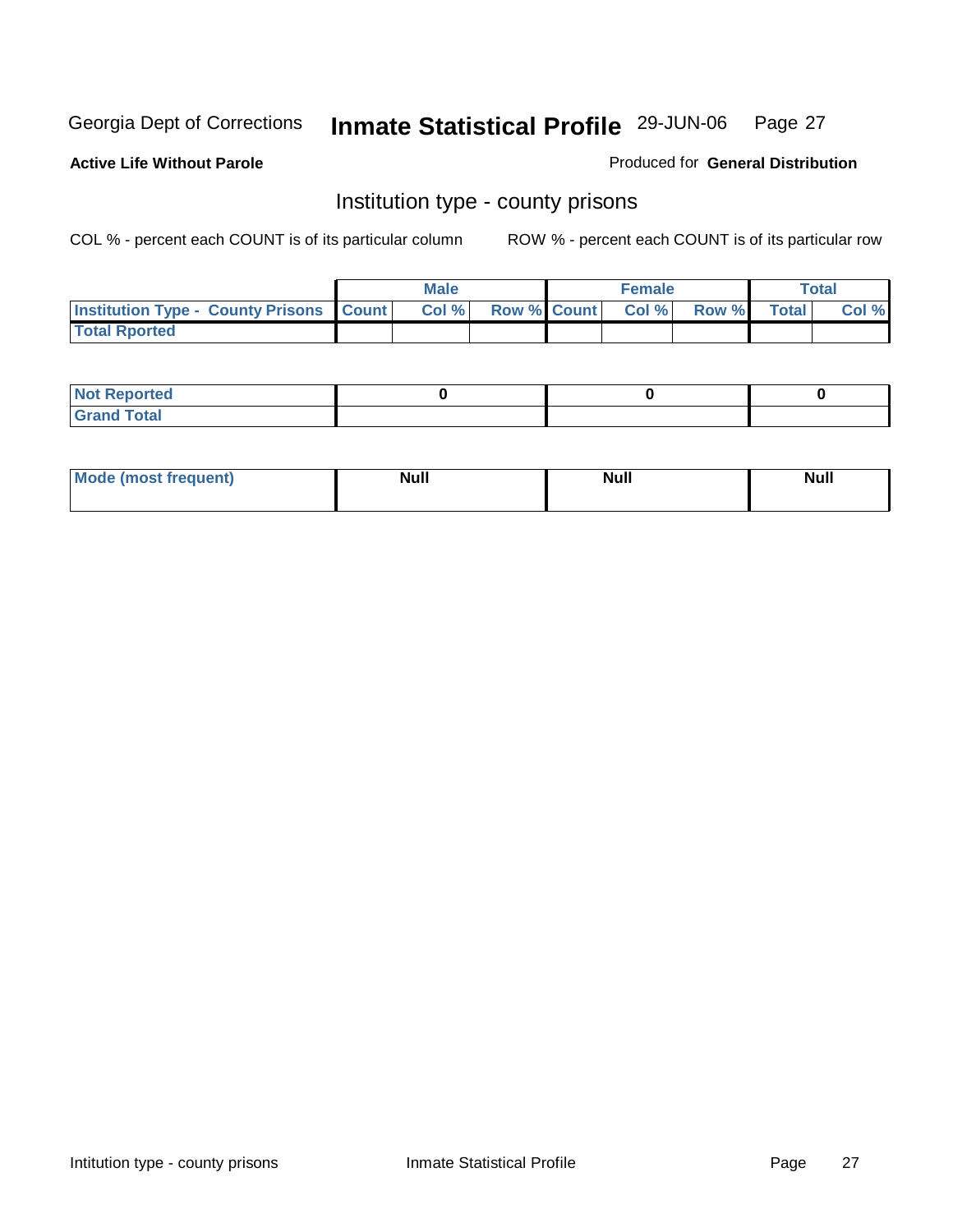Georgia Dept of Corrections **Inmate Statistical Profile** 29-JUN-06

**Active Life Without Parole**

Produced for **General Distribution**

## Institution type - county prisons

COL % - percent each COUNT is of its particular column

ROW % - percent each COUNT is of its particular row

| | Male | | | Female | | | Total | |
|---|---|---|---|---|---|---|---|---|
| **Institution Type - County Prisons** | **Count** | **Col %** | **Row %** | **Count** | **Col %** | **Row %** | **Total** | **Col %** |
| **Total Rported** | | | | | | | | |

| | Male | Female | Total |
|---|---|---|---|
| **Not Reported** | **0** | **0** | **0** |
| **Grand Total** | | | |

| | Male | Female | Total |
|---|---|---|---|
| **Mode (most frequent)** | **Null** | **Null** | **Null** |

Intitution type - county prisons

Inmate Statistical Profile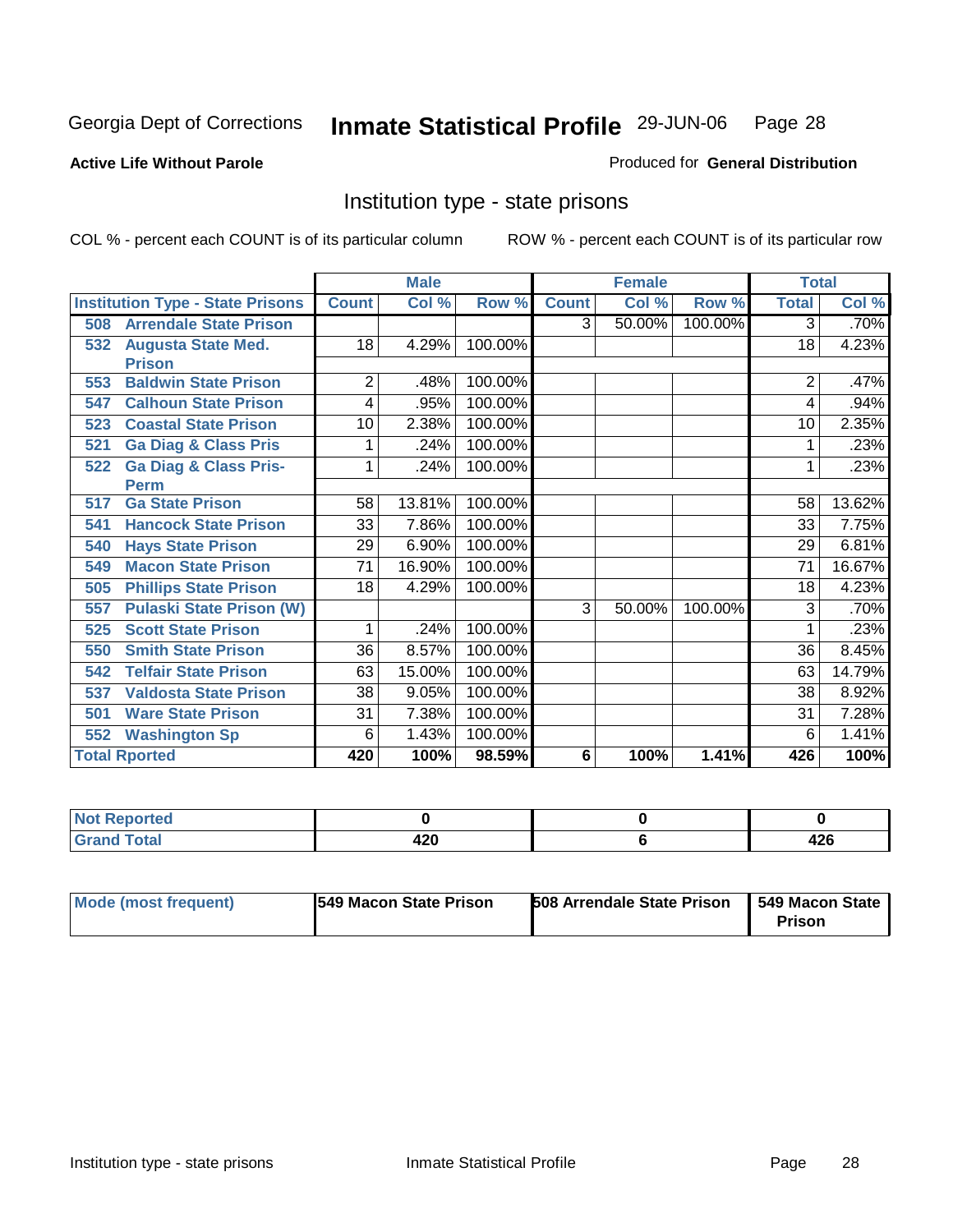Georgia Dept of Corrections **Inmate Statistical Profile** 29-JUN-06

**Active Life Without Parole**

Produced for **General Distribution**

## Institution type - state prisons

COL % - percent each COUNT is of its particular column ROW % - percent each COUNT is of its particular row

| | Male | | | Female | | | Total | |
|---|---|---|---|---|---|---|---|---|
| **Institution Type - State Prisons** | **Count** | **Col %** | **Row %** | **Count** | **Col %** | **Row %** | **Total** | **Col %** |
| **508 Arrendale State Prison** | | | | 3 | 50.00% | 100.00% | 3 | .70% |
| **532 Augusta State Med. Prison** | 18 | 4.29% | 100.00% | | | | 18 | 4.23% |
| **553 Baldwin State Prison** | 2 | .48% | 100.00% | | | | 2 | .47% |
| **547 Calhoun State Prison** | 4 | .95% | 100.00% | | | | 4 | .94% |
| **523 Coastal State Prison** | 10 | 2.38% | 100.00% | | | | 10 | 2.35% |
| **521 Ga Diag & Class Pris** | 1 | .24% | 100.00% | | | | 1 | .23% |
| **522 Ga Diag & Class Pris-Perm** | 1 | .24% | 100.00% | | | | 1 | .23% |
| **517 Ga State Prison** | 58 | 13.81% | 100.00% | | | | 58 | 13.62% |
| **541 Hancock State Prison** | 33 | 7.86% | 100.00% | | | | 33 | 7.75% |
| **540 Hays State Prison** | 29 | 6.90% | 100.00% | | | | 29 | 6.81% |
| **549 Macon State Prison** | 71 | 16.90% | 100.00% | | | | 71 | 16.67% |
| **505 Phillips State Prison** | 18 | 4.29% | 100.00% | | | | 18 | 4.23% |
| **557 Pulaski State Prison (W)** | | | | 3 | 50.00% | 100.00% | 3 | .70% |
| **525 Scott State Prison** | 1 | .24% | 100.00% | | | | 1 | .23% |
| **550 Smith State Prison** | 36 | 8.57% | 100.00% | | | | 36 | 8.45% |
| **542 Telfair State Prison** | 63 | 15.00% | 100.00% | | | | 63 | 14.79% |
| **537 Valdosta State Prison** | 38 | 9.05% | 100.00% | | | | 38 | 8.92% |
| **501 Ware State Prison** | 31 | 7.38% | 100.00% | | | | 31 | 7.28% |
| **552 Washington Sp** | 6 | 1.43% | 100.00% | | | | 6 | 1.41% |
| **Total Rported** | **420** | **100%** | **98.59%** | **6** | **100%** | **1.41%** | **426** | **100%** |

| | Male | Female | Total |
|---|---|---|---|
| **Not Reported** | **0** | **0** | **0** |
| **Grand Total** | **420** | **6** | **426** |

| | Male | Female | Total |
|---|---|---|---|
| **Mode (most frequent)** | **549 Macon State Prison** | **508 Arrendale State Prison** | **549 Macon State Prison** |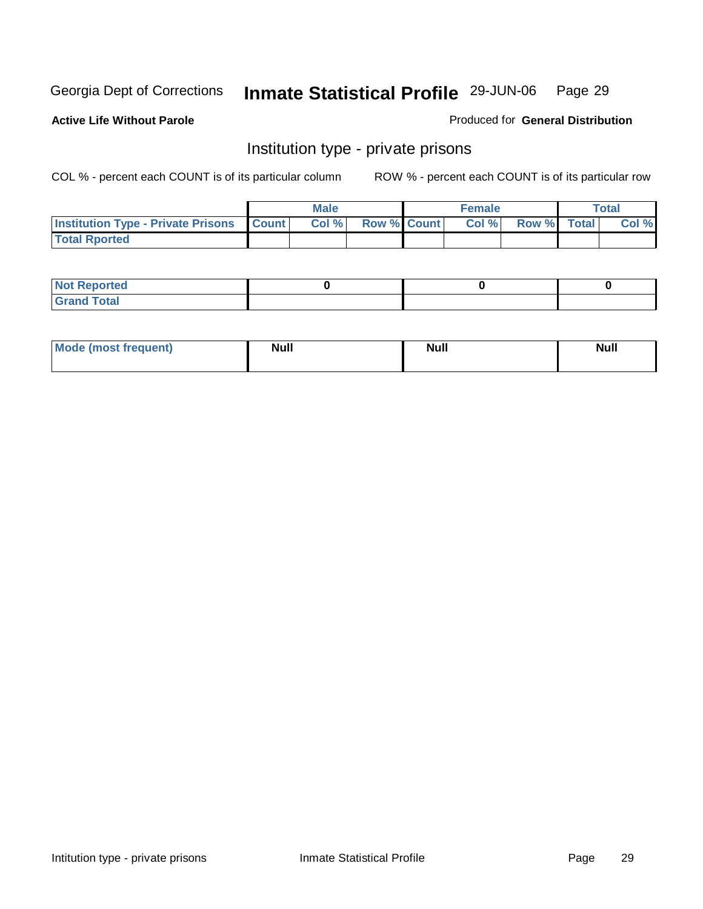Georgia Dept of Corrections **Inmate Statistical Profile** 29-JUN-06

**Active Life Without Parole**

Produced for **General Distribution**

## Institution type - private prisons

COL % - percent each COUNT is of its particular column

ROW % - percent each COUNT is of its particular row

| | Male | | | Female | | | Total | |
|---|---|---|---|---|---|---|---|---|
| **Institution Type - Private Prisons** | **Count** | **Col %** | **Row %** | **Count** | **Col %** | **Row %** | **Total** | **Col %** |
| **Total Rported** | | | | | | | | |

| | Male | Female | Total |
|---|---|---|---|
| **Not Reported** | 0 | 0 | 0 |
| **Grand Total** | | | |

| | Male | Female | Total |
|---|---|---|---|
| **Mode (most frequent)** | Null | Null | Null |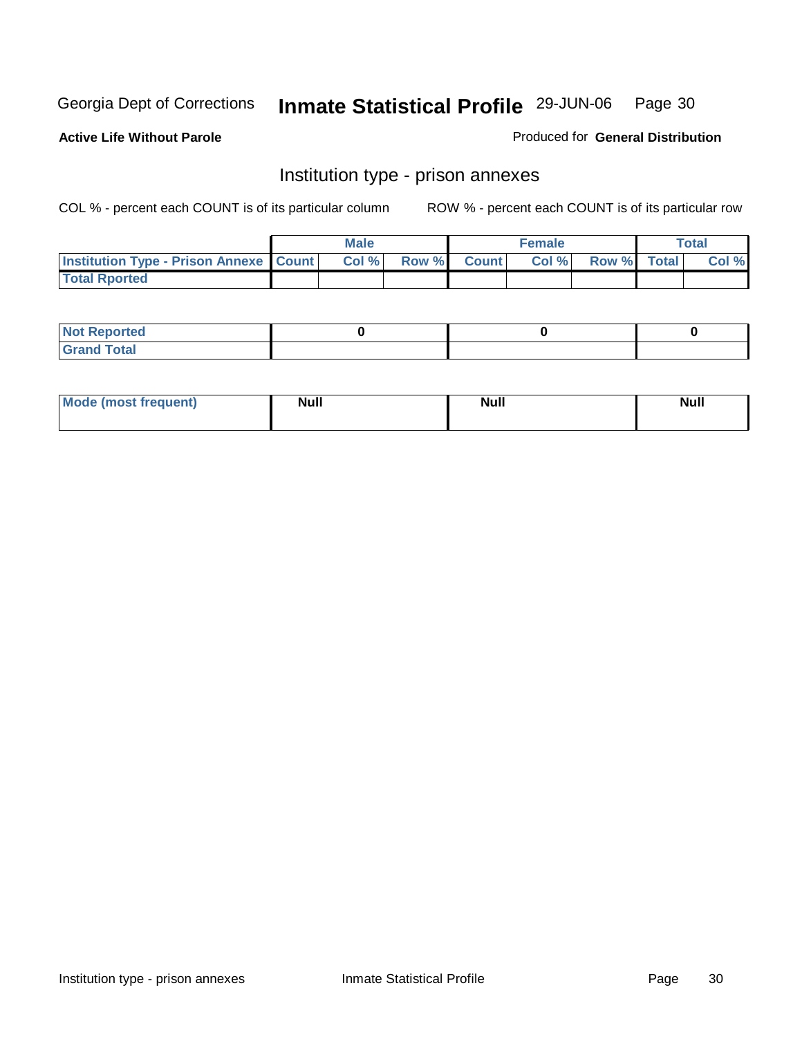**Active Life Without Parole**

Produced for **General Distribution**

## Institution type - prison annexes

COL % - percent each COUNT is of its particular column

ROW % - percent each COUNT is of its particular row

| | Male | | | Female | | | Total | |
|---|---|---|---|---|---|---|---|---|
| **Institution Type - Prison Annexe** | **Count** | **Col %** | **Row %** | **Count** | **Col %** | **Row %** | **Total** | **Col %** |
| **Total Rported** | | | | | | | | |

| | Male | Female | Total |
|---|---|---|---|
| **Not Reported** | **0** | **0** | **0** |
| **Grand Total** | | | |

| | Male | Female | Total |
|---|---|---|---|
| **Mode (most frequent)** | **Null** | **Null** | **Null** |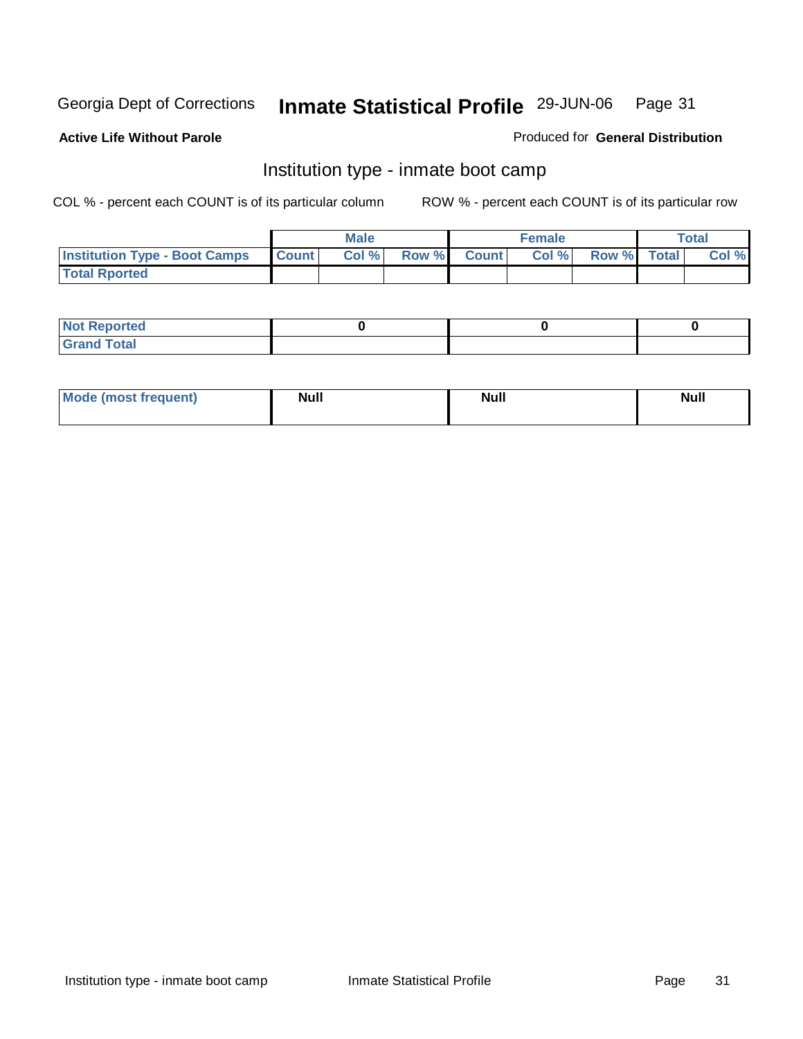Georgia Dept of Corrections **Inmate Statistical Profile** 29-JUN-06

**Active Life Without Parole**

Produced for **General Distribution**

## Institution type - inmate boot camp

COL % - percent each COUNT is of its particular column

ROW % - percent each COUNT is of its particular row

| | Male | | | Female | | | Total | |
|---|---|---|---|---|---|---|---|---|
| **Institution Type - Boot Camps** | **Count** | **Col %** | **Row %** | **Count** | **Col %** | **Row %** | **Total** | **Col %** |
| **Total Rported** | | | | | | | | |

| | Male | Female | Total |
|---|---|---|---|
| **Not Reported** | 0 | 0 | 0 |
| **Grand Total** | | | |

| | Male | Female | Total |
|---|---|---|---|
| **Mode (most frequent)** | Null | Null | Null |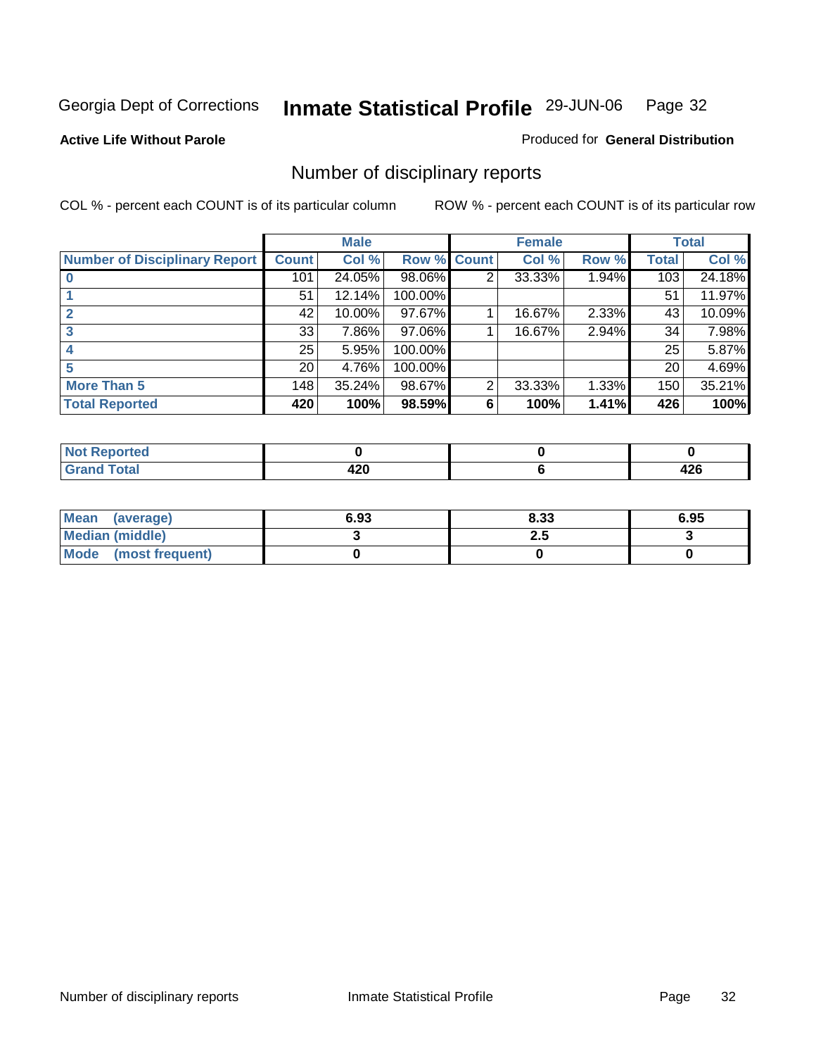Georgia Dept of Corrections **Inmate Statistical Profile** 29-JUN-06

**Active Life Without Parole**

Produced for **General Distribution**

## Number of disciplinary reports

COL % - percent each COUNT is of its particular column

ROW % - percent each COUNT is of its particular row

| | Male | | | Female | | | Total | |
|---|---|---|---|---|---|---|---|---|
| **Number of Disciplinary Report** | **Count** | **Col %** | **Row %** | **Count** | **Col %** | **Row %** | **Total** | **Col %** |
| **0** | 101 | 24.05% | 98.06% | 2 | 33.33% | 1.94% | 103 | 24.18% |
| **1** | 51 | 12.14% | 100.00% | | | | 51 | 11.97% |
| **2** | 42 | 10.00% | 97.67% | 1 | 16.67% | 2.33% | 43 | 10.09% |
| **3** | 33 | 7.86% | 97.06% | 1 | 16.67% | 2.94% | 34 | 7.98% |
| **4** | 25 | 5.95% | 100.00% | | | | 25 | 5.87% |
| **5** | 20 | 4.76% | 100.00% | | | | 20 | 4.69% |
| **More Than 5** | 148 | 35.24% | 98.67% | 2 | 33.33% | 1.33% | 150 | 35.21% |
| **Total Reported** | **420** | **100%** | **98.59%** | **6** | **100%** | **1.41%** | **426** | **100%** |

| | Male | Female | Total |
|---|---|---|---|
| **Not Reported** | **0** | **0** | **0** |
| **Grand Total** | **420** | **6** | **426** |

| | Male | Female | Total |
|---|---|---|---|
| **Mean (average)** | **6.93** | **8.33** | **6.95** |
| **Median (middle)** | **3** | **2.5** | **3** |
| **Mode (most frequent)** | **0** | **0** | **0** |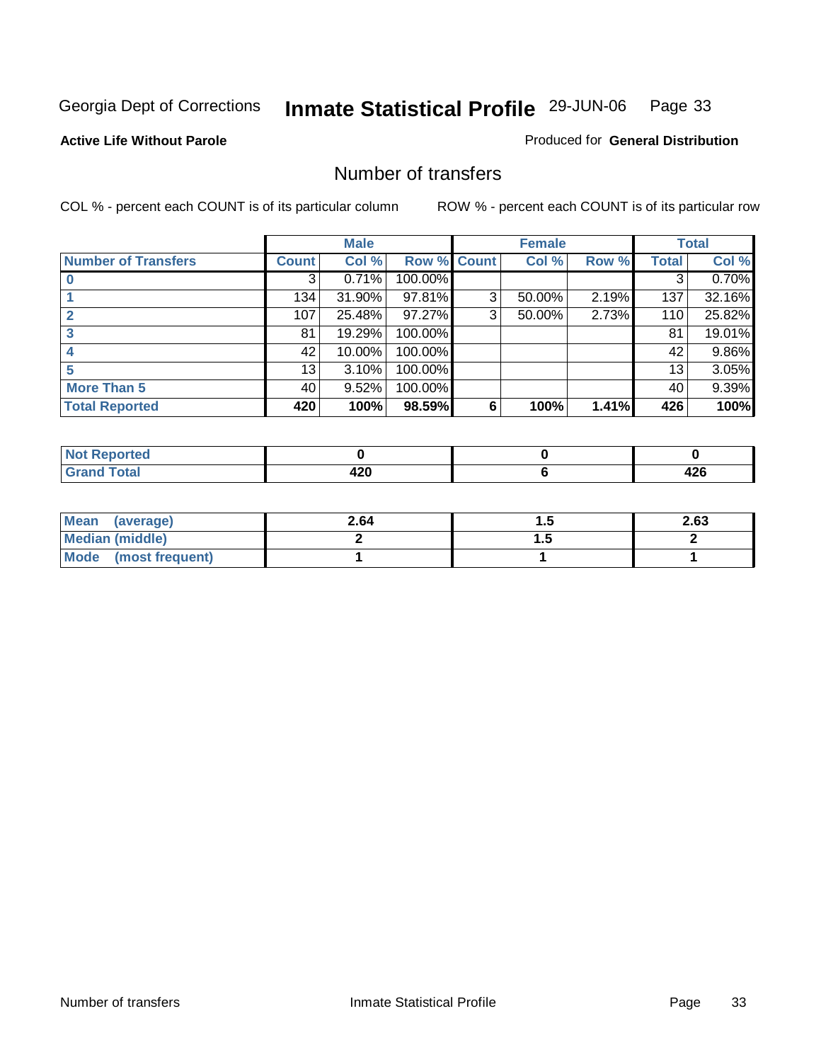Georgia Dept of Corrections **Inmate Statistical Profile** 29-JUN-06

**Active Life Without Parole**

Produced for **General Distribution**

## Number of transfers

COL % - percent each COUNT is of its particular column

ROW % - percent each COUNT is of its particular row

| | Male | | | Female | | | Total | |
|---|---|---|---|---|---|---|---|---|
| **Number of Transfers** | **Count** | **Col %** | **Row %** | **Count** | **Col %** | **Row %** | **Total** | **Col %** |
| **0** | 3 | 0.71% | 100.00% | | | | 3 | 0.70% |
| **1** | 134 | 31.90% | 97.81% | 3 | 50.00% | 2.19% | 137 | 32.16% |
| **2** | 107 | 25.48% | 97.27% | 3 | 50.00% | 2.73% | 110 | 25.82% |
| **3** | 81 | 19.29% | 100.00% | | | | 81 | 19.01% |
| **4** | 42 | 10.00% | 100.00% | | | | 42 | 9.86% |
| **5** | 13 | 3.10% | 100.00% | | | | 13 | 3.05% |
| **More Than 5** | 40 | 9.52% | 100.00% | | | | 40 | 9.39% |
| **Total Reported** | **420** | **100%** | **98.59%** | **6** | **100%** | **1.41%** | **426** | **100%** |

| | Male | Female | Total |
|---|---|---|---|
| **Not Reported** | **0** | **0** | **0** |
| **Grand Total** | **420** | **6** | **426** |

| | Male | Female | Total |
|---|---|---|---|
| **Mean (average)** | **2.64** | **1.5** | **2.63** |
| **Median (middle)** | **2** | **1.5** | **2** |
| **Mode (most frequent)** | **1** | **1** | **1** |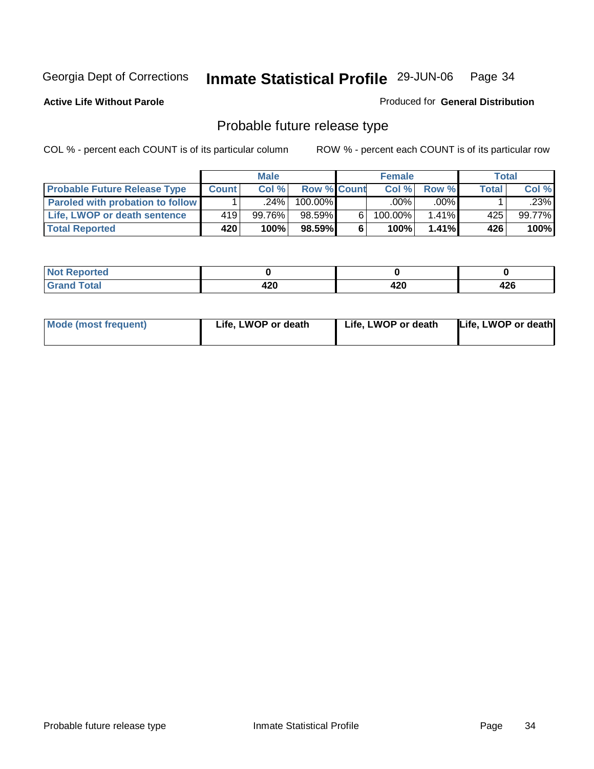Georgia Dept of Corrections

# Inmate Statistical Profile 29-JUN-06

**Active Life Without Parole**

Produced for **General Distribution**

## Probable future release type

COL % - percent each COUNT is of its particular column

ROW % - percent each COUNT is of its particular row

| | Male | | | Female | | | Total | |
|---|---|---|---|---|---|---|---|---|
| **Probable Future Release Type** | **Count** | **Col %** | **Row %** | **Count** | **Col %** | **Row %** | **Total** | **Col %** |
| **Paroled with probation to follow** | 1 | .24% | 100.00% | | .00% | .00% | 1 | .23% |
| **Life, LWOP or death sentence** | 419 | 99.76% | 98.59% | 6 | 100.00% | 1.41% | 425 | 99.77% |
| **Total Reported** | **420** | **100%** | **98.59%** | **6** | **100%** | **1.41%** | **426** | **100%** |

| | Male | Female | Total |
|---|---|---|---|
| **Not Reported** | **0** | **0** | **0** |
| **Grand Total** | **420** | **420** | **426** |

| | Male | Female | Total |
|---|---|---|---|
| **Mode (most frequent)** | **Life, LWOP or death** | **Life, LWOP or death** | **Life, LWOP or death** |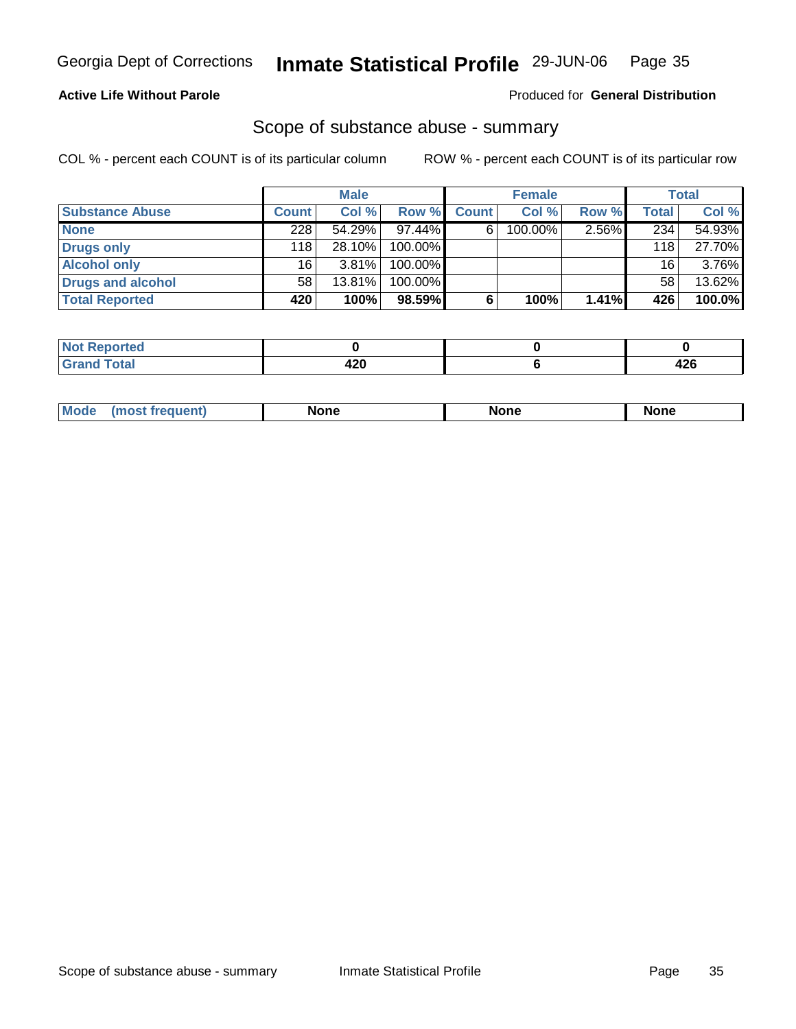Georgia Dept of Corrections **Inmate Statistical Profile** 29-JUN-06

**Active Life Without Parole**

Produced for **General Distribution**

## Scope of substance abuse - summary

COL % - percent each COUNT is of its particular column ROW % - percent each COUNT is of its particular row

| | Male | | | Female | | | Total | |
|---|---|---|---|---|---|---|---|---|
| **Substance Abuse** | **Count** | **Col %** | **Row %** | **Count** | **Col %** | **Row %** | **Total** | **Col %** |
| **None** | 228 | 54.29% | 97.44% | 6 | 100.00% | 2.56% | 234 | 54.93% |
| **Drugs only** | 118 | 28.10% | 100.00% | | | | 118 | 27.70% |
| **Alcohol only** | 16 | 3.81% | 100.00% | | | | 16 | 3.76% |
| **Drugs and alcohol** | 58 | 13.81% | 100.00% | | | | 58 | 13.62% |
| **Total Reported** | **420** | **100%** | **98.59%** | **6** | **100%** | **1.41%** | **426** | **100.0%** |

| | Male | Female | Total |
|---|---|---|---|
| **Not Reported** | **0** | **0** | **0** |
| **Grand Total** | **420** | **6** | **426** |

| | Male | Female | Total |
|---|---|---|---|
| **Mode (most frequent)** | **None** | **None** | **None** |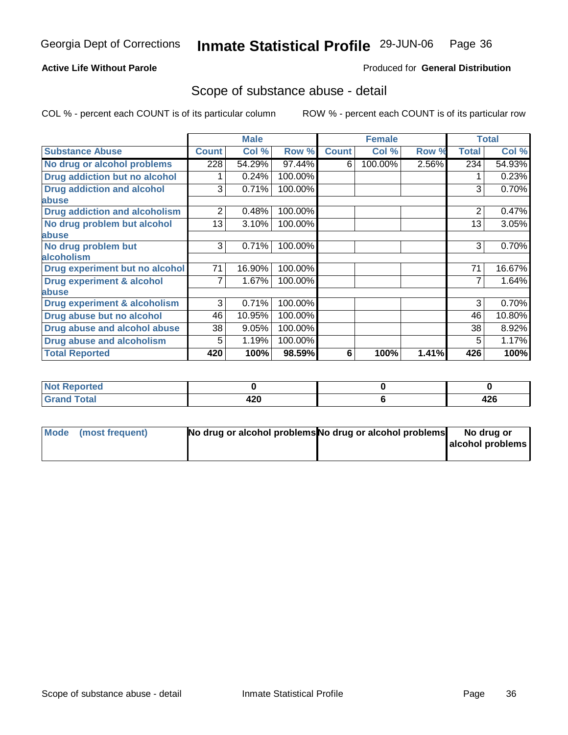Georgia Dept of Corrections **Inmate Statistical Profile** 29-JUN-06

**Active Life Without Parole**

Produced for **General Distribution**

## Scope of substance abuse - detail

COL % - percent each COUNT is of its particular column

ROW % - percent each COUNT is of its particular row

| | Male | | | Female | | | Total | |
|---|---|---|---|---|---|---|---|---|
| **Substance Abuse** | **Count** | **Col %** | **Row %** | **Count** | **Col %** | **Row %** | **Total** | **Col %** |
| **No drug or alcohol problems** | 228 | 54.29% | 97.44% | 6 | 100.00% | 2.56% | 234 | 54.93% |
| **Drug addiction but no alcohol** | 1 | 0.24% | 100.00% | | | | 1 | 0.23% |
| **Drug addiction and alcohol abuse** | 3 | 0.71% | 100.00% | | | | 3 | 0.70% |
| **Drug addiction and alcoholism** | 2 | 0.48% | 100.00% | | | | 2 | 0.47% |
| **No drug problem but alcohol abuse** | 13 | 3.10% | 100.00% | | | | 13 | 3.05% |
| **No drug problem but alcoholism** | 3 | 0.71% | 100.00% | | | | 3 | 0.70% |
| **Drug experiment but no alcohol** | 71 | 16.90% | 100.00% | | | | 71 | 16.67% |
| **Drug experiment & alcohol abuse** | 7 | 1.67% | 100.00% | | | | 7 | 1.64% |
| **Drug experiment & alcoholism** | 3 | 0.71% | 100.00% | | | | 3 | 0.70% |
| **Drug abuse but no alcohol** | 46 | 10.95% | 100.00% | | | | 46 | 10.80% |
| **Drug abuse and alcohol abuse** | 38 | 9.05% | 100.00% | | | | 38 | 8.92% |
| **Drug abuse and alcoholism** | 5 | 1.19% | 100.00% | | | | 5 | 1.17% |
| **Total Reported** | **420** | **100%** | **98.59%** | **6** | **100%** | **1.41%** | **426** | **100%** |

| | Male | Female | Total |
|---|---|---|---|
| **Not Reported** | **0** | **0** | **0** |
| **Grand Total** | **420** | **6** | **426** |

| | Male | Female | Total |
|---|---|---|---|
| **Mode (most frequent)** | **No drug or alcohol problems** | **No drug or alcohol problems** | **No drug or alcohol problems** |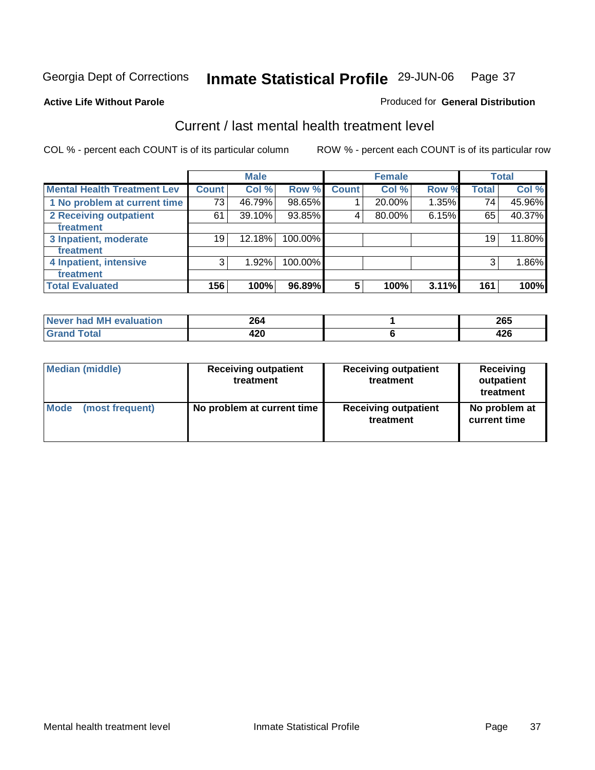Georgia Dept of Corrections **Inmate Statistical Profile** 29-JUN-06

**Active Life Without Parole**

Produced for **General Distribution**

## Current / last mental health treatment level

COL % - percent each COUNT is of its particular column

ROW % - percent each COUNT is of its particular row

| | Male | | | Female | | | Total | |
|---|---|---|---|---|---|---|---|---|
| **Mental Health Treatment Lev** | **Count** | **Col %** | **Row %** | **Count** | **Col %** | **Row %** | **Total** | **Col %** |
| 1 No problem at current time | 73 | 46.79% | 98.65% | 1 | 20.00% | 1.35% | 74 | 45.96% |
| 2 Receiving outpatient treatment | 61 | 39.10% | 93.85% | 4 | 80.00% | 6.15% | 65 | 40.37% |
| 3 Inpatient, moderate treatment | 19 | 12.18% | 100.00% | | | | 19 | 11.80% |
| 4 Inpatient, intensive treatment | 3 | 1.92% | 100.00% | | | | 3 | 1.86% |
| **Total Evaluated** | **156** | **100%** | **96.89%** | **5** | **100%** | **3.11%** | **161** | **100%** |

| | Male | Female | Total |
|---|---|---|---|
| Never had MH evaluation | **264** | **1** | **265** |
| Grand Total | **420** | **6** | **426** |

| | Male | Female | Total |
|---|---|---|---|
| **Median (middle)** | **Receiving outpatient treatment** | **Receiving outpatient treatment** | **Receiving outpatient treatment** |
| **Mode (most frequent)** | **No problem at current time** | **Receiving outpatient treatment** | **No problem at current time** |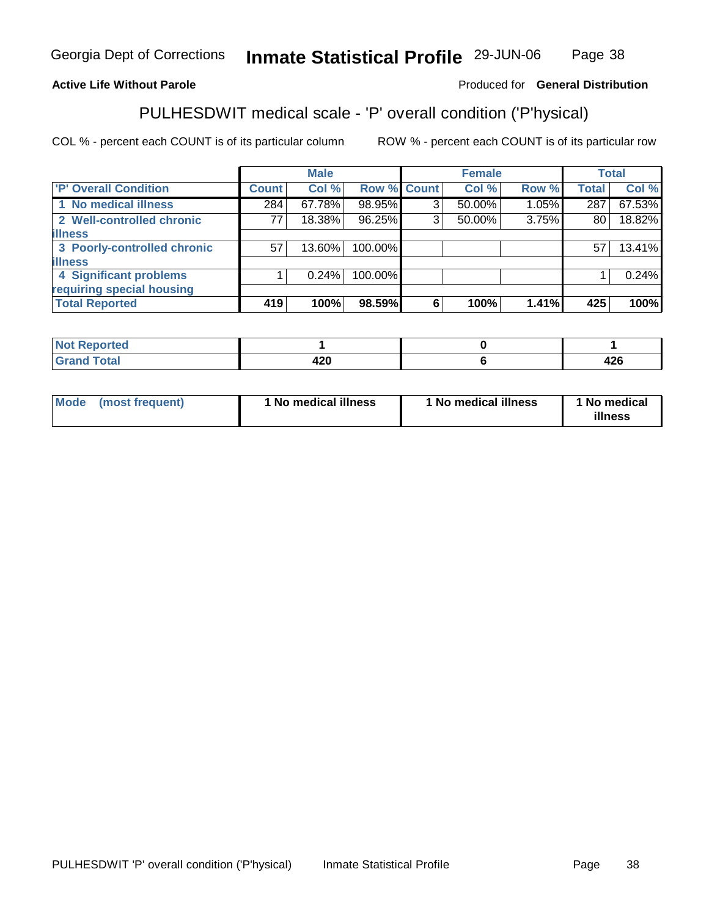**Active Life Without Parole**

Produced for **General Distribution**

## PULHESDWIT medical scale - 'P' overall condition ('P'hysical)

COL % - percent each COUNT is of its particular column

ROW % - percent each COUNT is of its particular row

| | Male | | | Female | | | Total | |
|---|---|---|---|---|---|---|---|---|
| 'P' Overall Condition | Count | Col % | Row % | Count | Col % | Row % | Total | Col % |
| 1 No medical illness | 284 | 67.78% | 98.95% | 3 | 50.00% | 1.05% | 287 | 67.53% |
| 2 Well-controlled chronic illness | 77 | 18.38% | 96.25% | 3 | 50.00% | 3.75% | 80 | 18.82% |
| 3 Poorly-controlled chronic illness | 57 | 13.60% | 100.00% | | | | 57 | 13.41% |
| 4 Significant problems requiring special housing | 1 | 0.24% | 100.00% | | | | 1 | 0.24% |
| **Total Reported** | **419** | **100%** | **98.59%** | **6** | **100%** | **1.41%** | **425** | **100%** |

| | Male | Female | Total |
|---|---|---|---|
| Not Reported | 1 | 0 | 1 |
| Grand Total | 420 | 6 | 426 |

| | Male | Female | Total |
|---|---|---|---|
| Mode (most frequent) | 1 No medical illness | 1 No medical illness | 1 No medical illness |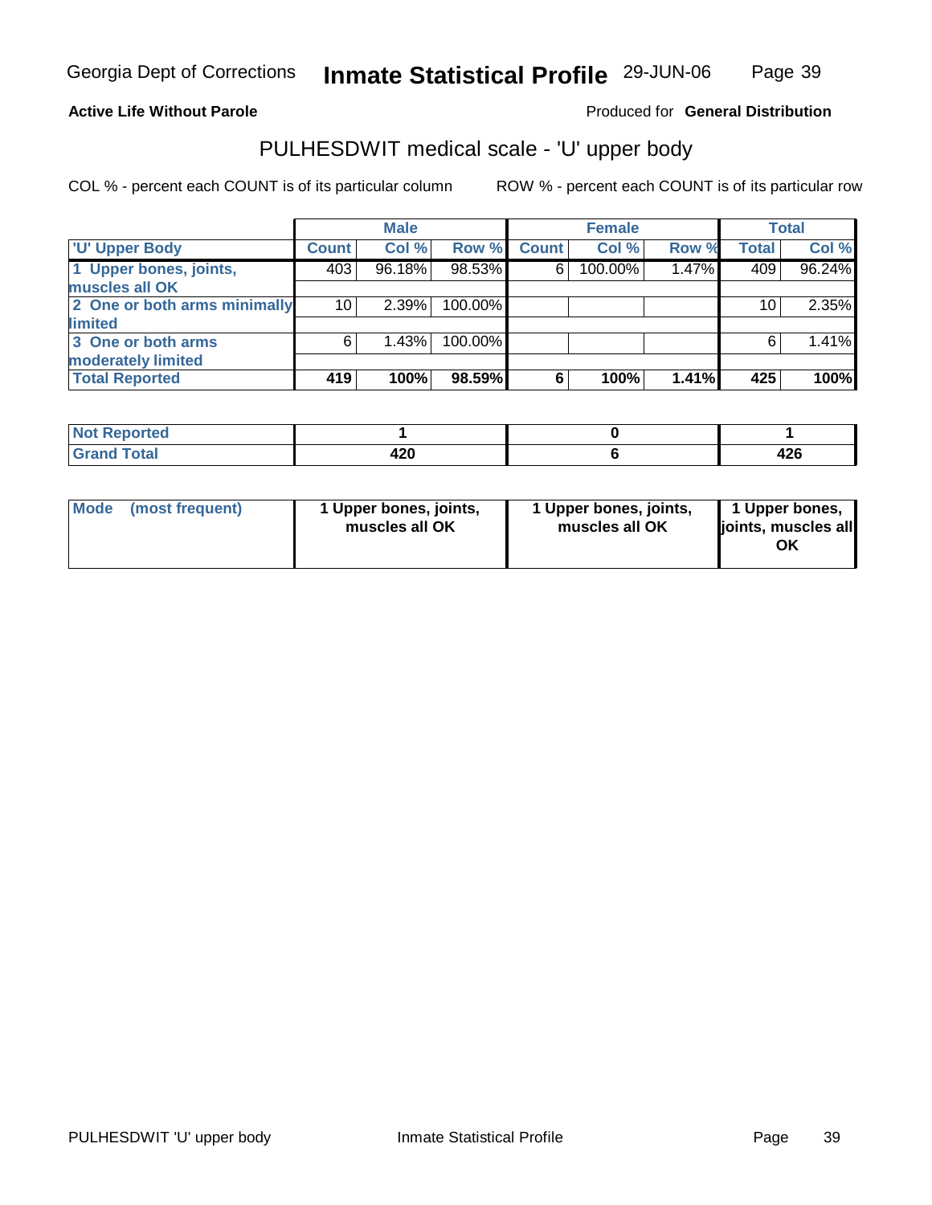**Active Life Without Parole**

Produced for **General Distribution**

## PULHESDWIT medical scale - 'U' upper body

COL % - percent each COUNT is of its particular column

ROW % - percent each COUNT is of its particular row

| | Male | | | Female | | | Total | |
|---|---|---|---|---|---|---|---|---|
| 'U' Upper Body | Count | Col % | Row % | Count | Col % | Row % | Total | Col % |
| 1 Upper bones, joints, muscles all OK | 403 | 96.18% | 98.53% | 6 | 100.00% | 1.47% | 409 | 96.24% |
| 2 One or both arms minimally limited | 10 | 2.39% | 100.00% | | | | 10 | 2.35% |
| 3 One or both arms moderately limited | 6 | 1.43% | 100.00% | | | | 6 | 1.41% |
| **Total Reported** | **419** | **100%** | **98.59%** | **6** | **100%** | **1.41%** | **425** | **100%** |

| | Male | Female | Total |
|---|---|---|---|
| Not Reported | 1 | 0 | 1 |
| Grand Total | 420 | 6 | 426 |

| | Male | Female | Total |
|---|---|---|---|
| Mode (most frequent) | 1 Upper bones, joints, muscles all OK | 1 Upper bones, joints, muscles all OK | 1 Upper bones, joints, muscles all OK |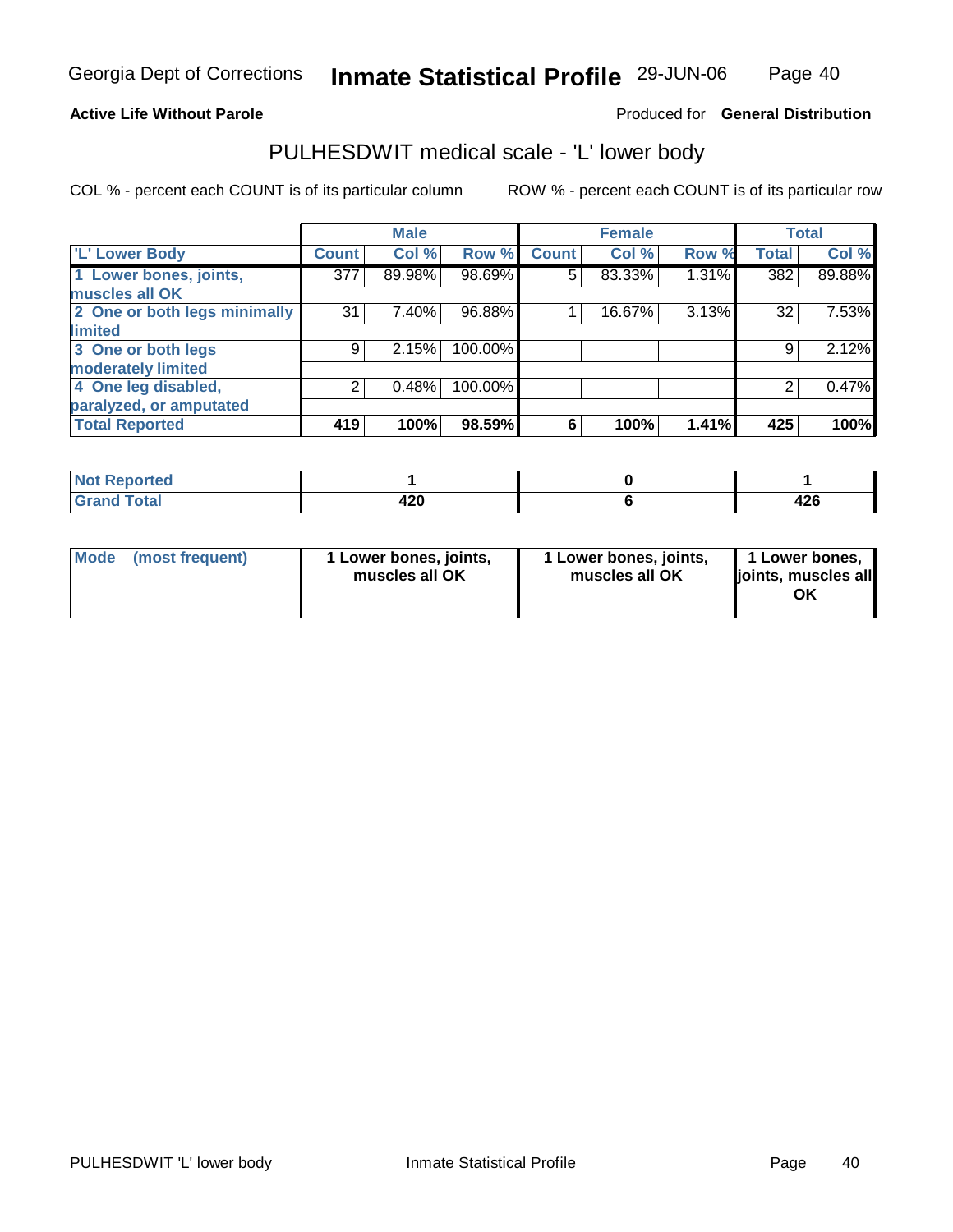**Active Life Without Parole**

Produced for **General Distribution**

## PULHESDWIT medical scale - 'L' lower body

COL % - percent each COUNT is of its particular column

ROW % - percent each COUNT is of its particular row

| | Male | | | Female | | | Total | |
|---|---|---|---|---|---|---|---|---|
| 'L' Lower Body | Count | Col % | Row % | Count | Col % | Row % | Total | Col % |
| 1 Lower bones, joints, muscles all OK | 377 | 89.98% | 98.69% | 5 | 83.33% | 1.31% | 382 | 89.88% |
| 2 One or both legs minimally limited | 31 | 7.40% | 96.88% | 1 | 16.67% | 3.13% | 32 | 7.53% |
| 3 One or both legs moderately limited | 9 | 2.15% | 100.00% | | | | 9 | 2.12% |
| 4 One leg disabled, paralyzed, or amputated | 2 | 0.48% | 100.00% | | | | 2 | 0.47% |
| **Total Reported** | **419** | **100%** | **98.59%** | **6** | **100%** | **1.41%** | **425** | **100%** |

| | Male | Female | Total |
|---|---|---|---|
| Not Reported | 1 | 0 | 1 |
| Grand Total | 420 | 6 | 426 |

| | Male | Female | Total |
|---|---|---|---|
| Mode (most frequent) | 1 Lower bones, joints, muscles all OK | 1 Lower bones, joints, muscles all OK | 1 Lower bones, joints, muscles all OK |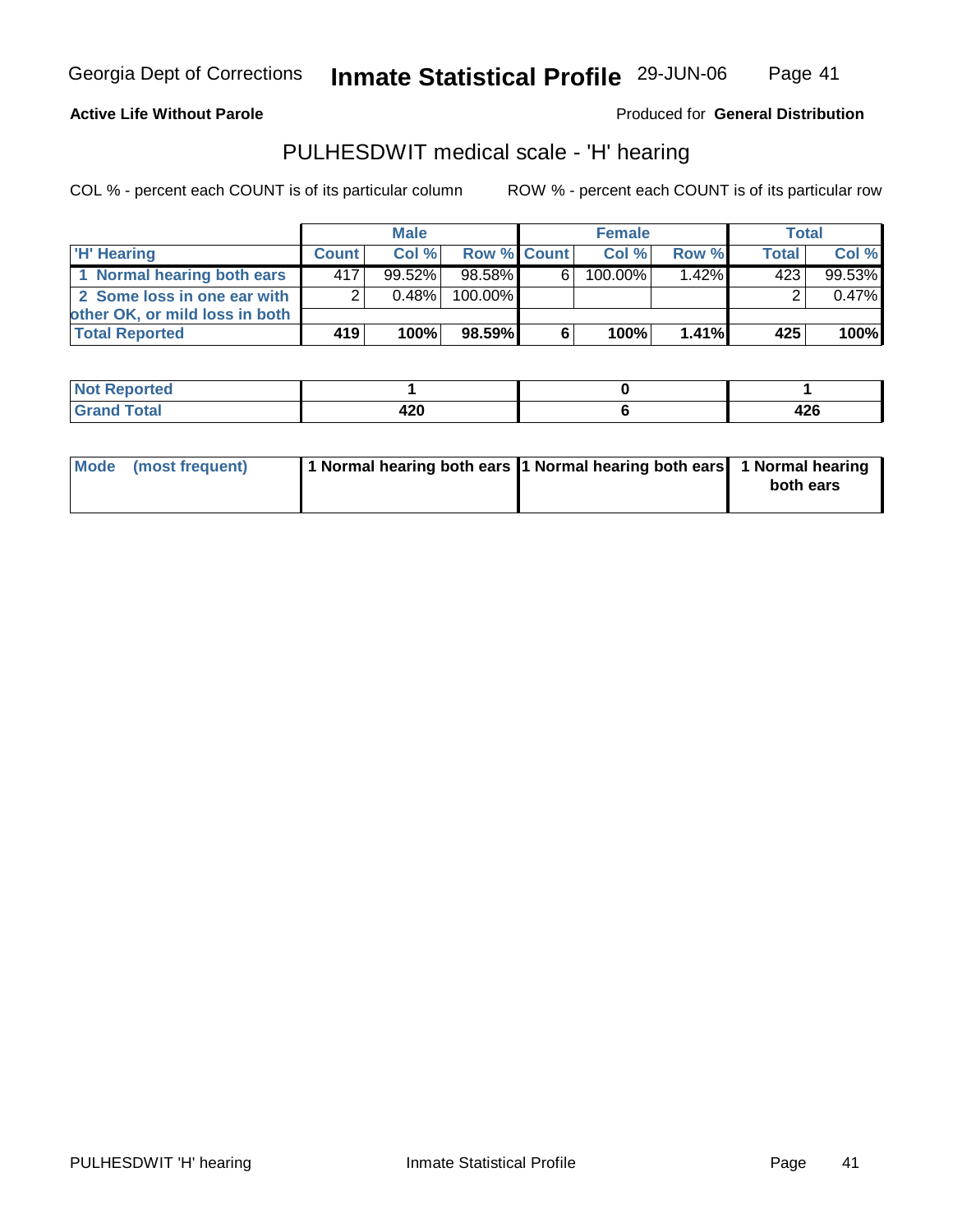# Inmate Statistical Profile

Georgia Dept of Corrections — 29-JUN-06

**Active Life Without Parole**

Produced for **General Distribution**

## PULHESDWIT medical scale - 'H' hearing

COL % - percent each COUNT is of its particular column

ROW % - percent each COUNT is of its particular row

| 'H' Hearing | Male | | | Female | | | Total | |
|---|---|---|---|---|---|---|---|---|
| | Count | Col % | Row % | Count | Col % | Row % | Total | Col % |
| 1 Normal hearing both ears | 417 | 99.52% | 98.58% | 6 | 100.00% | 1.42% | 423 | 99.53% |
| 2 Some loss in one ear with other OK, or mild loss in both | 2 | 0.48% | 100.00% | | | | 2 | 0.47% |
| **Total Reported** | **419** | **100%** | **98.59%** | **6** | **100%** | **1.41%** | **425** | **100%** |

| | Male | Female | Total |
|---|---|---|---|
| Not Reported | 1 | 0 | 1 |
| Grand Total | 420 | 6 | 426 |

| | Male | Female | Total |
|---|---|---|---|
| Mode (most frequent) | 1 Normal hearing both ears | 1 Normal hearing both ears | 1 Normal hearing both ears |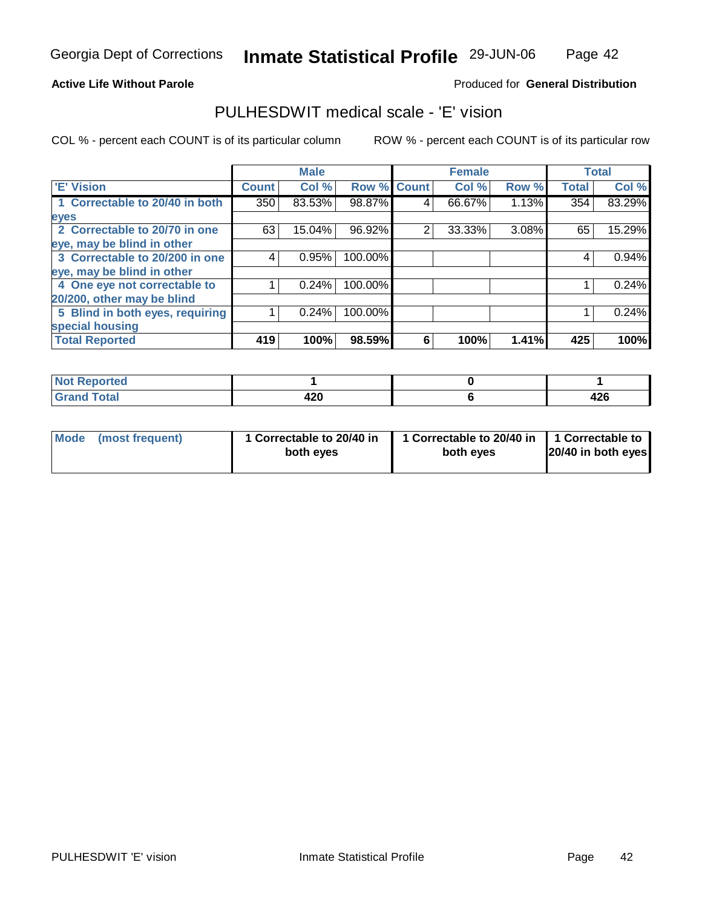Georgia Dept of Corrections **Inmate Statistical Profile** 29-JUN-06

**Active Life Without Parole** Produced for **General Distribution**

## PULHESDWIT medical scale - 'E' vision

COL % - percent each COUNT is of its particular column ROW % - percent each COUNT is of its particular row

| | Male | | | Female | | | Total | |
|---|---|---|---|---|---|---|---|---|
| 'E' Vision | Count | Col % | Row % | Count | Col % | Row % | Total | Col % |
| 1 Correctable to 20/40 in both eyes | 350 | 83.53% | 98.87% | 4 | 66.67% | 1.13% | 354 | 83.29% |
| 2 Correctable to 20/70 in one eye, may be blind in other | 63 | 15.04% | 96.92% | 2 | 33.33% | 3.08% | 65 | 15.29% |
| 3 Correctable to 20/200 in one eye, may be blind in other | 4 | 0.95% | 100.00% | | | | 4 | 0.94% |
| 4 One eye not correctable to 20/200, other may be blind | 1 | 0.24% | 100.00% | | | | 1 | 0.24% |
| 5 Blind in both eyes, requiring special housing | 1 | 0.24% | 100.00% | | | | 1 | 0.24% |
| **Total Reported** | **419** | **100%** | **98.59%** | **6** | **100%** | **1.41%** | **425** | **100%** |

| | Male | Female | Total |
|---|---|---|---|
| Not Reported | 1 | 0 | 1 |
| Grand Total | 420 | 6 | 426 |

| | Male | Female | Total |
|---|---|---|---|
| Mode (most frequent) | 1 Correctable to 20/40 in both eyes | 1 Correctable to 20/40 in both eyes | 1 Correctable to 20/40 in both eyes |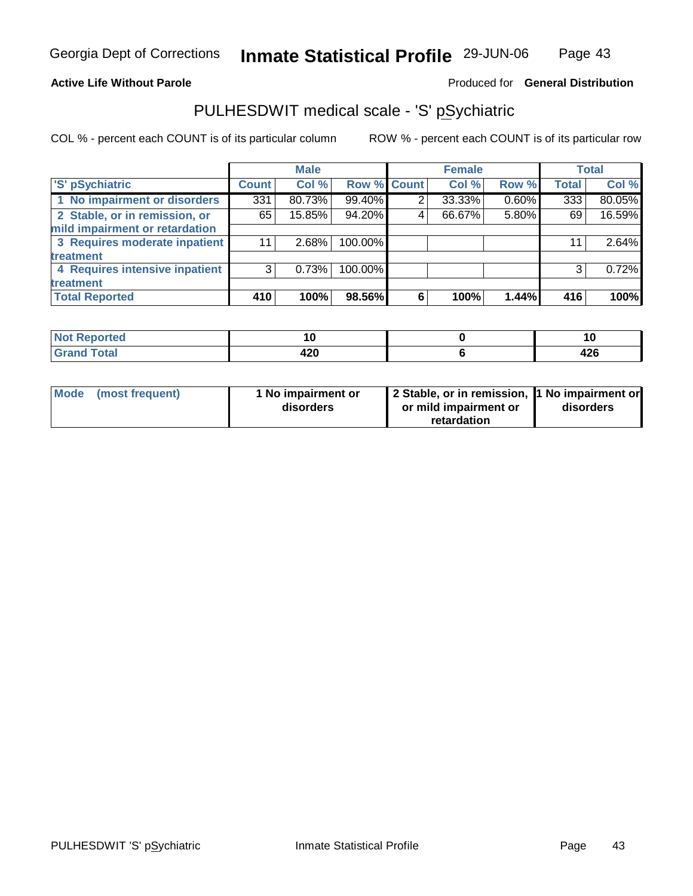**Active Life Without Parole** — Produced for **General Distribution**

## PULHESDWIT medical scale - 'S' pSychiatric

COL % - percent each COUNT is of its particular column     ROW % - percent each COUNT is of its particular row

| | Male | | | Female | | | Total | |
|---|---|---|---|---|---|---|---|---|
| 'S' pSychiatric | Count | Col % | Row % | Count | Col % | Row % | Total | Col % |
| 1 No impairment or disorders | 331 | 80.73% | 99.40% | 2 | 33.33% | 0.60% | 333 | 80.05% |
| 2 Stable, or in remission, or mild impairment or retardation | 65 | 15.85% | 94.20% | 4 | 66.67% | 5.80% | 69 | 16.59% |
| 3 Requires moderate inpatient treatment | 11 | 2.68% | 100.00% | | | | 11 | 2.64% |
| 4 Requires intensive inpatient treatment | 3 | 0.73% | 100.00% | | | | 3 | 0.72% |
| **Total Reported** | **410** | **100%** | **98.56%** | **6** | **100%** | **1.44%** | **416** | **100%** |

| | Male | Female | Total |
|---|---|---|---|
| Not Reported | 10 | 0 | 10 |
| Grand Total | 420 | 6 | 426 |

| | Male | Female | Total |
|---|---|---|---|
| Mode (most frequent) | 1 No impairment or disorders | 2 Stable, or in remission, or mild impairment or retardation | 1 No impairment or disorders |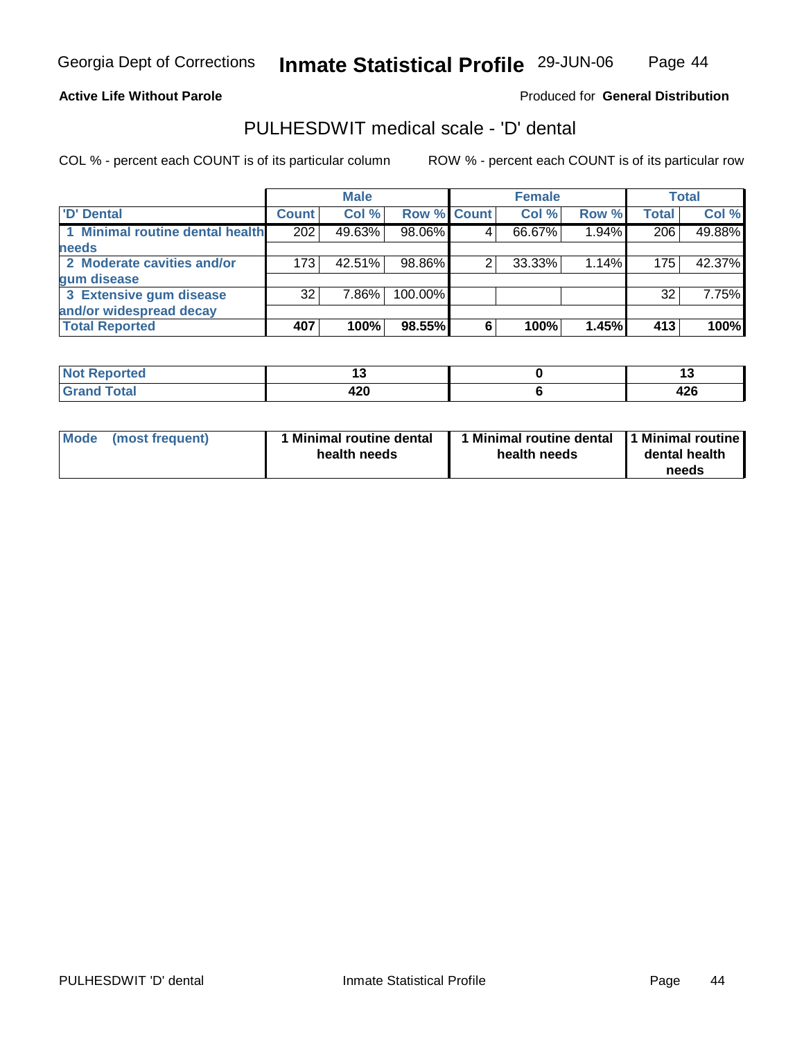Georgia Dept of Corrections **Inmate Statistical Profile** 29-JUN-06

**Active Life Without Parole**

Produced for **General Distribution**

## PULHESDWIT medical scale - 'D' dental

COL % - percent each COUNT is of its particular column

ROW % - percent each COUNT is of its particular row

| | Male | | | Female | | | Total | |
|---|---|---|---|---|---|---|---|---|
| 'D' Dental | Count | Col % | Row % | Count | Col % | Row % | Total | Col % |
| 1 Minimal routine dental health needs | 202 | 49.63% | 98.06% | 4 | 66.67% | 1.94% | 206 | 49.88% |
| 2 Moderate cavities and/or gum disease | 173 | 42.51% | 98.86% | 2 | 33.33% | 1.14% | 175 | 42.37% |
| 3 Extensive gum disease and/or widespread decay | 32 | 7.86% | 100.00% | | | | 32 | 7.75% |
| **Total Reported** | **407** | **100%** | **98.55%** | **6** | **100%** | **1.45%** | **413** | **100%** |

| | Male | Female | Total |
|---|---|---|---|
| Not Reported | 13 | 0 | 13 |
| Grand Total | 420 | 6 | 426 |

| | Male | Female | Total |
|---|---|---|---|
| Mode (most frequent) | 1 Minimal routine dental health needs | 1 Minimal routine dental health needs | 1 Minimal routine dental health needs |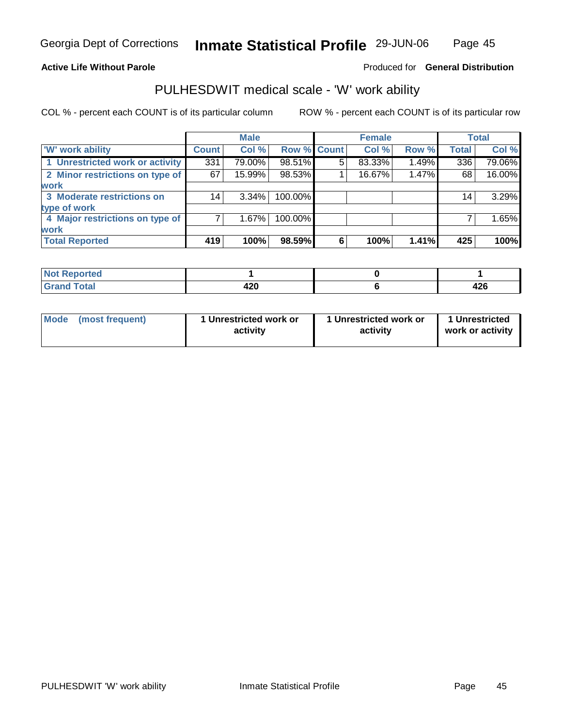Georgia Dept of Corrections **Inmate Statistical Profile** 29-JUN-06

**Active Life Without Parole**

Produced for **General Distribution**

# PULHESDWIT medical scale - 'W' work ability

COL % - percent each COUNT is of its particular column

ROW % - percent each COUNT is of its particular row

| | Male | | | Female | | | Total | |
|---|---|---|---|---|---|---|---|---|
| 'W' work ability | Count | Col % | Row % | Count | Col % | Row % | Total | Col % |
| 1 Unrestricted work or activity | 331 | 79.00% | 98.51% | 5 | 83.33% | 1.49% | 336 | 79.06% |
| 2 Minor restrictions on type of work | 67 | 15.99% | 98.53% | 1 | 16.67% | 1.47% | 68 | 16.00% |
| 3 Moderate restrictions on type of work | 14 | 3.34% | 100.00% | | | | 14 | 3.29% |
| 4 Major restrictions on type of work | 7 | 1.67% | 100.00% | | | | 7 | 1.65% |
| **Total Reported** | **419** | **100%** | **98.59%** | **6** | **100%** | **1.41%** | **425** | **100%** |

| | Male | Female | Total |
|---|---|---|---|
| **Not Reported** | **1** | **0** | **1** |
| **Grand Total** | **420** | **6** | **426** |

| | Male | Female | Total |
|---|---|---|---|
| **Mode (most frequent)** | **1 Unrestricted work or activity** | **1 Unrestricted work or activity** | **1 Unrestricted work or activity** |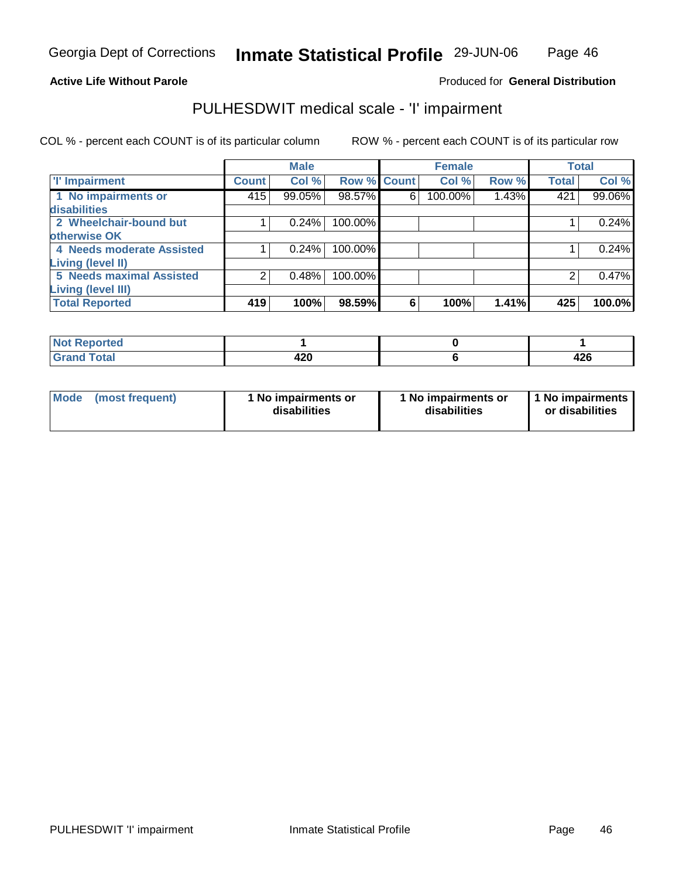Georgia Dept of Corrections **Inmate Statistical Profile** 29-JUN-06

**Active Life Without Parole**

Produced for **General Distribution**

## PULHESDWIT medical scale - 'I' impairment

COL % - percent each COUNT is of its particular column

ROW % - percent each COUNT is of its particular row

| | Male | | | Female | | | Total | |
|---|---|---|---|---|---|---|---|---|
| 'I' Impairment | Count | Col % | Row % | Count | Col % | Row % | Total | Col % |
| 1 No impairments or disabilities | 415 | 99.05% | 98.57% | 6 | 100.00% | 1.43% | 421 | 99.06% |
| 2 Wheelchair-bound but otherwise OK | 1 | 0.24% | 100.00% | | | | 1 | 0.24% |
| 4 Needs moderate Assisted Living (level II) | 1 | 0.24% | 100.00% | | | | 1 | 0.24% |
| 5 Needs maximal Assisted Living (level III) | 2 | 0.48% | 100.00% | | | | 2 | 0.47% |
| **Total Reported** | **419** | **100%** | **98.59%** | **6** | **100%** | **1.41%** | **425** | **100.0%** |

| | Male | Female | Total |
|---|---|---|---|
| Not Reported | 1 | 0 | 1 |
| Grand Total | 420 | 6 | 426 |

| | Male | Female | Total |
|---|---|---|---|
| Mode (most frequent) | 1 No impairments or disabilities | 1 No impairments or disabilities | 1 No impairments or disabilities |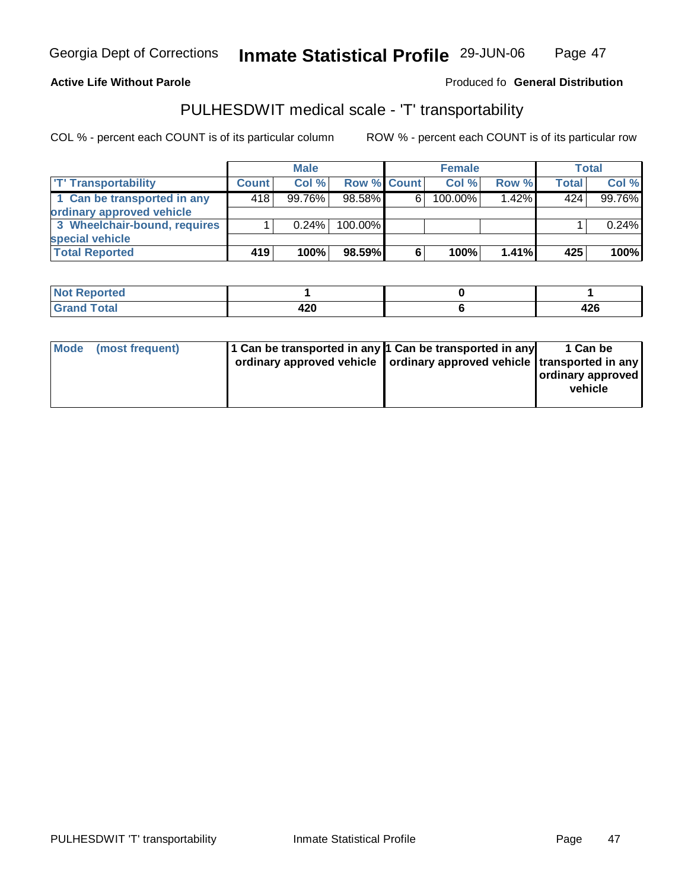**Active Life Without Parole**

Produced fo **General Distribution**

## PULHESDWIT medical scale - 'T' transportability

COL % - percent each COUNT is of its particular column

ROW % - percent each COUNT is of its particular row

| 'T' Transportability | Male | | | Female | | | Total | |
|---|---|---|---|---|---|---|---|---|
| | Count | Col % | Row % | Count | Col % | Row % | Total | Col % |
| 1 Can be transported in any ordinary approved vehicle | 418 | 99.76% | 98.58% | 6 | 100.00% | 1.42% | 424 | 99.76% |
| 3 Wheelchair-bound, requires special vehicle | 1 | 0.24% | 100.00% | | | | 1 | 0.24% |
| **Total Reported** | **419** | **100%** | **98.59%** | **6** | **100%** | **1.41%** | **425** | **100%** |

| | Male | Female | Total |
|---|---|---|---|
| Not Reported | 1 | 0 | 1 |
| Grand Total | 420 | 6 | 426 |

| Mode (most frequent) | Male | Female | Total |
|---|---|---|---|
| | 1 Can be transported in any ordinary approved vehicle | 1 Can be transported in any ordinary approved vehicle | 1 Can be transported in any ordinary approved vehicle |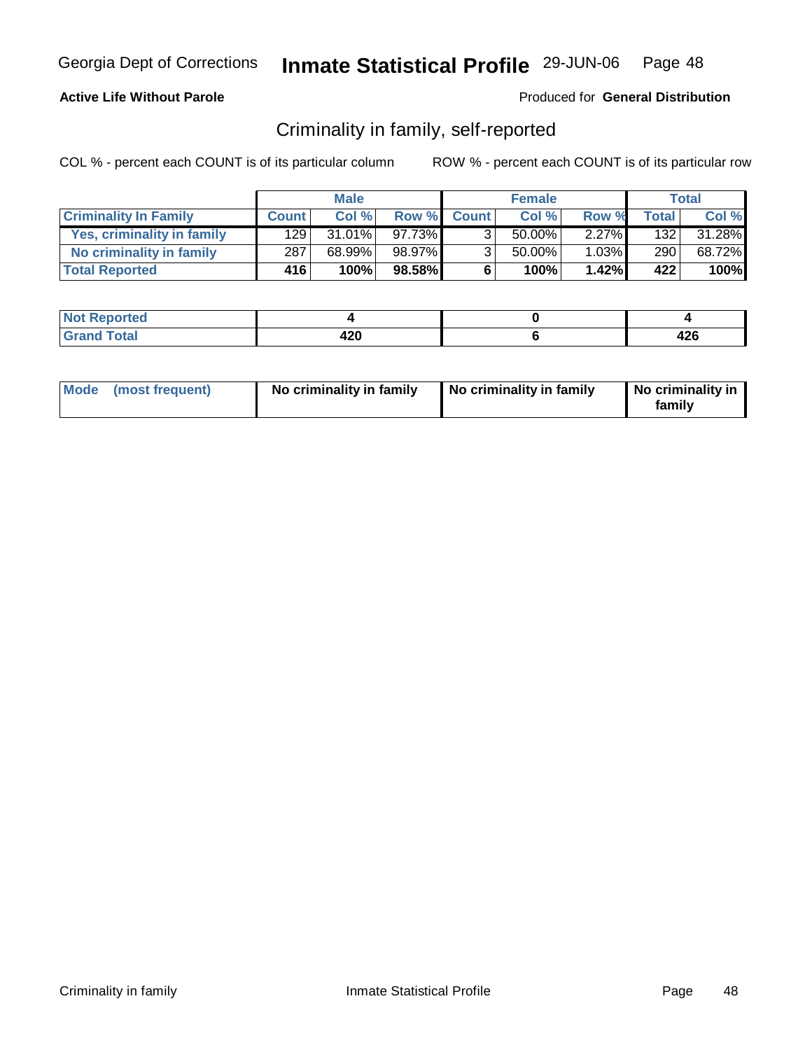Georgia Dept of Corrections **Inmate Statistical Profile** 29-JUN-06

**Active Life Without Parole**

Produced for **General Distribution**

## Criminality in family, self-reported

COL % - percent each COUNT is of its particular column

ROW % - percent each COUNT is of its particular row

| | Male | | | Female | | | Total | |
|---|---|---|---|---|---|---|---|---|
| **Criminality In Family** | **Count** | **Col %** | **Row %** | **Count** | **Col %** | **Row %** | **Total** | **Col %** |
| **Yes, criminality in family** | 129 | 31.01% | 97.73% | 3 | 50.00% | 2.27% | 132 | 31.28% |
| **No criminality in family** | 287 | 68.99% | 98.97% | 3 | 50.00% | 1.03% | 290 | 68.72% |
| **Total Reported** | **416** | **100%** | **98.58%** | **6** | **100%** | **1.42%** | **422** | **100%** |

| | Male | Female | Total |
|---|---|---|---|
| **Not Reported** | **4** | **0** | **4** |
| **Grand Total** | **420** | **6** | **426** |

| | Male | Female | Total |
|---|---|---|---|
| **Mode (most frequent)** | **No criminality in family** | **No criminality in family** | **No criminality in family** |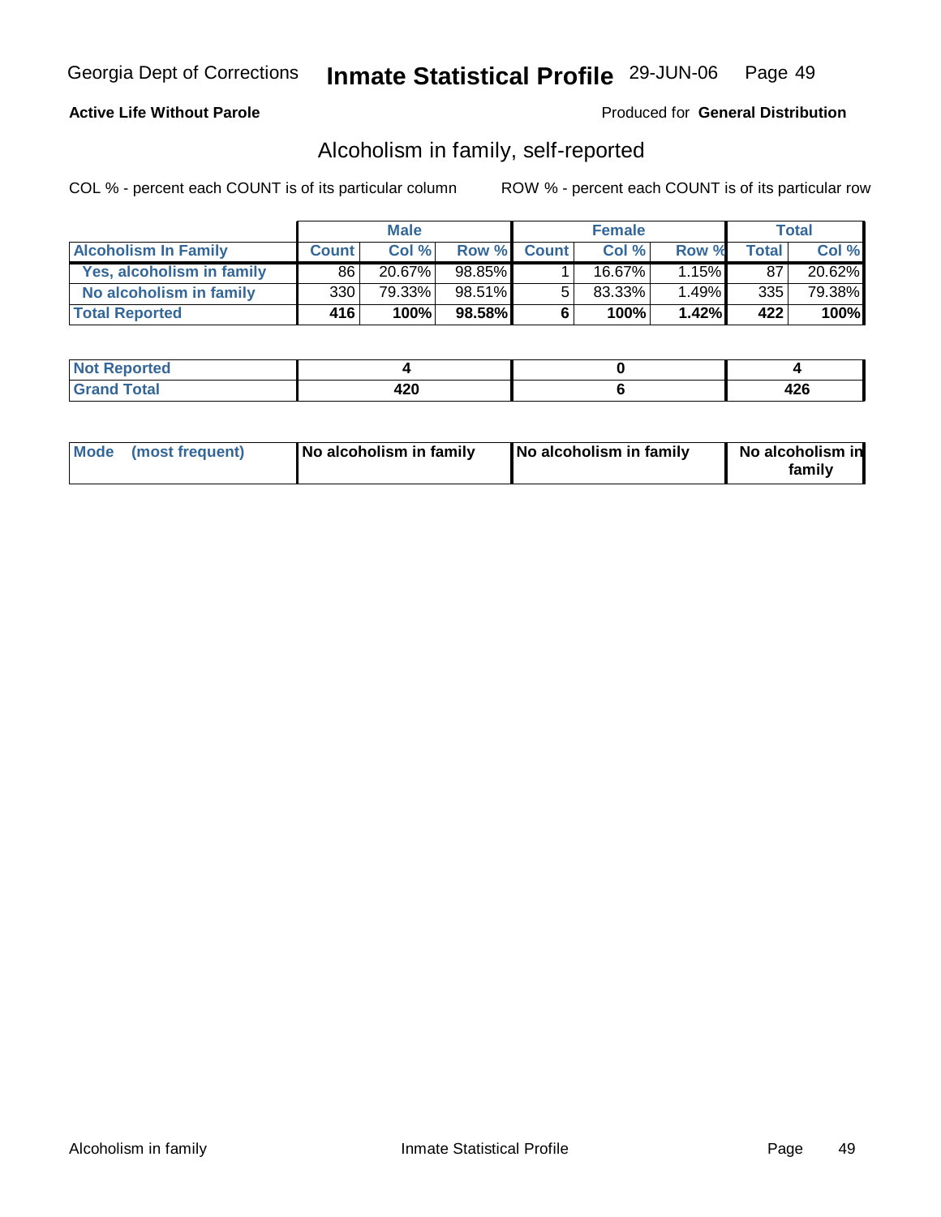Georgia Dept of Corrections **Inmate Statistical Profile** 29-JUN-06

**Active Life Without Parole**

Produced for **General Distribution**

## Alcoholism in family, self-reported

COL % - percent each COUNT is of its particular column

ROW % - percent each COUNT is of its particular row

| | Male | | | Female | | | Total | |
|---|---|---|---|---|---|---|---|---|
| **Alcoholism In Family** | **Count** | **Col %** | **Row %** | **Count** | **Col %** | **Row %** | **Total** | **Col %** |
| **Yes, alcoholism in family** | 86 | 20.67% | 98.85% | 1 | 16.67% | 1.15% | 87 | 20.62% |
| **No alcoholism in family** | 330 | 79.33% | 98.51% | 5 | 83.33% | 1.49% | 335 | 79.38% |
| **Total Reported** | **416** | **100%** | **98.58%** | **6** | **100%** | **1.42%** | **422** | **100%** |

| | Male | Female | Total |
|---|---|---|---|
| **Not Reported** | **4** | **0** | **4** |
| **Grand Total** | **420** | **6** | **426** |

| | Male | Female | Total |
|---|---|---|---|
| **Mode (most frequent)** | **No alcoholism in family** | **No alcoholism in family** | **No alcoholism in family** |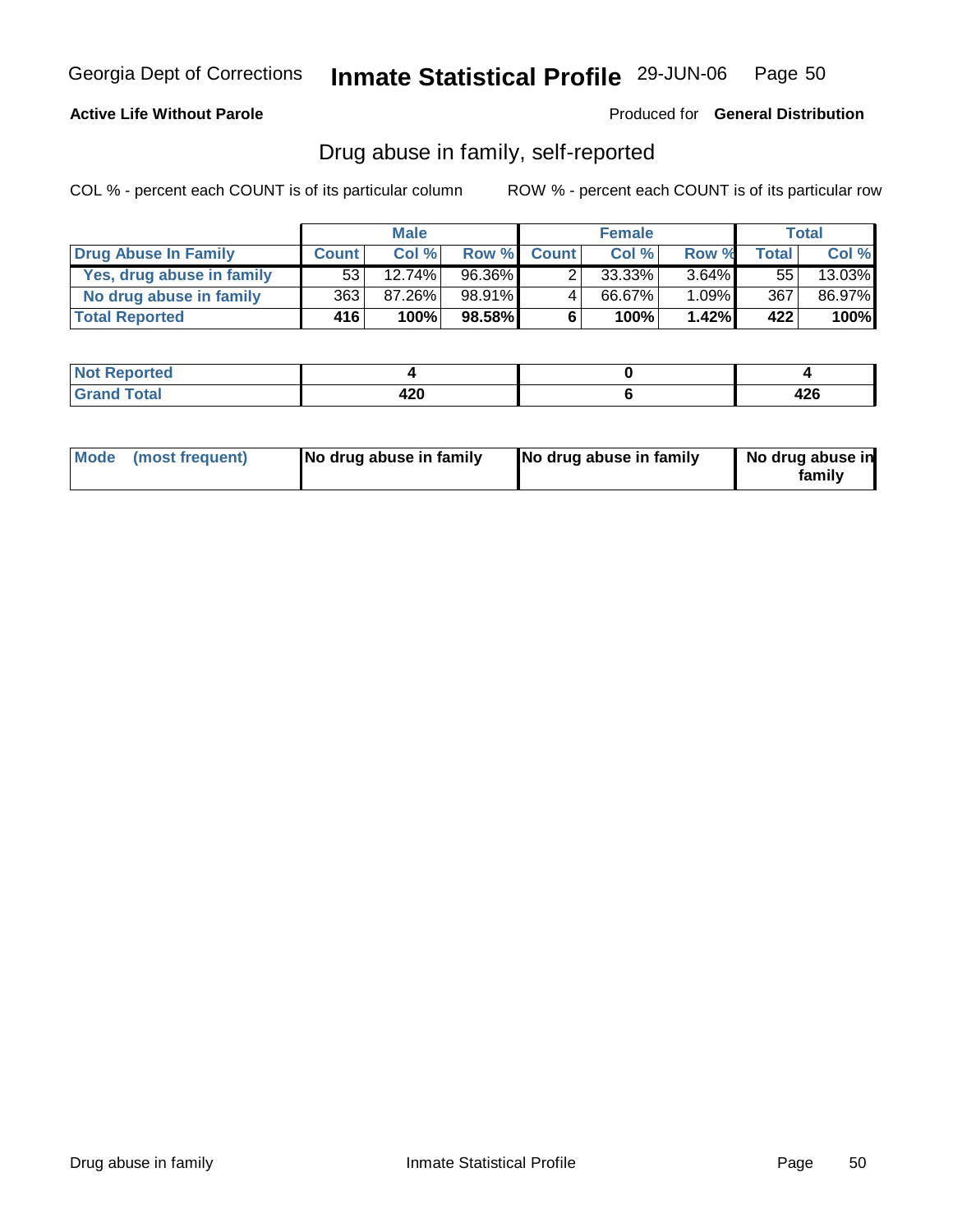**Active Life Without Parole** Produced for **General Distribution**

## Drug abuse in family, self-reported

COL % - percent each COUNT is of its particular column ROW % - percent each COUNT is of its particular row

| | Male | | | Female | | | Total | |
|---|---|---|---|---|---|---|---|---|
| **Drug Abuse In Family** | **Count** | **Col %** | **Row %** | **Count** | **Col %** | **Row %** | **Total** | **Col %** |
| **Yes, drug abuse in family** | 53 | 12.74% | 96.36% | 2 | 33.33% | 3.64% | 55 | 13.03% |
| **No drug abuse in family** | 363 | 87.26% | 98.91% | 4 | 66.67% | 1.09% | 367 | 86.97% |
| **Total Reported** | **416** | **100%** | **98.58%** | **6** | **100%** | **1.42%** | **422** | **100%** |

| | Male | Female | Total |
|---|---|---|---|
| **Not Reported** | **4** | **0** | **4** |
| **Grand Total** | **420** | **6** | **426** |

| | Male | Female | Total |
|---|---|---|---|
| **Mode (most frequent)** | **No drug abuse in family** | **No drug abuse in family** | **No drug abuse in family** |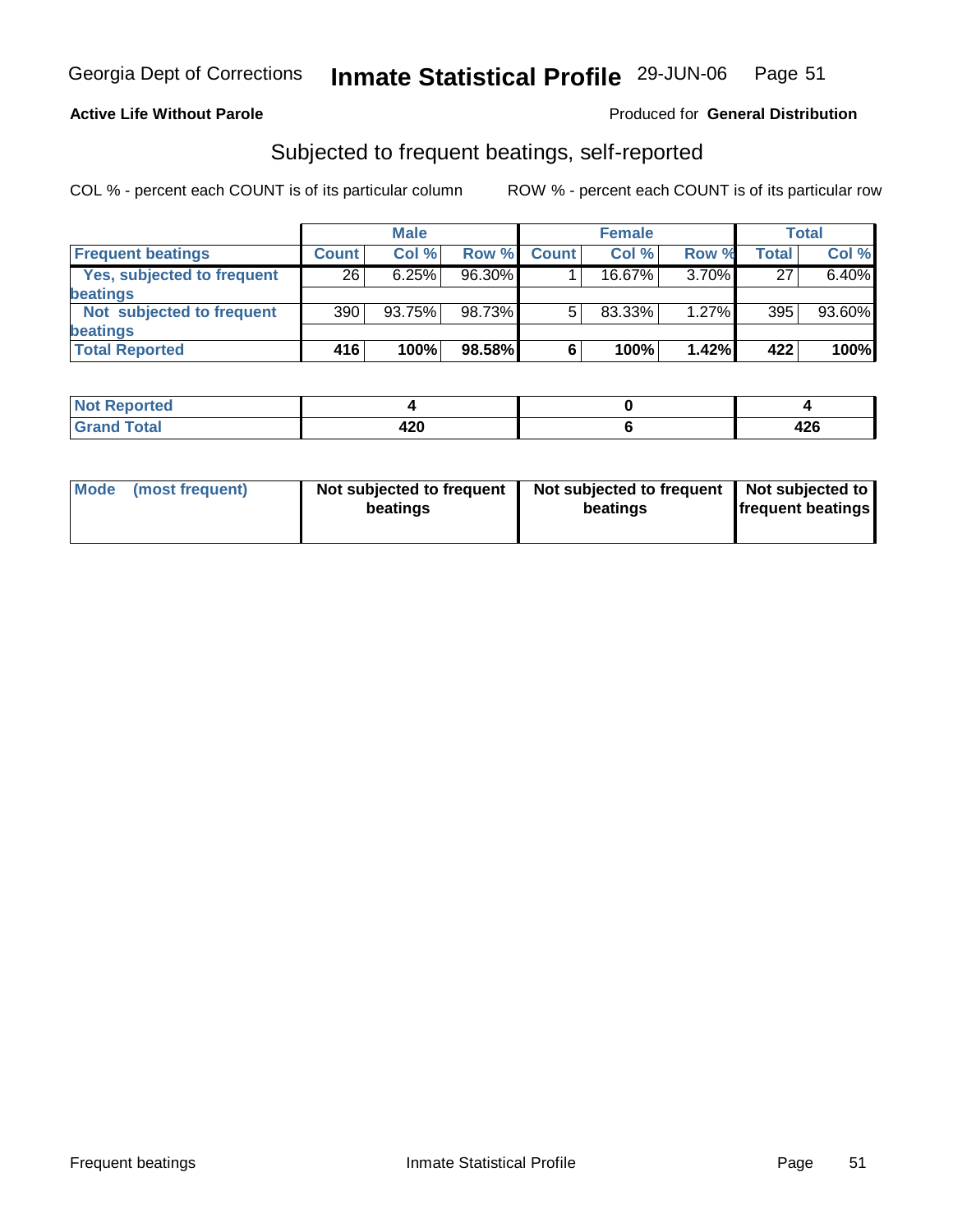**Active Life Without Parole**

Produced for **General Distribution**

## Subjected to frequent beatings, self-reported

COL % - percent each COUNT is of its particular column

ROW % - percent each COUNT is of its particular row

| | Male | | | Female | | | Total | |
|---|---|---|---|---|---|---|---|---|
| **Frequent beatings** | **Count** | **Col %** | **Row %** | **Count** | **Col %** | **Row %** | **Total** | **Col %** |
| Yes, subjected to frequent beatings | 26 | 6.25% | 96.30% | 1 | 16.67% | 3.70% | 27 | 6.40% |
| Not subjected to frequent beatings | 390 | 93.75% | 98.73% | 5 | 83.33% | 1.27% | 395 | 93.60% |
| **Total Reported** | **416** | **100%** | **98.58%** | **6** | **100%** | **1.42%** | **422** | **100%** |

| | Male | Female | Total |
|---|---|---|---|
| **Not Reported** | **4** | **0** | **4** |
| **Grand Total** | **420** | **6** | **426** |

| | Male | Female | Total |
|---|---|---|---|
| **Mode (most frequent)** | **Not subjected to frequent beatings** | **Not subjected to frequent beatings** | **Not subjected to frequent beatings** |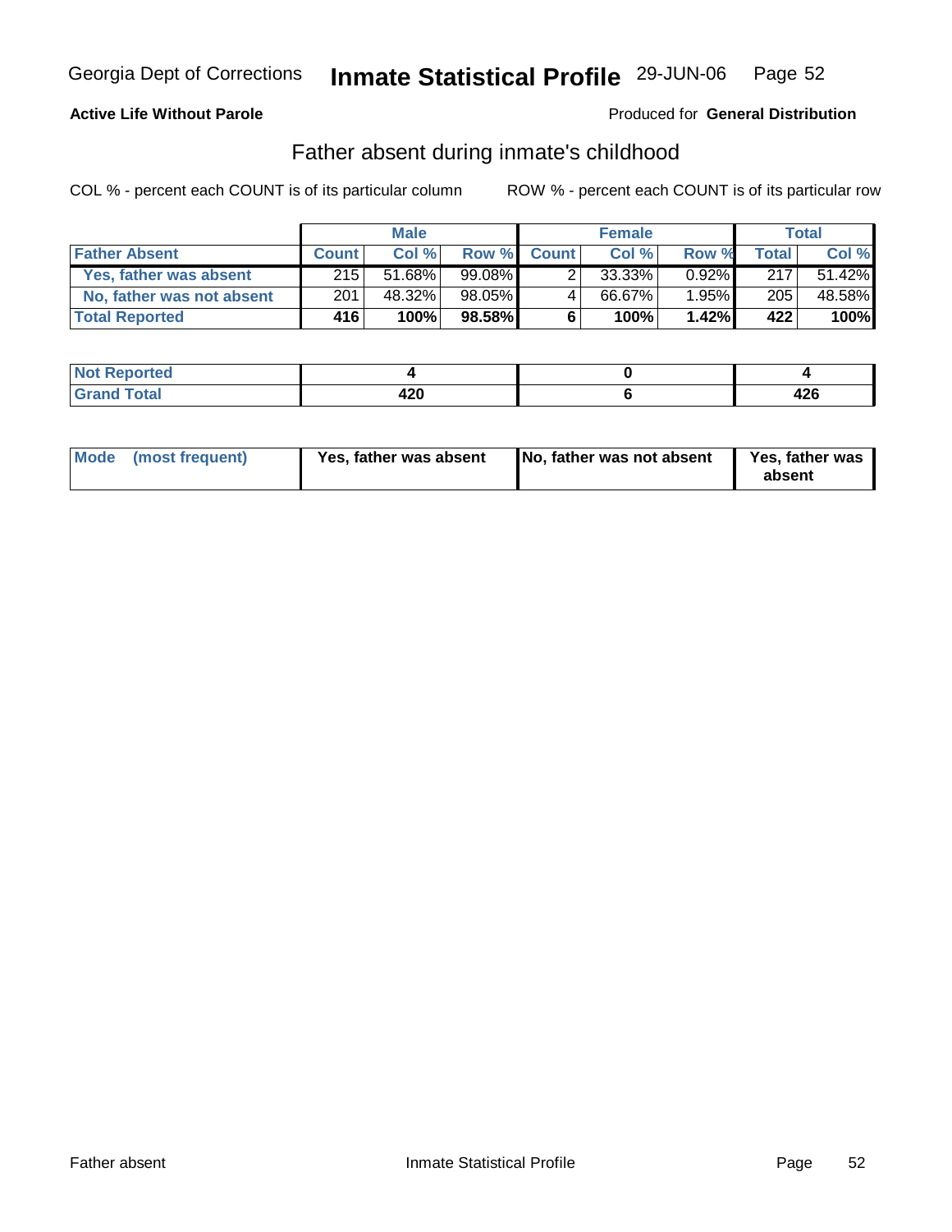Georgia Dept of Corrections **Inmate Statistical Profile** 29-JUN-06

**Active Life Without Parole**

Produced for **General Distribution**

## Father absent during inmate's childhood

COL % - percent each COUNT is of its particular column

ROW % - percent each COUNT is of its particular row

| | Male | | | Female | | | Total | |
|---|---|---|---|---|---|---|---|---|
| **Father Absent** | **Count** | **Col %** | **Row %** | **Count** | **Col %** | **Row %** | **Total** | **Col %** |
| **Yes, father was absent** | 215 | 51.68% | 99.08% | 2 | 33.33% | 0.92% | 217 | 51.42% |
| **No, father was not absent** | 201 | 48.32% | 98.05% | 4 | 66.67% | 1.95% | 205 | 48.58% |
| **Total Reported** | **416** | **100%** | **98.58%** | **6** | **100%** | **1.42%** | **422** | **100%** |

| | Male | Female | Total |
|---|---|---|---|
| **Not Reported** | **4** | **0** | **4** |
| **Grand Total** | **420** | **6** | **426** |

| | Male | Female | Total |
|---|---|---|---|
| **Mode (most frequent)** | **Yes, father was absent** | **No, father was not absent** | **Yes, father was absent** |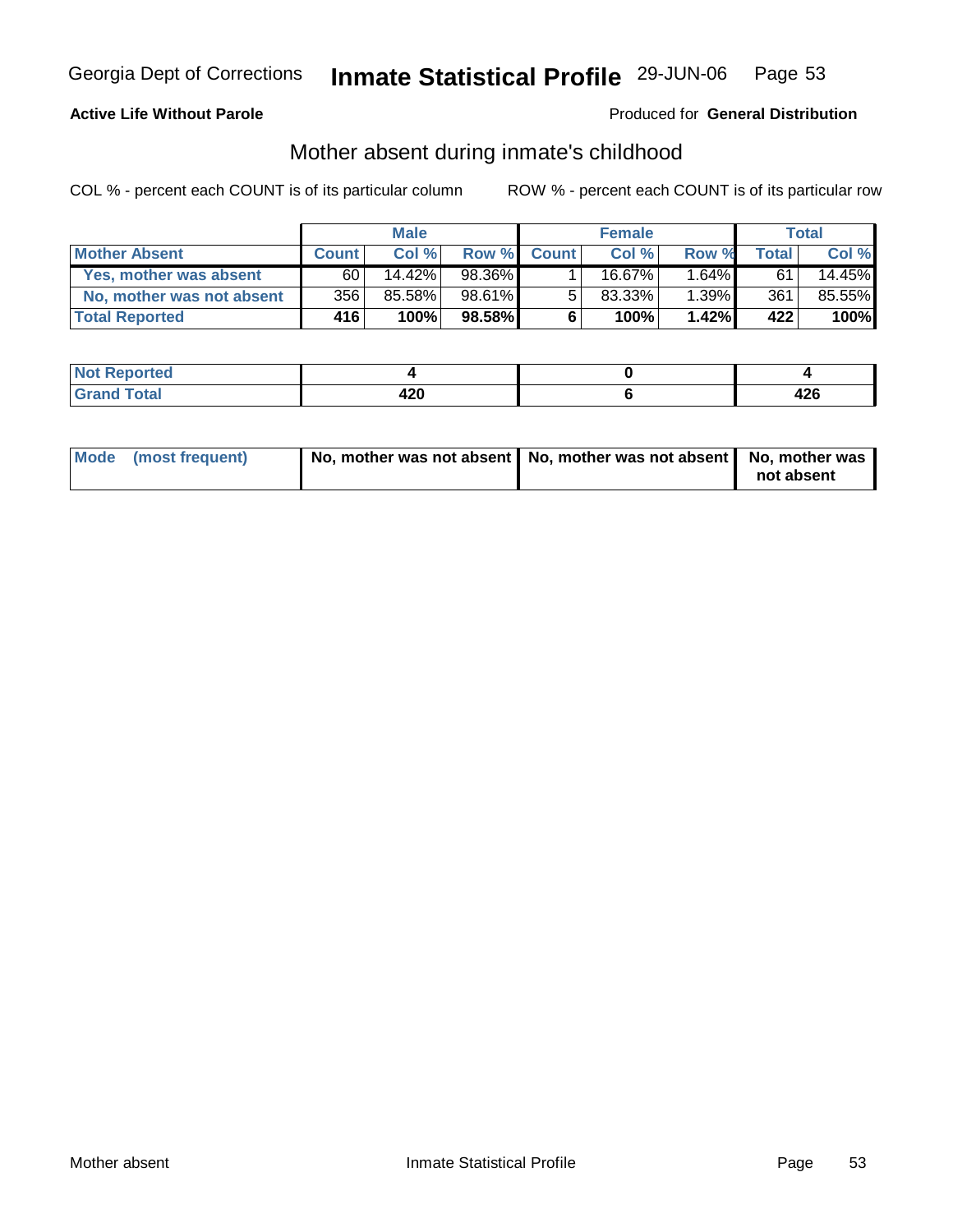Georgia Dept of Corrections **Inmate Statistical Profile** 29-JUN-06

**Active Life Without Parole**

Produced for **General Distribution**

## Mother absent during inmate's childhood

COL % - percent each COUNT is of its particular column

ROW % - percent each COUNT is of its particular row

| | Male | | | Female | | | Total | |
|---|---|---|---|---|---|---|---|---|
| **Mother Absent** | **Count** | **Col %** | **Row %** | **Count** | **Col %** | **Row %** | **Total** | **Col %** |
| **Yes, mother was absent** | 60 | 14.42% | 98.36% | 1 | 16.67% | 1.64% | 61 | 14.45% |
| **No, mother was not absent** | 356 | 85.58% | 98.61% | 5 | 83.33% | 1.39% | 361 | 85.55% |
| **Total Reported** | **416** | **100%** | **98.58%** | **6** | **100%** | **1.42%** | **422** | **100%** |

| | Male | Female | Total |
|---|---|---|---|
| **Not Reported** | **4** | **0** | **4** |
| **Grand Total** | **420** | **6** | **426** |

| | Male | Female | Total |
|---|---|---|---|
| **Mode (most frequent)** | **No, mother was not absent** | **No, mother was not absent** | **No, mother was not absent** |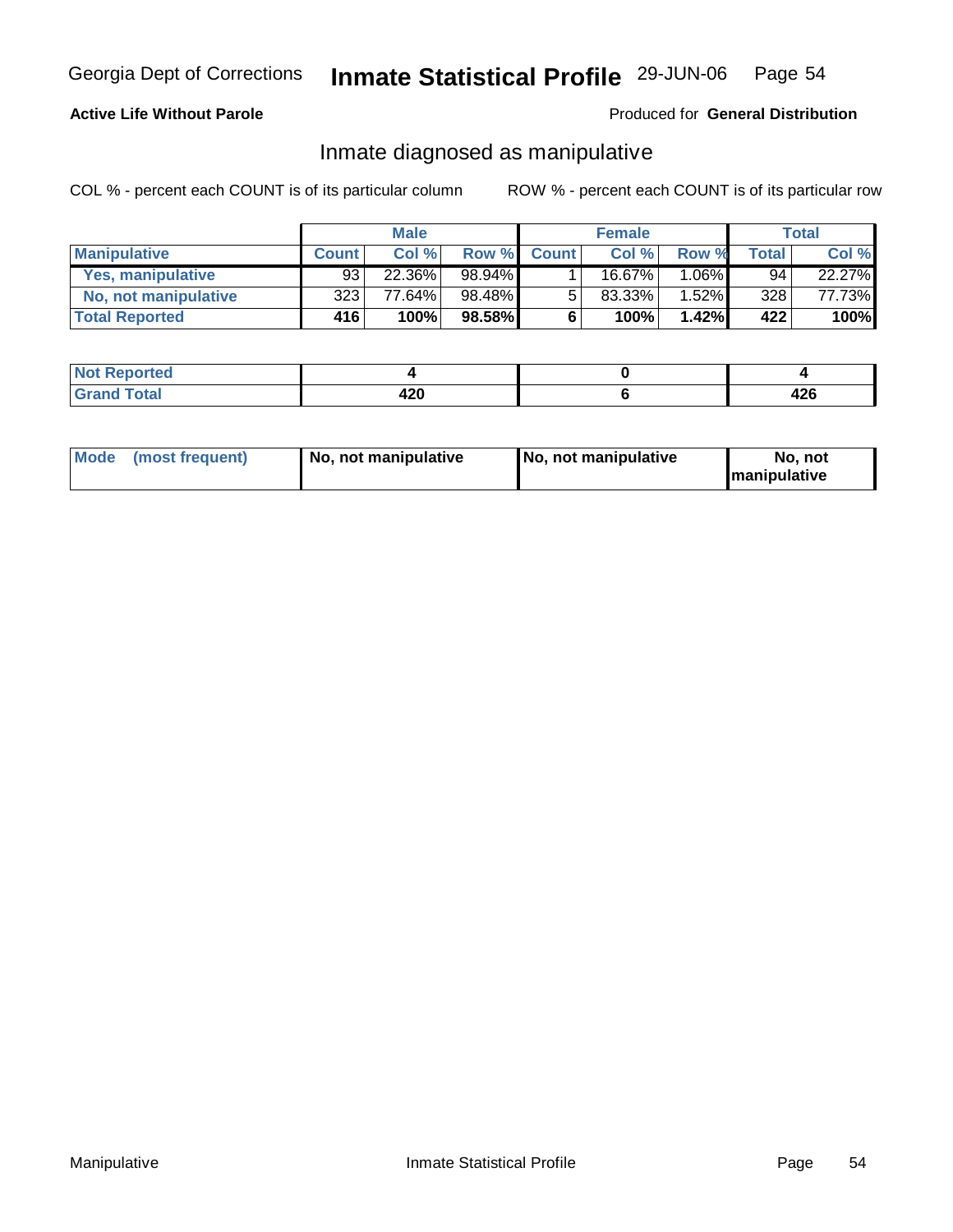Georgia Dept of Corrections **Inmate Statistical Profile** 29-JUN-06

**Active Life Without Parole**

Produced for **General Distribution**

## Inmate diagnosed as manipulative

COL % - percent each COUNT is of its particular column

ROW % - percent each COUNT is of its particular row

| | Male | | | Female | | | Total | |
|---|---|---|---|---|---|---|---|---|
| **Manipulative** | **Count** | **Col %** | **Row %** | **Count** | **Col %** | **Row %** | **Total** | **Col %** |
| **Yes, manipulative** | 93 | 22.36% | 98.94% | 1 | 16.67% | 1.06% | 94 | 22.27% |
| **No, not manipulative** | 323 | 77.64% | 98.48% | 5 | 83.33% | 1.52% | 328 | 77.73% |
| **Total Reported** | **416** | **100%** | **98.58%** | **6** | **100%** | **1.42%** | **422** | **100%** |

| | Male | Female | Total |
|---|---|---|---|
| **Not Reported** | **4** | **0** | **4** |
| **Grand Total** | **420** | **6** | **426** |

| | Male | Female | Total |
|---|---|---|---|
| **Mode (most frequent)** | **No, not manipulative** | **No, not manipulative** | **No, not manipulative** |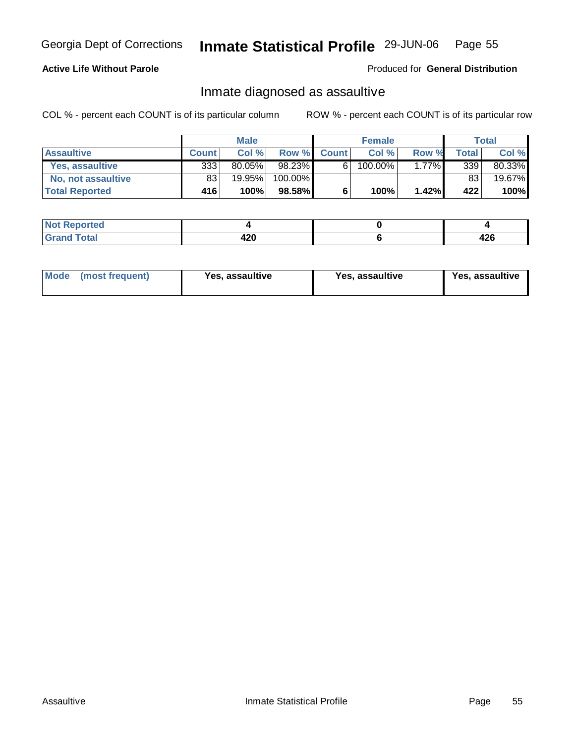**Active Life Without Parole**

Produced for **General Distribution**

## Inmate diagnosed as assaultive

COL % - percent each COUNT is of its particular column

ROW % - percent each COUNT is of its particular row

| | Male | | | Female | | | Total | |
|---|---|---|---|---|---|---|---|---|
| **Assaultive** | **Count** | **Col %** | **Row %** | **Count** | **Col %** | **Row %** | **Total** | **Col %** |
| **Yes, assaultive** | 333 | 80.05% | 98.23% | 6 | 100.00% | 1.77% | 339 | 80.33% |
| **No, not assaultive** | 83 | 19.95% | 100.00% | | | | 83 | 19.67% |
| **Total Reported** | **416** | **100%** | **98.58%** | **6** | **100%** | **1.42%** | **422** | **100%** |

| | Male | Female | Total |
|---|---|---|---|
| **Not Reported** | **4** | **0** | **4** |
| **Grand Total** | **420** | **6** | **426** |

| | Male | Female | Total |
|---|---|---|---|
| **Mode (most frequent)** | **Yes, assaultive** | **Yes, assaultive** | **Yes, assaultive** |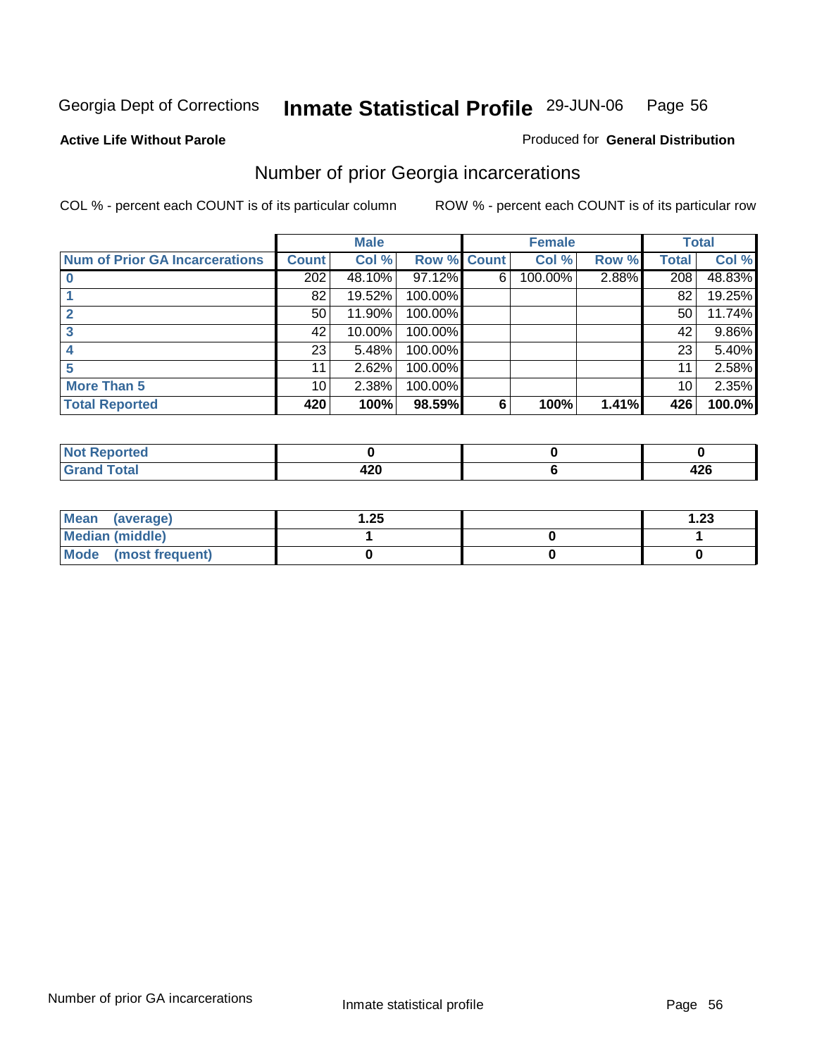Georgia Dept of Corrections **Inmate Statistical Profile** 29-JUN-06

**Active Life Without Parole**

Produced for **General Distribution**

## Number of prior Georgia incarcerations

COL % - percent each COUNT is of its particular column

ROW % - percent each COUNT is of its particular row

| | Male | | | Female | | | Total | |
|---|---|---|---|---|---|---|---|---|
| **Num of Prior GA Incarcerations** | **Count** | **Col %** | **Row %** | **Count** | **Col %** | **Row %** | **Total** | **Col %** |
| **0** | 202 | 48.10% | 97.12% | 6 | 100.00% | 2.88% | 208 | 48.83% |
| **1** | 82 | 19.52% | 100.00% | | | | 82 | 19.25% |
| **2** | 50 | 11.90% | 100.00% | | | | 50 | 11.74% |
| **3** | 42 | 10.00% | 100.00% | | | | 42 | 9.86% |
| **4** | 23 | 5.48% | 100.00% | | | | 23 | 5.40% |
| **5** | 11 | 2.62% | 100.00% | | | | 11 | 2.58% |
| **More Than 5** | 10 | 2.38% | 100.00% | | | | 10 | 2.35% |
| **Total Reported** | **420** | **100%** | **98.59%** | **6** | **100%** | **1.41%** | **426** | **100.0%** |

| | Male | Female | Total |
|---|---|---|---|
| **Not Reported** | **0** | **0** | **0** |
| **Grand Total** | **420** | **6** | **426** |

| | Male | Female | Total |
|---|---|---|---|
| **Mean (average)** | **1.25** | | **1.23** |
| **Median (middle)** | **1** | **0** | **1** |
| **Mode (most frequent)** | **0** | **0** | **0** |

Number of prior GA incarcerations

Inmate statistical profile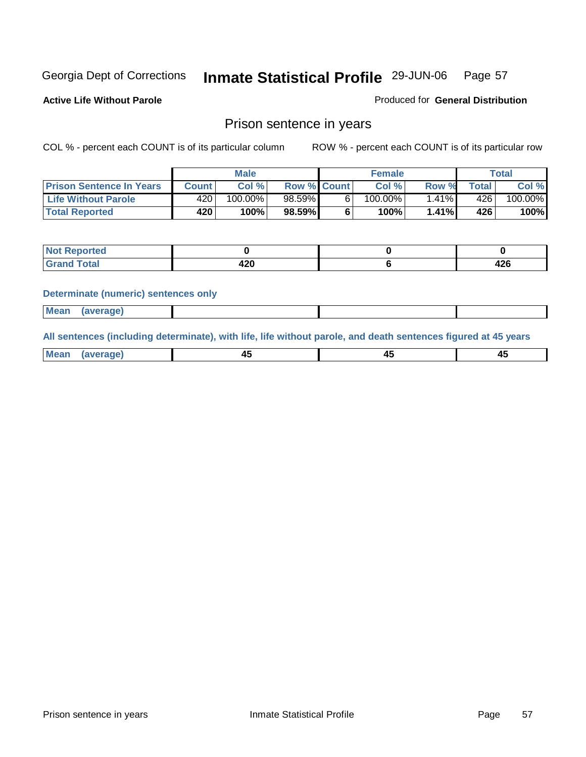Georgia Dept of Corrections **Inmate Statistical Profile** 29-JUN-06

**Active Life Without Parole**

Produced for **General Distribution**

## Prison sentence in years

COL % - percent each COUNT is of its particular column

ROW % - percent each COUNT is of its particular row

| | Male | | | Female | | | Total | |
|---|---|---|---|---|---|---|---|---|
| **Prison Sentence In Years** | **Count** | **Col %** | **Row %** | **Count** | **Col %** | **Row %** | **Total** | **Col %** |
| **Life Without Parole** | 420 | 100.00% | 98.59% | 6 | 100.00% | 1.41% | 426 | 100.00% |
| **Total Reported** | **420** | **100%** | **98.59%** | **6** | **100%** | **1.41%** | **426** | **100%** |

| | Male | Female | Total |
|---|---|---|---|
| **Not Reported** | **0** | **0** | **0** |
| **Grand Total** | **420** | **6** | **426** |

**Determinate (numeric) sentences only**

| | Male | Female | Total |
|---|---|---|---|
| **Mean (average)** | | | |

**All sentences (including determinate), with life, life without parole, and death sentences figured at 45 years**

| | Male | Female | Total |
|---|---|---|---|
| **Mean (average)** | **45** | **45** | **45** |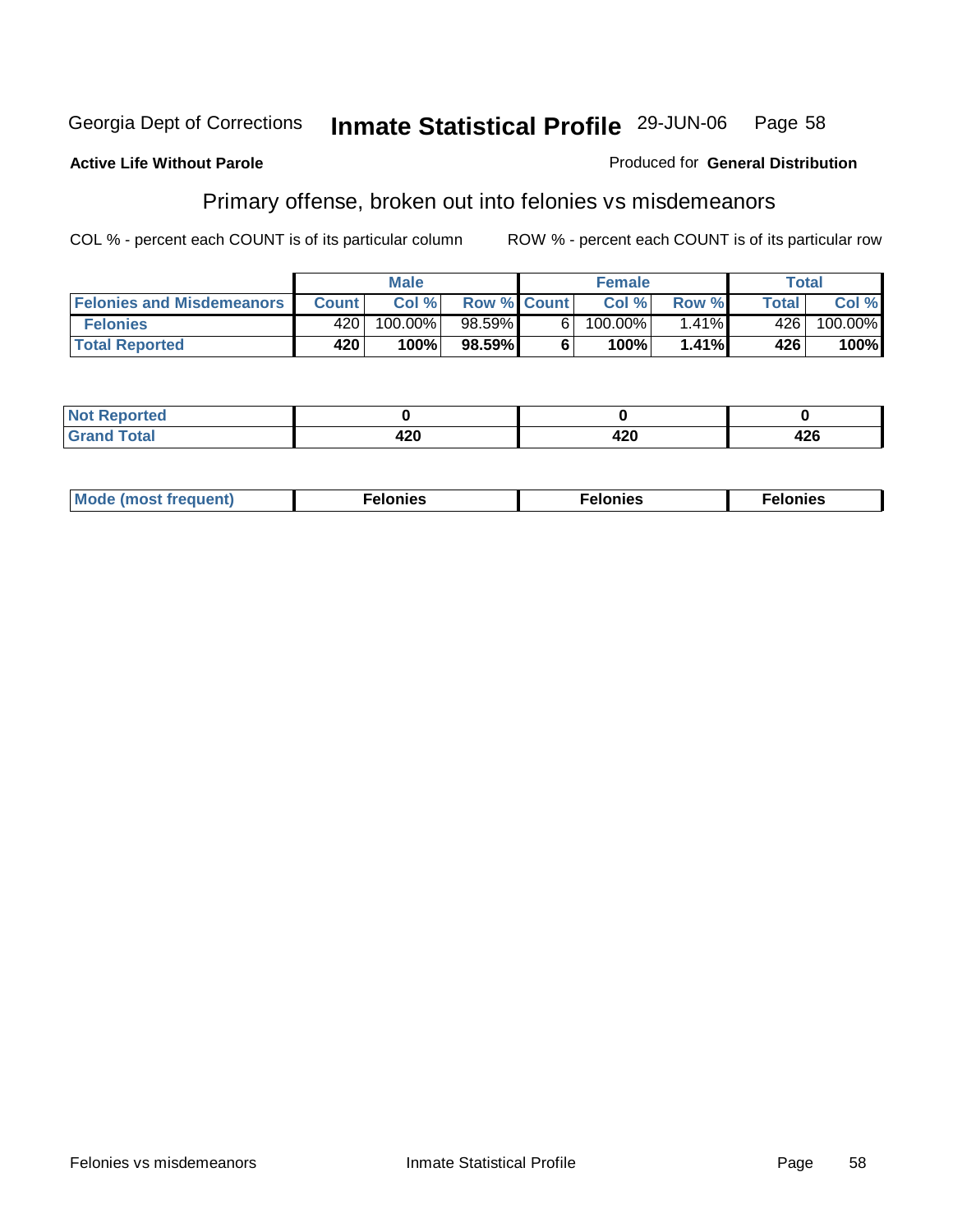Georgia Dept of Corrections **Inmate Statistical Profile** 29-JUN-06

**Active Life Without Parole**

Produced for **General Distribution**

## Primary offense, broken out into felonies vs misdemeanors

COL % - percent each COUNT is of its particular column

ROW % - percent each COUNT is of its particular row

| | Male | | | Female | | | Total | |
|---|---|---|---|---|---|---|---|---|
| **Felonies and Misdemeanors** | **Count** | **Col %** | **Row %** | **Count** | **Col %** | **Row %** | **Total** | **Col %** |
| **Felonies** | 420 | 100.00% | 98.59% | 6 | 100.00% | 1.41% | 426 | 100.00% |
| **Total Reported** | **420** | **100%** | **98.59%** | **6** | **100%** | **1.41%** | **426** | **100%** |

| | Male | Female | Total |
|---|---|---|---|
| **Not Reported** | **0** | **0** | **0** |
| **Grand Total** | **420** | **420** | **426** |

| | Male | Female | Total |
|---|---|---|---|
| **Mode (most frequent)** | **Felonies** | **Felonies** | **Felonies** |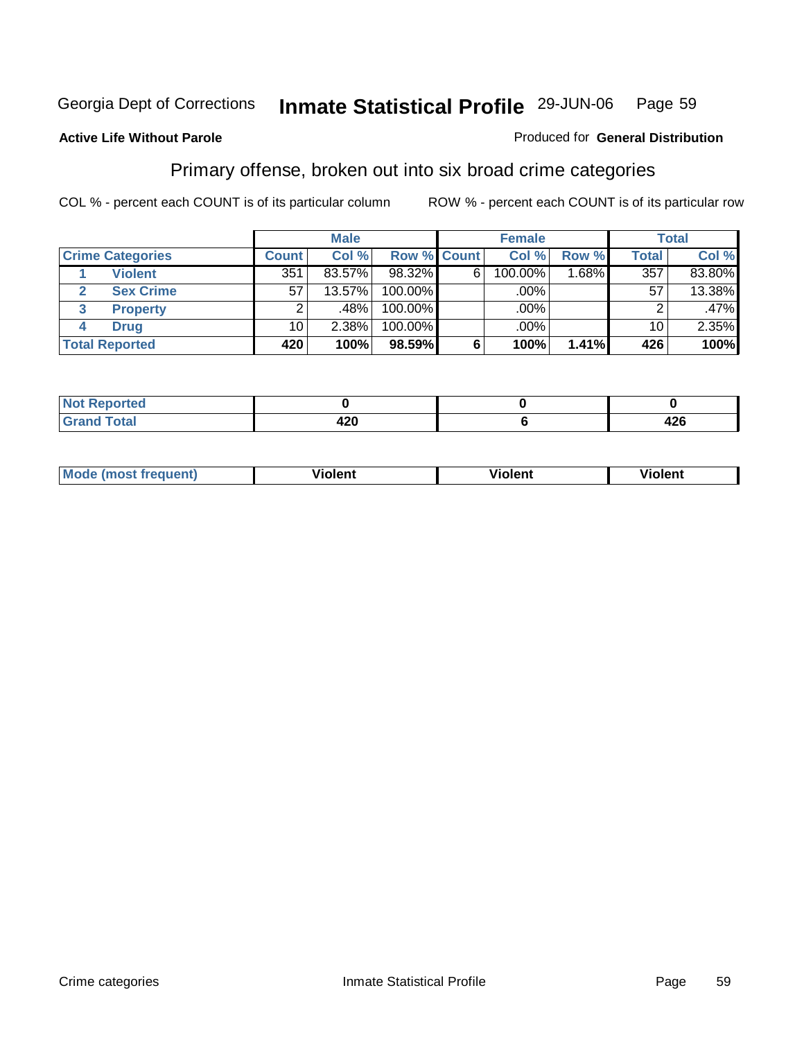Georgia Dept of Corrections **Inhate Statistical Profile** 29-JUN-06

**Active Life Without Parole**

Produced for **General Distribution**

## Primary offense, broken out into six broad crime categories

COL % - percent each COUNT is of its particular column     ROW % - percent each COUNT is of its particular row

| | Male | | | Female | | | Total | |
|---|---|---|---|---|---|---|---|---|
| **Crime Categories** | **Count** | **Col %** | **Row %** | **Count** | **Col %** | **Row %** | **Total** | **Col %** |
| 1 **Violent** | 351 | 83.57% | 98.32% | 6 | 100.00% | 1.68% | 357 | 83.80% |
| 2 **Sex Crime** | 57 | 13.57% | 100.00% | | .00% | | 57 | 13.38% |
| 3 **Property** | 2 | .48% | 100.00% | | .00% | | 2 | .47% |
| 4 **Drug** | 10 | 2.38% | 100.00% | | .00% | | 10 | 2.35% |
| **Total Reported** | **420** | **100%** | **98.59%** | **6** | **100%** | **1.41%** | **426** | **100%** |

| | Male | Female | Total |
|---|---|---|---|
| **Not Reported** | **0** | **0** | **0** |
| **Grand Total** | **420** | **6** | **426** |

| | Male | Female | Total |
|---|---|---|---|
| **Mode (most frequent)** | **Violent** | **Violent** | **Violent** |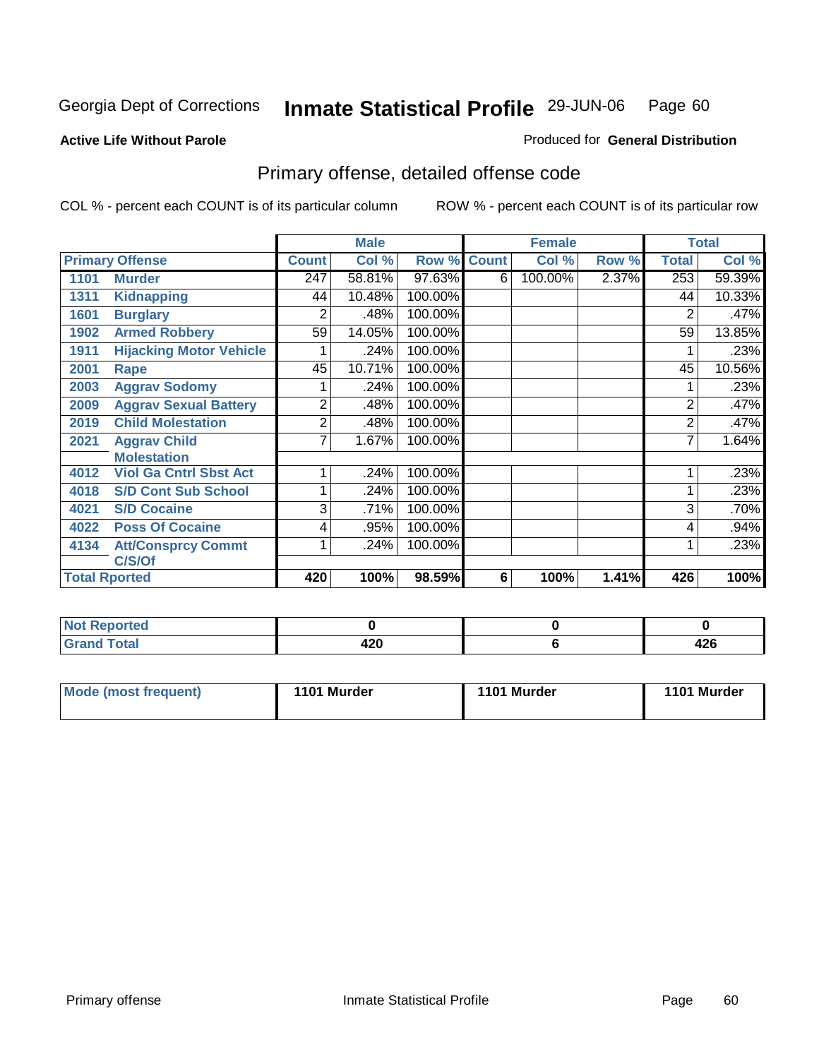Georgia Dept of Corrections **Inmate Statistical Profile** 29-JUN-06

**Active Life Without Parole**

Produced for **General Distribution**

## Primary offense, detailed offense code

COL % - percent each COUNT is of its particular column

ROW % - percent each COUNT is of its particular row

| Primary Offense | | Male | | | Female | | | Total | |
|---|---|---|---|---|---|---|---|---|---|
| | | Count | Col % | Row % | Count | Col % | Row % | Total | Col % |
| 1101 | Murder | 247 | 58.81% | 97.63% | 6 | 100.00% | 2.37% | 253 | 59.39% |
| 1311 | Kidnapping | 44 | 10.48% | 100.00% | | | | 44 | 10.33% |
| 1601 | Burglary | 2 | .48% | 100.00% | | | | 2 | .47% |
| 1902 | Armed Robbery | 59 | 14.05% | 100.00% | | | | 59 | 13.85% |
| 1911 | Hijacking Motor Vehicle | 1 | .24% | 100.00% | | | | 1 | .23% |
| 2001 | Rape | 45 | 10.71% | 100.00% | | | | 45 | 10.56% |
| 2003 | Aggrav Sodomy | 1 | .24% | 100.00% | | | | 1 | .23% |
| 2009 | Aggrav Sexual Battery | 2 | .48% | 100.00% | | | | 2 | .47% |
| 2019 | Child Molestation | 2 | .48% | 100.00% | | | | 2 | .47% |
| 2021 | Aggrav Child Molestation | 7 | 1.67% | 100.00% | | | | 7 | 1.64% |
| 4012 | Viol Ga Cntrl Sbst Act | 1 | .24% | 100.00% | | | | 1 | .23% |
| 4018 | S/D Cont Sub School | 1 | .24% | 100.00% | | | | 1 | .23% |
| 4021 | S/D Cocaine | 3 | .71% | 100.00% | | | | 3 | .70% |
| 4022 | Poss Of Cocaine | 4 | .95% | 100.00% | | | | 4 | .94% |
| 4134 | Att/Consprcy Commt C/S/Of | 1 | .24% | 100.00% | | | | 1 | .23% |
| Total Rported | | 420 | 100% | 98.59% | 6 | 100% | 1.41% | 426 | 100% |

| | Male | Female | Total |
|---|---|---|---|
| Not Reported | 0 | 0 | 0 |
| Grand Total | 420 | 6 | 426 |

| | Male | Female | Total |
|---|---|---|---|
| Mode (most frequent) | 1101 Murder | 1101 Murder | 1101 Murder |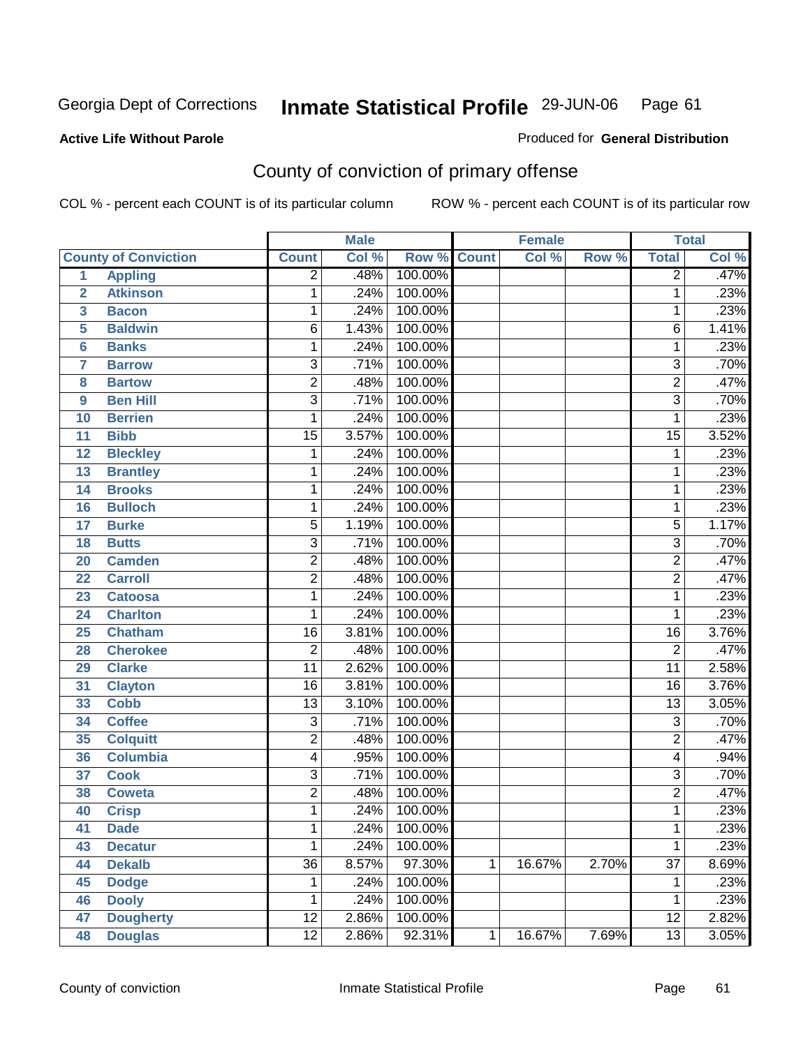Georgia Dept of Corrections **Inmate Statistical Profile** 29-JUN-06

**Active Life Without Parole**

Produced for **General Distribution**

## County of conviction of primary offense

COL % - percent each COUNT is of its particular column    ROW % - percent each COUNT is of its particular row

| County of Conviction | | Male | | | Female | | | Total | |
|---|---|---|---|---|---|---|---|---|---|
| | | Count | Col % | Row % | Count | Col % | Row % | Total | Col % |
| 1 | Appling | 2 | .48% | 100.00% | | | | 2 | .47% |
| 2 | Atkinson | 1 | .24% | 100.00% | | | | 1 | .23% |
| 3 | Bacon | 1 | .24% | 100.00% | | | | 1 | .23% |
| 5 | Baldwin | 6 | 1.43% | 100.00% | | | | 6 | 1.41% |
| 6 | Banks | 1 | .24% | 100.00% | | | | 1 | .23% |
| 7 | Barrow | 3 | .71% | 100.00% | | | | 3 | .70% |
| 8 | Bartow | 2 | .48% | 100.00% | | | | 2 | .47% |
| 9 | Ben Hill | 3 | .71% | 100.00% | | | | 3 | .70% |
| 10 | Berrien | 1 | .24% | 100.00% | | | | 1 | .23% |
| 11 | Bibb | 15 | 3.57% | 100.00% | | | | 15 | 3.52% |
| 12 | Bleckley | 1 | .24% | 100.00% | | | | 1 | .23% |
| 13 | Brantley | 1 | .24% | 100.00% | | | | 1 | .23% |
| 14 | Brooks | 1 | .24% | 100.00% | | | | 1 | .23% |
| 16 | Bulloch | 1 | .24% | 100.00% | | | | 1 | .23% |
| 17 | Burke | 5 | 1.19% | 100.00% | | | | 5 | 1.17% |
| 18 | Butts | 3 | .71% | 100.00% | | | | 3 | .70% |
| 20 | Camden | 2 | .48% | 100.00% | | | | 2 | .47% |
| 22 | Carroll | 2 | .48% | 100.00% | | | | 2 | .47% |
| 23 | Catoosa | 1 | .24% | 100.00% | | | | 1 | .23% |
| 24 | Charlton | 1 | .24% | 100.00% | | | | 1 | .23% |
| 25 | Chatham | 16 | 3.81% | 100.00% | | | | 16 | 3.76% |
| 28 | Cherokee | 2 | .48% | 100.00% | | | | 2 | .47% |
| 29 | Clarke | 11 | 2.62% | 100.00% | | | | 11 | 2.58% |
| 31 | Clayton | 16 | 3.81% | 100.00% | | | | 16 | 3.76% |
| 33 | Cobb | 13 | 3.10% | 100.00% | | | | 13 | 3.05% |
| 34 | Coffee | 3 | .71% | 100.00% | | | | 3 | .70% |
| 35 | Colquitt | 2 | .48% | 100.00% | | | | 2 | .47% |
| 36 | Columbia | 4 | .95% | 100.00% | | | | 4 | .94% |
| 37 | Cook | 3 | .71% | 100.00% | | | | 3 | .70% |
| 38 | Coweta | 2 | .48% | 100.00% | | | | 2 | .47% |
| 40 | Crisp | 1 | .24% | 100.00% | | | | 1 | .23% |
| 41 | Dade | 1 | .24% | 100.00% | | | | 1 | .23% |
| 43 | Decatur | 1 | .24% | 100.00% | | | | 1 | .23% |
| 44 | Dekalb | 36 | 8.57% | 97.30% | 1 | 16.67% | 2.70% | 37 | 8.69% |
| 45 | Dodge | 1 | .24% | 100.00% | | | | 1 | .23% |
| 46 | Dooly | 1 | .24% | 100.00% | | | | 1 | .23% |
| 47 | Dougherty | 12 | 2.86% | 100.00% | | | | 12 | 2.82% |
| 48 | Douglas | 12 | 2.86% | 92.31% | 1 | 16.67% | 7.69% | 13 | 3.05% |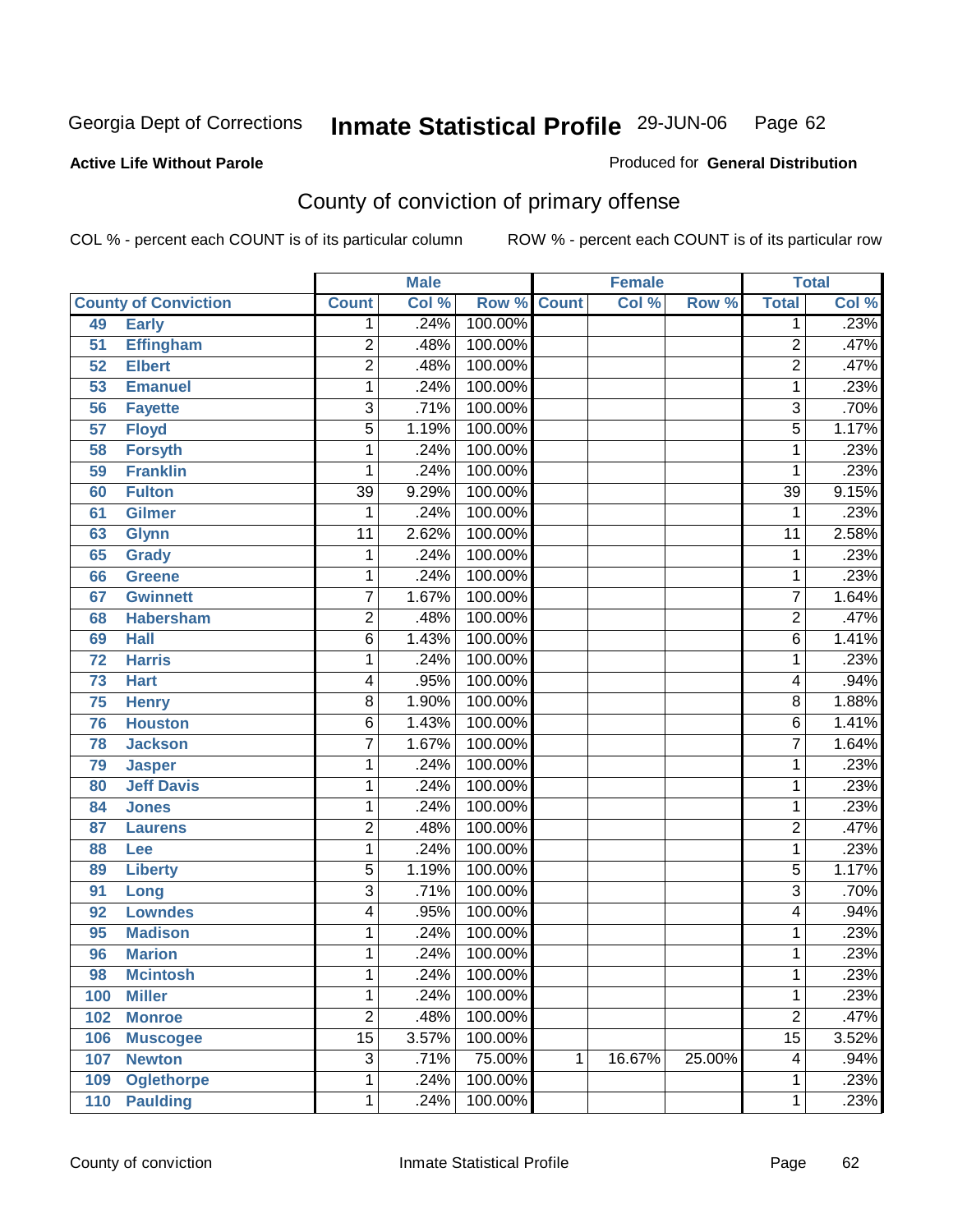**Active Life Without Parole**

Produced for **General Distribution**

## County of conviction of primary offense

COL % - percent each COUNT is of its particular column ROW % - percent each COUNT is of its particular row

| | | Male | | | Female | | | Total | |
|---|---|---|---|---|---|---|---|---|---|
| **County of Conviction** | | **Count** | **Col %** | **Row %** | **Count** | **Col %** | **Row %** | **Total** | **Col %** |
| 49 | Early | 1 | .24% | 100.00% | | | | 1 | .23% |
| 51 | Effingham | 2 | .48% | 100.00% | | | | 2 | .47% |
| 52 | Elbert | 2 | .48% | 100.00% | | | | 2 | .47% |
| 53 | Emanuel | 1 | .24% | 100.00% | | | | 1 | .23% |
| 56 | Fayette | 3 | .71% | 100.00% | | | | 3 | .70% |
| 57 | Floyd | 5 | 1.19% | 100.00% | | | | 5 | 1.17% |
| 58 | Forsyth | 1 | .24% | 100.00% | | | | 1 | .23% |
| 59 | Franklin | 1 | .24% | 100.00% | | | | 1 | .23% |
| 60 | Fulton | 39 | 9.29% | 100.00% | | | | 39 | 9.15% |
| 61 | Gilmer | 1 | .24% | 100.00% | | | | 1 | .23% |
| 63 | Glynn | 11 | 2.62% | 100.00% | | | | 11 | 2.58% |
| 65 | Grady | 1 | .24% | 100.00% | | | | 1 | .23% |
| 66 | Greene | 1 | .24% | 100.00% | | | | 1 | .23% |
| 67 | Gwinnett | 7 | 1.67% | 100.00% | | | | 7 | 1.64% |
| 68 | Habersham | 2 | .48% | 100.00% | | | | 2 | .47% |
| 69 | Hall | 6 | 1.43% | 100.00% | | | | 6 | 1.41% |
| 72 | Harris | 1 | .24% | 100.00% | | | | 1 | .23% |
| 73 | Hart | 4 | .95% | 100.00% | | | | 4 | .94% |
| 75 | Henry | 8 | 1.90% | 100.00% | | | | 8 | 1.88% |
| 76 | Houston | 6 | 1.43% | 100.00% | | | | 6 | 1.41% |
| 78 | Jackson | 7 | 1.67% | 100.00% | | | | 7 | 1.64% |
| 79 | Jasper | 1 | .24% | 100.00% | | | | 1 | .23% |
| 80 | Jeff Davis | 1 | .24% | 100.00% | | | | 1 | .23% |
| 84 | Jones | 1 | .24% | 100.00% | | | | 1 | .23% |
| 87 | Laurens | 2 | .48% | 100.00% | | | | 2 | .47% |
| 88 | Lee | 1 | .24% | 100.00% | | | | 1 | .23% |
| 89 | Liberty | 5 | 1.19% | 100.00% | | | | 5 | 1.17% |
| 91 | Long | 3 | .71% | 100.00% | | | | 3 | .70% |
| 92 | Lowndes | 4 | .95% | 100.00% | | | | 4 | .94% |
| 95 | Madison | 1 | .24% | 100.00% | | | | 1 | .23% |
| 96 | Marion | 1 | .24% | 100.00% | | | | 1 | .23% |
| 98 | Mcintosh | 1 | .24% | 100.00% | | | | 1 | .23% |
| 100 | Miller | 1 | .24% | 100.00% | | | | 1 | .23% |
| 102 | Monroe | 2 | .48% | 100.00% | | | | 2 | .47% |
| 106 | Muscogee | 15 | 3.57% | 100.00% | | | | 15 | 3.52% |
| 107 | Newton | 3 | .71% | 75.00% | 1 | 16.67% | 25.00% | 4 | .94% |
| 109 | Oglethorpe | 1 | .24% | 100.00% | | | | 1 | .23% |
| 110 | Paulding | 1 | .24% | 100.00% | | | | 1 | .23% |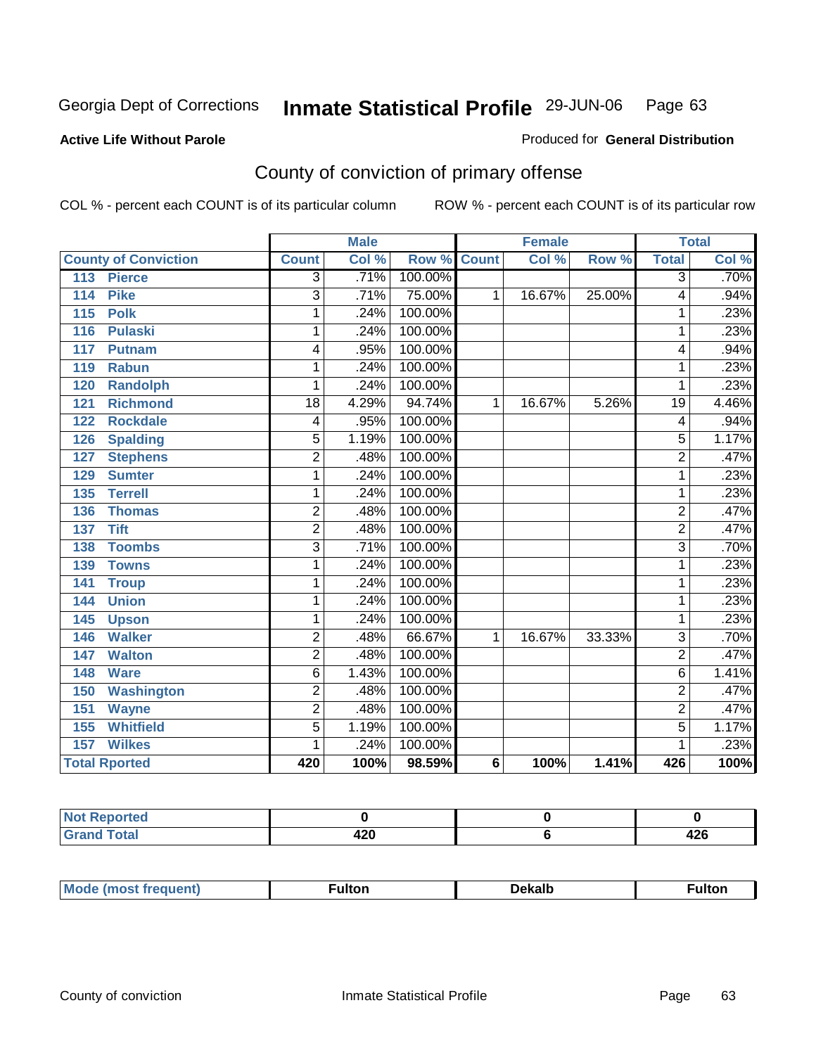Georgia Dept of Corrections **Inmate Statistical Profile** 29-JUN-06 Page 63

**Active Life Without Parole**

Produced for **General Distribution**

## County of conviction of primary offense

COL % - percent each COUNT is of its particular column ROW % - percent each COUNT is of its particular row

| County of Conviction | Male | | | Female | | | Total | |
|---|---|---|---|---|---|---|---|---|
| | Count | Col % | Row % | Count | Col % | Row % | Total | Col % |
| 113 Pierce | 3 | .71% | 100.00% | | | | 3 | .70% |
| 114 Pike | 3 | .71% | 75.00% | 1 | 16.67% | 25.00% | 4 | .94% |
| 115 Polk | 1 | .24% | 100.00% | | | | 1 | .23% |
| 116 Pulaski | 1 | .24% | 100.00% | | | | 1 | .23% |
| 117 Putnam | 4 | .95% | 100.00% | | | | 4 | .94% |
| 119 Rabun | 1 | .24% | 100.00% | | | | 1 | .23% |
| 120 Randolph | 1 | .24% | 100.00% | | | | 1 | .23% |
| 121 Richmond | 18 | 4.29% | 94.74% | 1 | 16.67% | 5.26% | 19 | 4.46% |
| 122 Rockdale | 4 | .95% | 100.00% | | | | 4 | .94% |
| 126 Spalding | 5 | 1.19% | 100.00% | | | | 5 | 1.17% |
| 127 Stephens | 2 | .48% | 100.00% | | | | 2 | .47% |
| 129 Sumter | 1 | .24% | 100.00% | | | | 1 | .23% |
| 135 Terrell | 1 | .24% | 100.00% | | | | 1 | .23% |
| 136 Thomas | 2 | .48% | 100.00% | | | | 2 | .47% |
| 137 Tift | 2 | .48% | 100.00% | | | | 2 | .47% |
| 138 Toombs | 3 | .71% | 100.00% | | | | 3 | .70% |
| 139 Towns | 1 | .24% | 100.00% | | | | 1 | .23% |
| 141 Troup | 1 | .24% | 100.00% | | | | 1 | .23% |
| 144 Union | 1 | .24% | 100.00% | | | | 1 | .23% |
| 145 Upson | 1 | .24% | 100.00% | | | | 1 | .23% |
| 146 Walker | 2 | .48% | 66.67% | 1 | 16.67% | 33.33% | 3 | .70% |
| 147 Walton | 2 | .48% | 100.00% | | | | 2 | .47% |
| 148 Ware | 6 | 1.43% | 100.00% | | | | 6 | 1.41% |
| 150 Washington | 2 | .48% | 100.00% | | | | 2 | .47% |
| 151 Wayne | 2 | .48% | 100.00% | | | | 2 | .47% |
| 155 Whitfield | 5 | 1.19% | 100.00% | | | | 5 | 1.17% |
| 157 Wilkes | 1 | .24% | 100.00% | | | | 1 | .23% |
| **Total Rported** | **420** | **100%** | **98.59%** | **6** | **100%** | **1.41%** | **426** | **100%** |

| | Male | Female | Total |
|---|---|---|---|
| Not Reported | 0 | 0 | 0 |
| Grand Total | 420 | 6 | 426 |

| | Male | Female | Total |
|---|---|---|---|
| Mode (most frequent) | Fulton | Dekalb | Fulton |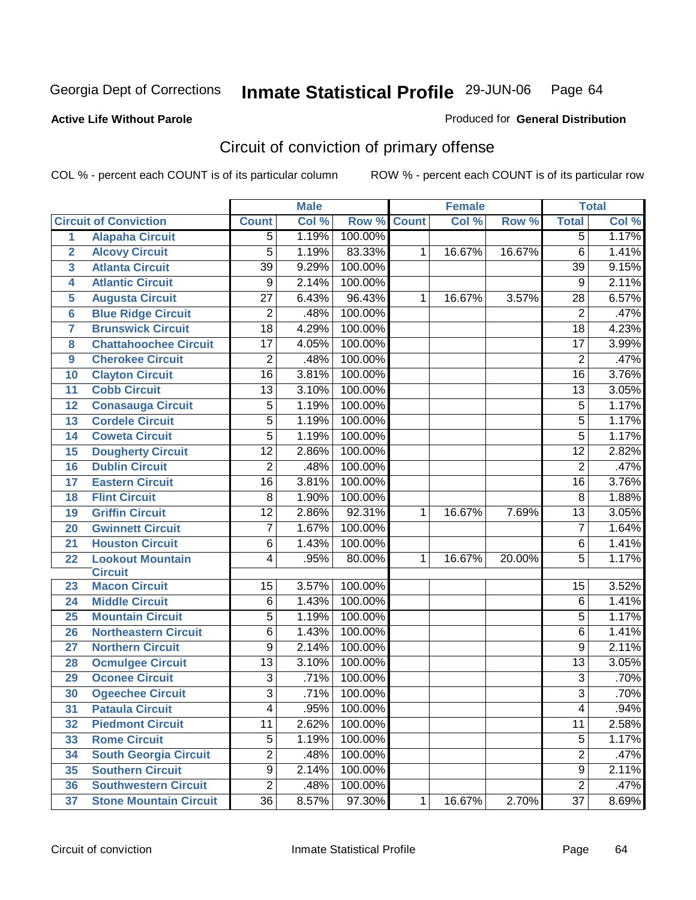Georgia Dept of Corrections **Inmate Statistical Profile** 29-JUN-06

**Active Life Without Parole**

Produced for **General Distribution**

## Circuit of conviction of primary offense

COL % - percent each COUNT is of its particular column ROW % - percent each COUNT is of its particular row

| | | Male | | | Female | | | Total | |
|---|---|---|---|---|---|---|---|---|---|
| | **Circuit of Conviction** | **Count** | **Col %** | **Row %** | **Count** | **Col %** | **Row %** | **Total** | **Col %** |
| 1 | Alapaha Circuit | 5 | 1.19% | 100.00% | | | | 5 | 1.17% |
| 2 | Alcovy Circuit | 5 | 1.19% | 83.33% | 1 | 16.67% | 16.67% | 6 | 1.41% |
| 3 | Atlanta Circuit | 39 | 9.29% | 100.00% | | | | 39 | 9.15% |
| 4 | Atlantic Circuit | 9 | 2.14% | 100.00% | | | | 9 | 2.11% |
| 5 | Augusta Circuit | 27 | 6.43% | 96.43% | 1 | 16.67% | 3.57% | 28 | 6.57% |
| 6 | Blue Ridge Circuit | 2 | .48% | 100.00% | | | | 2 | .47% |
| 7 | Brunswick Circuit | 18 | 4.29% | 100.00% | | | | 18 | 4.23% |
| 8 | Chattahoochee Circuit | 17 | 4.05% | 100.00% | | | | 17 | 3.99% |
| 9 | Cherokee Circuit | 2 | .48% | 100.00% | | | | 2 | .47% |
| 10 | Clayton Circuit | 16 | 3.81% | 100.00% | | | | 16 | 3.76% |
| 11 | Cobb Circuit | 13 | 3.10% | 100.00% | | | | 13 | 3.05% |
| 12 | Conasauga Circuit | 5 | 1.19% | 100.00% | | | | 5 | 1.17% |
| 13 | Cordele Circuit | 5 | 1.19% | 100.00% | | | | 5 | 1.17% |
| 14 | Coweta Circuit | 5 | 1.19% | 100.00% | | | | 5 | 1.17% |
| 15 | Dougherty Circuit | 12 | 2.86% | 100.00% | | | | 12 | 2.82% |
| 16 | Dublin Circuit | 2 | .48% | 100.00% | | | | 2 | .47% |
| 17 | Eastern Circuit | 16 | 3.81% | 100.00% | | | | 16 | 3.76% |
| 18 | Flint Circuit | 8 | 1.90% | 100.00% | | | | 8 | 1.88% |
| 19 | Griffin Circuit | 12 | 2.86% | 92.31% | 1 | 16.67% | 7.69% | 13 | 3.05% |
| 20 | Gwinnett Circuit | 7 | 1.67% | 100.00% | | | | 7 | 1.64% |
| 21 | Houston Circuit | 6 | 1.43% | 100.00% | | | | 6 | 1.41% |
| 22 | Lookout Mountain Circuit | 4 | .95% | 80.00% | 1 | 16.67% | 20.00% | 5 | 1.17% |
| 23 | Macon Circuit | 15 | 3.57% | 100.00% | | | | 15 | 3.52% |
| 24 | Middle Circuit | 6 | 1.43% | 100.00% | | | | 6 | 1.41% |
| 25 | Mountain Circuit | 5 | 1.19% | 100.00% | | | | 5 | 1.17% |
| 26 | Northeastern Circuit | 6 | 1.43% | 100.00% | | | | 6 | 1.41% |
| 27 | Northern Circuit | 9 | 2.14% | 100.00% | | | | 9 | 2.11% |
| 28 | Ocmulgee Circuit | 13 | 3.10% | 100.00% | | | | 13 | 3.05% |
| 29 | Oconee Circuit | 3 | .71% | 100.00% | | | | 3 | .70% |
| 30 | Ogeechee Circuit | 3 | .71% | 100.00% | | | | 3 | .70% |
| 31 | Pataula Circuit | 4 | .95% | 100.00% | | | | 4 | .94% |
| 32 | Piedmont Circuit | 11 | 2.62% | 100.00% | | | | 11 | 2.58% |
| 33 | Rome Circuit | 5 | 1.19% | 100.00% | | | | 5 | 1.17% |
| 34 | South Georgia Circuit | 2 | .48% | 100.00% | | | | 2 | .47% |
| 35 | Southern Circuit | 9 | 2.14% | 100.00% | | | | 9 | 2.11% |
| 36 | Southwestern Circuit | 2 | .48% | 100.00% | | | | 2 | .47% |
| 37 | Stone Mountain Circuit | 36 | 8.57% | 97.30% | 1 | 16.67% | 2.70% | 37 | 8.69% |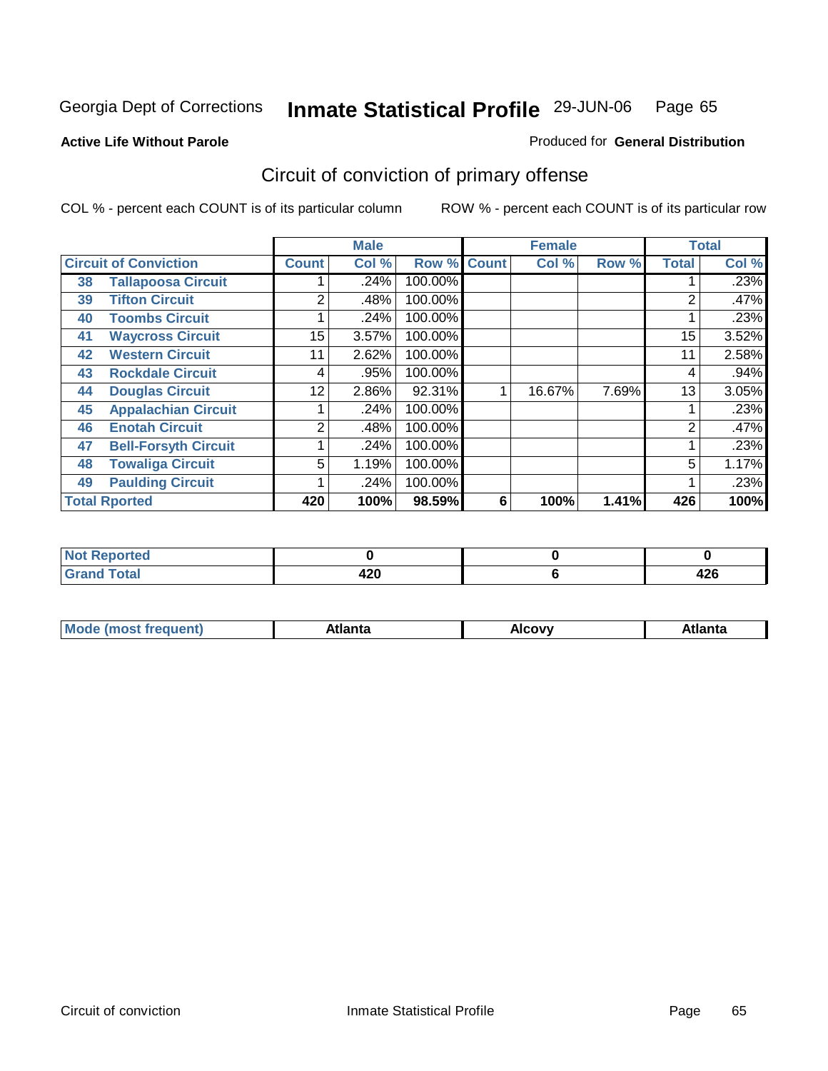Georgia Dept of Corrections **Inmate Statistical Profile** 29-JUN-06

**Active Life Without Parole**

Produced for **General Distribution**

## Circuit of conviction of primary offense

COL % - percent each COUNT is of its particular column ROW % - percent each COUNT is of its particular row

| | | Male | | | Female | | | Total | |
|---|---|---|---|---|---|---|---|---|---|
| **Circuit of Conviction** | | **Count** | **Col %** | **Row %** | **Count** | **Col %** | **Row %** | **Total** | **Col %** |
| 38 | Tallapoosa Circuit | 1 | .24% | 100.00% | | | | 1 | .23% |
| 39 | Tifton Circuit | 2 | .48% | 100.00% | | | | 2 | .47% |
| 40 | Toombs Circuit | 1 | .24% | 100.00% | | | | 1 | .23% |
| 41 | Waycross Circuit | 15 | 3.57% | 100.00% | | | | 15 | 3.52% |
| 42 | Western Circuit | 11 | 2.62% | 100.00% | | | | 11 | 2.58% |
| 43 | Rockdale Circuit | 4 | .95% | 100.00% | | | | 4 | .94% |
| 44 | Douglas Circuit | 12 | 2.86% | 92.31% | 1 | 16.67% | 7.69% | 13 | 3.05% |
| 45 | Appalachian Circuit | 1 | .24% | 100.00% | | | | 1 | .23% |
| 46 | Enotah Circuit | 2 | .48% | 100.00% | | | | 2 | .47% |
| 47 | Bell-Forsyth Circuit | 1 | .24% | 100.00% | | | | 1 | .23% |
| 48 | Towaliga Circuit | 5 | 1.19% | 100.00% | | | | 5 | 1.17% |
| 49 | Paulding Circuit | 1 | .24% | 100.00% | | | | 1 | .23% |
| **Total Rported** | | **420** | **100%** | **98.59%** | **6** | **100%** | **1.41%** | **426** | **100%** |

| | Male | Female | Total |
|---|---|---|---|
| **Not Reported** | **0** | **0** | **0** |
| **Grand Total** | **420** | **6** | **426** |

| | Male | Female | Total |
|---|---|---|---|
| **Mode (most frequent)** | **Atlanta** | **Alcovy** | **Atlanta** |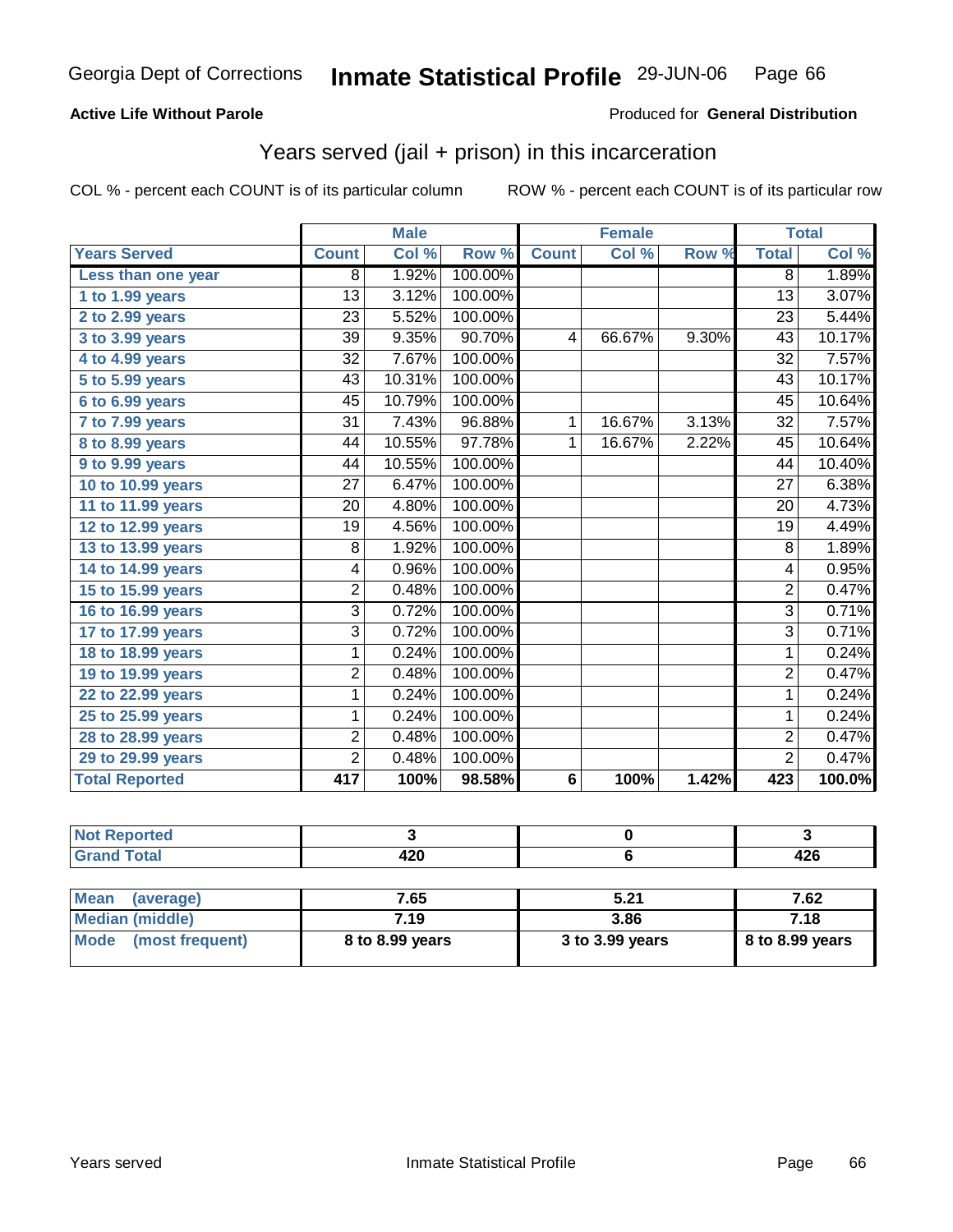Georgia Dept of Corrections **Inmate Statistical Profile** 29-JUN-06

**Active Life Without Parole**

Produced for **General Distribution**

## Years served (jail + prison) in this incarceration

COL % - percent each COUNT is of its particular column        ROW % - percent each COUNT is of its particular row

| | Male | | | Female | | | Total | |
|---|---|---|---|---|---|---|---|---|
| **Years Served** | **Count** | **Col %** | **Row %** | **Count** | **Col %** | **Row %** | **Total** | **Col %** |
| Less than one year | 8 | 1.92% | 100.00% | | | | 8 | 1.89% |
| 1 to 1.99 years | 13 | 3.12% | 100.00% | | | | 13 | 3.07% |
| 2 to 2.99 years | 23 | 5.52% | 100.00% | | | | 23 | 5.44% |
| 3 to 3.99 years | 39 | 9.35% | 90.70% | 4 | 66.67% | 9.30% | 43 | 10.17% |
| 4 to 4.99 years | 32 | 7.67% | 100.00% | | | | 32 | 7.57% |
| 5 to 5.99 years | 43 | 10.31% | 100.00% | | | | 43 | 10.17% |
| 6 to 6.99 years | 45 | 10.79% | 100.00% | | | | 45 | 10.64% |
| 7 to 7.99 years | 31 | 7.43% | 96.88% | 1 | 16.67% | 3.13% | 32 | 7.57% |
| 8 to 8.99 years | 44 | 10.55% | 97.78% | 1 | 16.67% | 2.22% | 45 | 10.64% |
| 9 to 9.99 years | 44 | 10.55% | 100.00% | | | | 44 | 10.40% |
| 10 to 10.99 years | 27 | 6.47% | 100.00% | | | | 27 | 6.38% |
| 11 to 11.99 years | 20 | 4.80% | 100.00% | | | | 20 | 4.73% |
| 12 to 12.99 years | 19 | 4.56% | 100.00% | | | | 19 | 4.49% |
| 13 to 13.99 years | 8 | 1.92% | 100.00% | | | | 8 | 1.89% |
| 14 to 14.99 years | 4 | 0.96% | 100.00% | | | | 4 | 0.95% |
| 15 to 15.99 years | 2 | 0.48% | 100.00% | | | | 2 | 0.47% |
| 16 to 16.99 years | 3 | 0.72% | 100.00% | | | | 3 | 0.71% |
| 17 to 17.99 years | 3 | 0.72% | 100.00% | | | | 3 | 0.71% |
| 18 to 18.99 years | 1 | 0.24% | 100.00% | | | | 1 | 0.24% |
| 19 to 19.99 years | 2 | 0.48% | 100.00% | | | | 2 | 0.47% |
| 22 to 22.99 years | 1 | 0.24% | 100.00% | | | | 1 | 0.24% |
| 25 to 25.99 years | 1 | 0.24% | 100.00% | | | | 1 | 0.24% |
| 28 to 28.99 years | 2 | 0.48% | 100.00% | | | | 2 | 0.47% |
| 29 to 29.99 years | 2 | 0.48% | 100.00% | | | | 2 | 0.47% |
| **Total Reported** | **417** | **100%** | **98.58%** | **6** | **100%** | **1.42%** | **423** | **100.0%** |

| | Male | Female | Total |
|---|---|---|---|
| Not Reported | 3 | 0 | 3 |
| Grand Total | 420 | 6 | 426 |

| | Male | Female | Total |
|---|---|---|---|
| Mean (average) | 7.65 | 5.21 | 7.62 |
| Median (middle) | 7.19 | 3.86 | 7.18 |
| Mode (most frequent) | 8 to 8.99 years | 3 to 3.99 years | 8 to 8.99 years |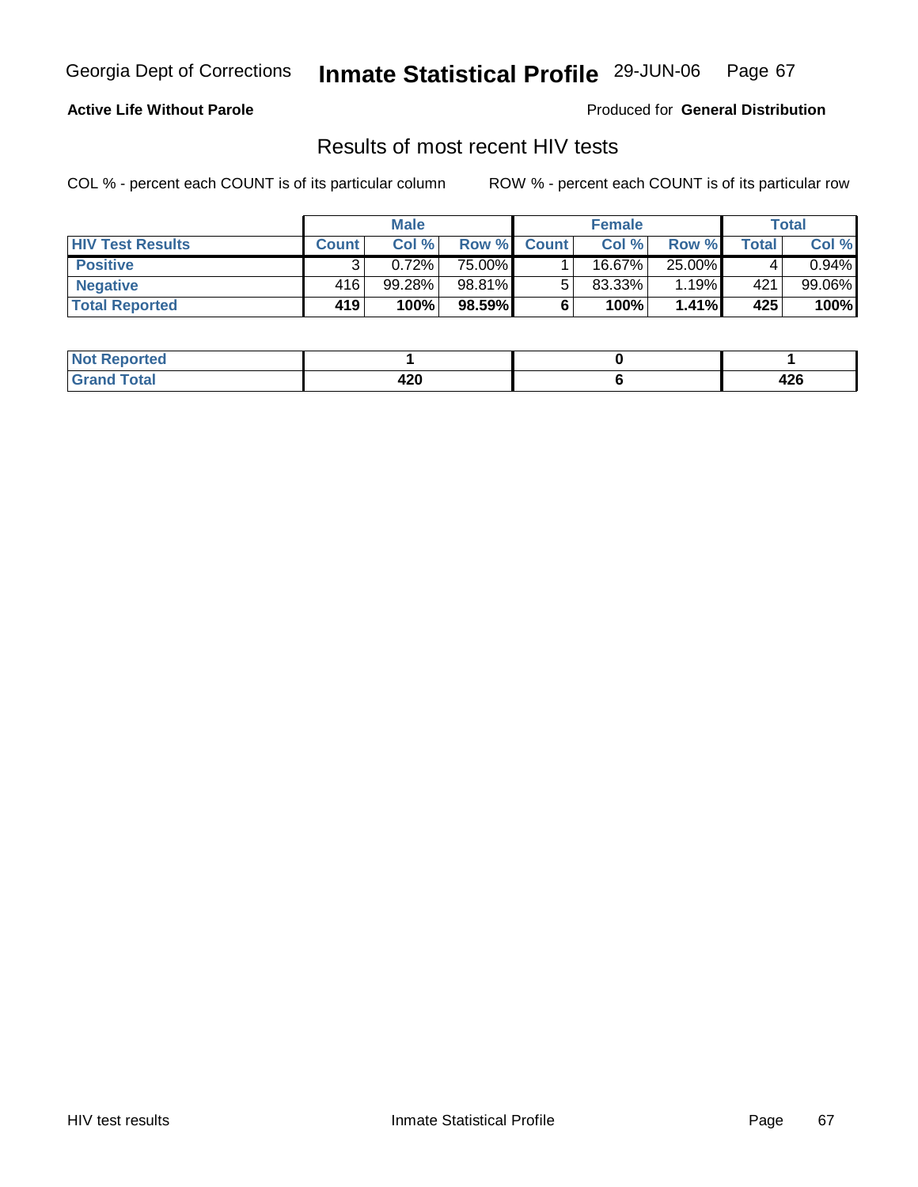Georgia Dept of Corrections **Inmate Statistical Profile** 29-JUN-06

**Active Life Without Parole**

Produced for **General Distribution**

## Results of most recent HIV tests

COL % - percent each COUNT is of its particular column

ROW % - percent each COUNT is of its particular row

| | Male | | | Female | | | Total | |
|---|---|---|---|---|---|---|---|---|
| **HIV Test Results** | **Count** | **Col %** | **Row %** | **Count** | **Col %** | **Row %** | **Total** | **Col %** |
| **Positive** | 3 | 0.72% | 75.00% | 1 | 16.67% | 25.00% | 4 | 0.94% |
| **Negative** | 416 | 99.28% | 98.81% | 5 | 83.33% | 1.19% | 421 | 99.06% |
| **Total Reported** | **419** | **100%** | **98.59%** | **6** | **100%** | **1.41%** | **425** | **100%** |

| | Male | Female | Total |
|---|---|---|---|
| **Not Reported** | **1** | **0** | **1** |
| **Grand Total** | **420** | **6** | **426** |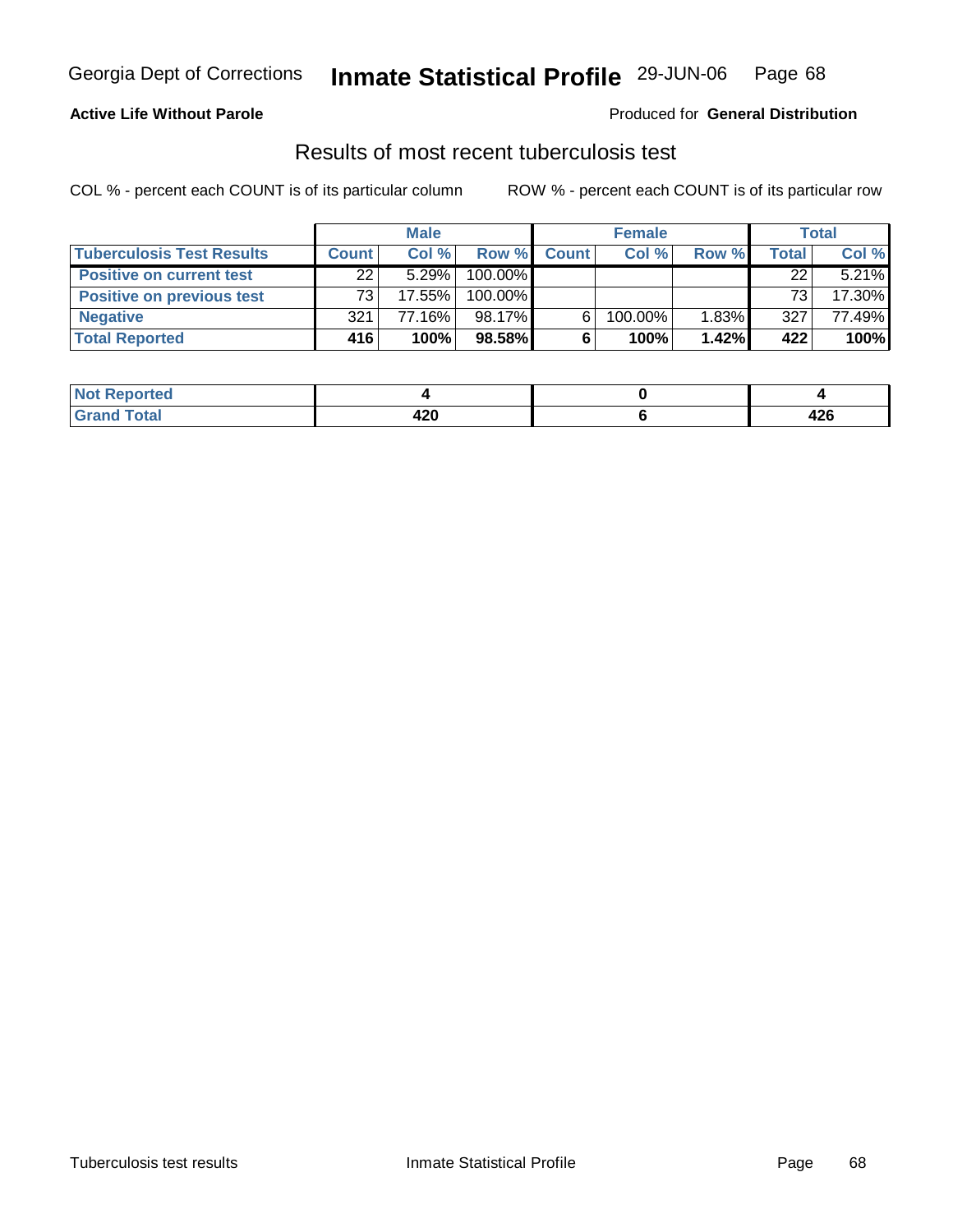**Active Life Without Parole** Produced for **General Distribution**

## Results of most recent tuberculosis test

COL % - percent each COUNT is of its particular column ROW % - percent each COUNT is of its particular row

| | Male | | | Female | | | Total | |
|---|---|---|---|---|---|---|---|---|
| **Tuberculosis Test Results** | **Count** | **Col %** | **Row %** | **Count** | **Col %** | **Row %** | **Total** | **Col %** |
| **Positive on current test** | 22 | 5.29% | 100.00% | | | | 22 | 5.21% |
| **Positive on previous test** | 73 | 17.55% | 100.00% | | | | 73 | 17.30% |
| **Negative** | 321 | 77.16% | 98.17% | 6 | 100.00% | 1.83% | 327 | 77.49% |
| **Total Reported** | **416** | **100%** | **98.58%** | **6** | **100%** | **1.42%** | **422** | **100%** |

| | Male | Female | Total |
|---|---|---|---|
| **Not Reported** | **4** | **0** | **4** |
| **Grand Total** | **420** | **6** | **426** |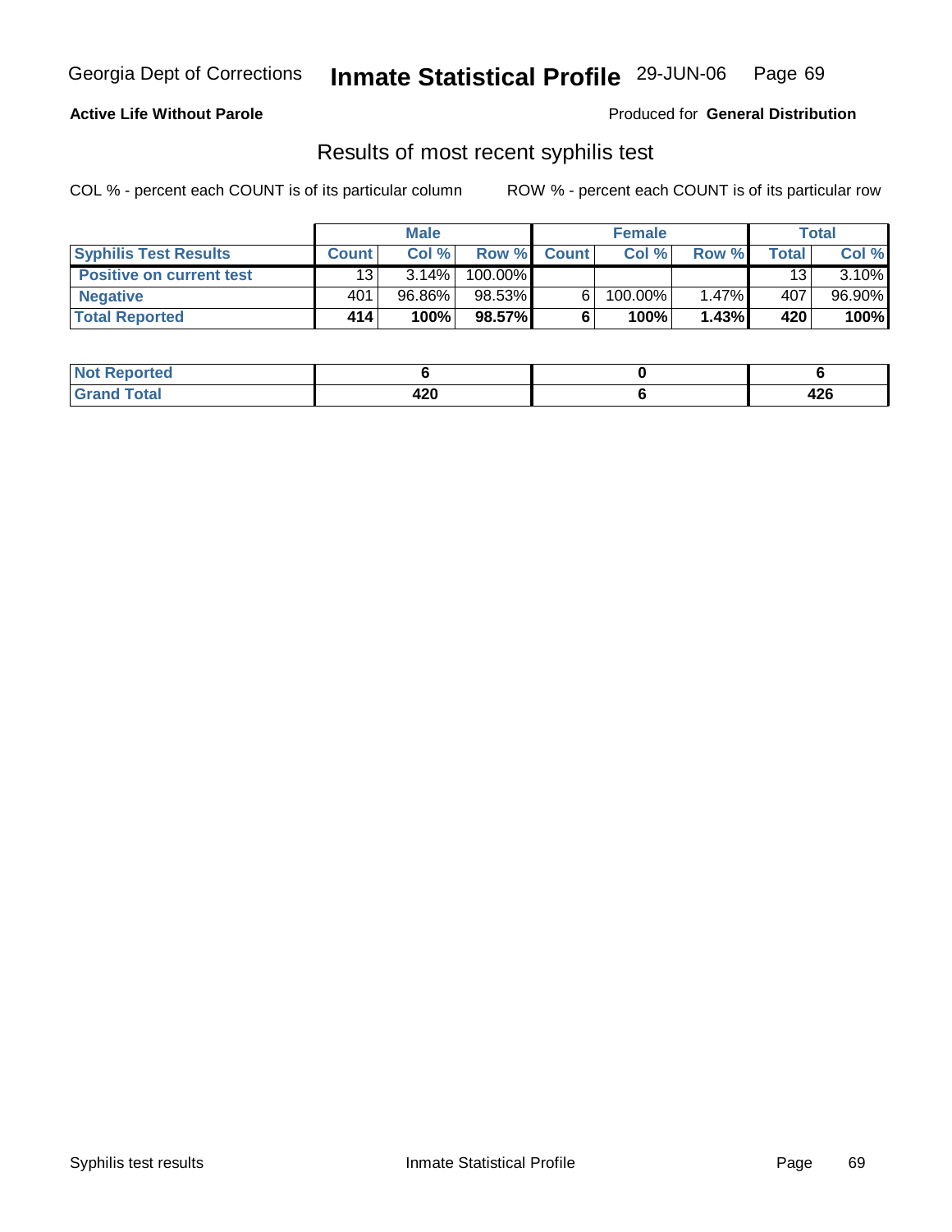# Georgia Dept of Corrections — Inmate Statistical Profile — 29-JUN-06

**Active Life Without Parole**

Produced for **General Distribution**

## Results of most recent syphilis test

COL % - percent each COUNT is of its particular column

ROW % - percent each COUNT is of its particular row

| | Male | | | Female | | | Total | |
|---|---|---|---|---|---|---|---|---|
| **Syphilis Test Results** | **Count** | **Col %** | **Row %** | **Count** | **Col %** | **Row %** | **Total** | **Col %** |
| **Positive on current test** | 13 | 3.14% | 100.00% | | | | 13 | 3.10% |
| **Negative** | 401 | 96.86% | 98.53% | 6 | 100.00% | 1.47% | 407 | 96.90% |
| **Total Reported** | **414** | **100%** | **98.57%** | **6** | **100%** | **1.43%** | **420** | **100%** |

| | Male | Female | Total |
|---|---|---|---|
| **Not Reported** | **6** | **0** | **6** |
| **Grand Total** | **420** | **6** | **426** |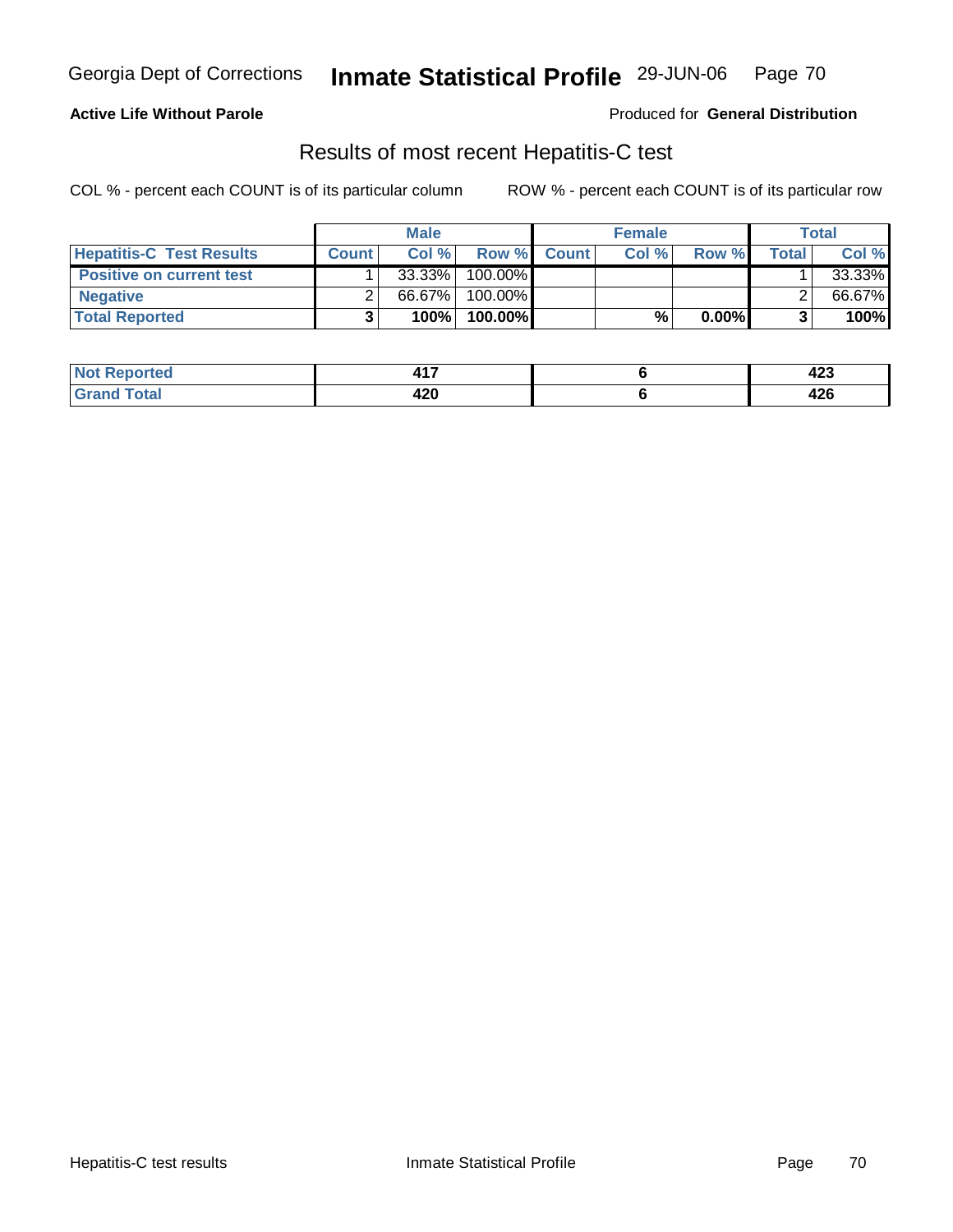**Active Life Without Parole**

Produced for **General Distribution**

## Results of most recent Hepatitis-C test

COL % - percent each COUNT is of its particular column

ROW % - percent each COUNT is of its particular row

| | Male | | | Female | | | Total | |
|---|---|---|---|---|---|---|---|---|
| **Hepatitis-C Test Results** | **Count** | **Col %** | **Row %** | **Count** | **Col %** | **Row %** | **Total** | **Col %** |
| **Positive on current test** | 1 | 33.33% | 100.00% | | | | 1 | 33.33% |
| **Negative** | 2 | 66.67% | 100.00% | | | | 2 | 66.67% |
| **Total Reported** | **3** | **100%** | **100.00%** | | **%** | **0.00%** | **3** | **100%** |

| | Male | Female | Total |
|---|---|---|---|
| **Not Reported** | **417** | **6** | **423** |
| **Grand Total** | **420** | **6** | **426** |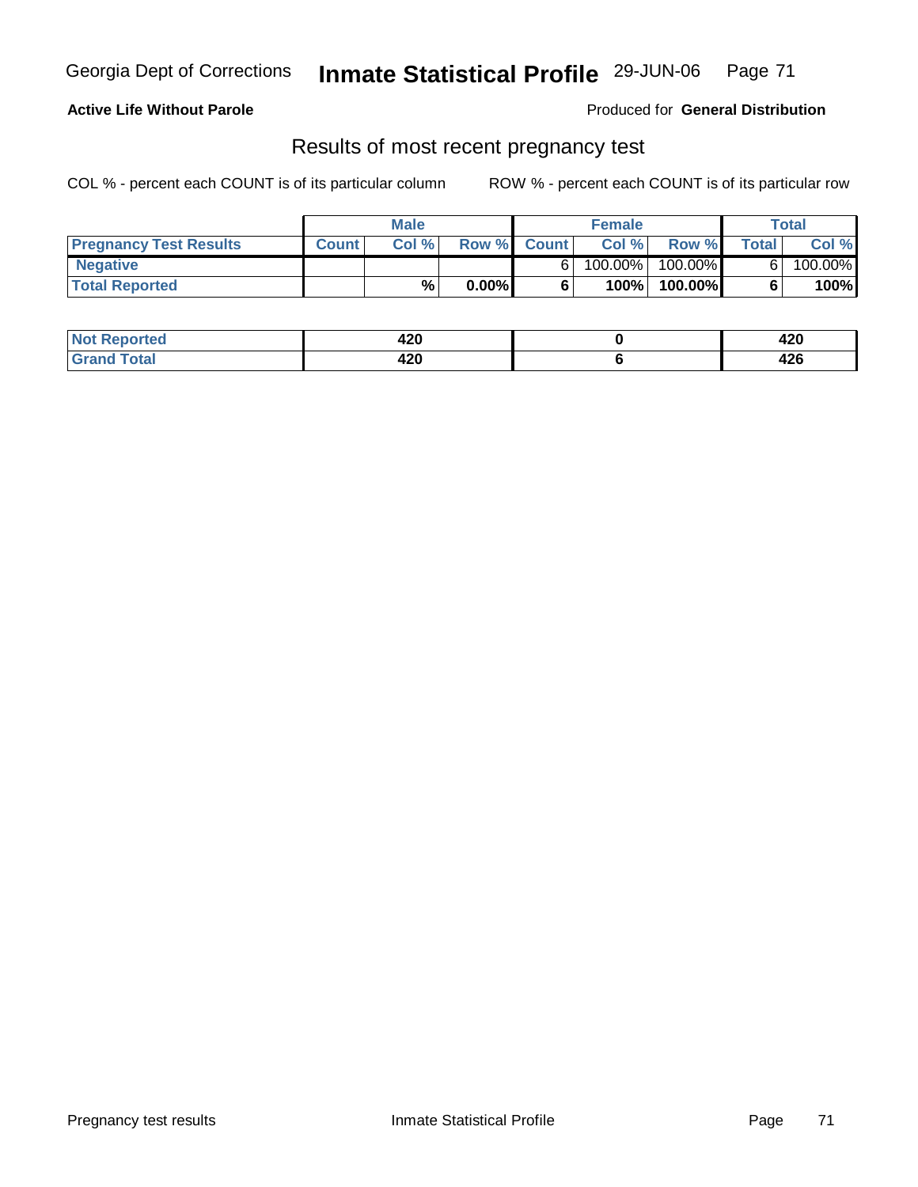**Active Life Without Parole** Produced for **General Distribution**

## Results of most recent pregnancy test

COL % - percent each COUNT is of its particular column ROW % - percent each COUNT is of its particular row

| | Male | | | Female | | | Total | |
|---|---|---|---|---|---|---|---|---|
| **Pregnancy Test Results** | **Count** | **Col %** | **Row %** | **Count** | **Col %** | **Row %** | **Total** | **Col %** |
| **Negative** | | | | 6 | 100.00% | 100.00% | 6 | 100.00% |
| **Total Reported** | | **%** | **0.00%** | **6** | **100%** | **100.00%** | **6** | **100%** |

| | Male | Female | Total |
|---|---|---|---|
| **Not Reported** | **420** | **0** | **420** |
| **Grand Total** | **420** | **6** | **426** |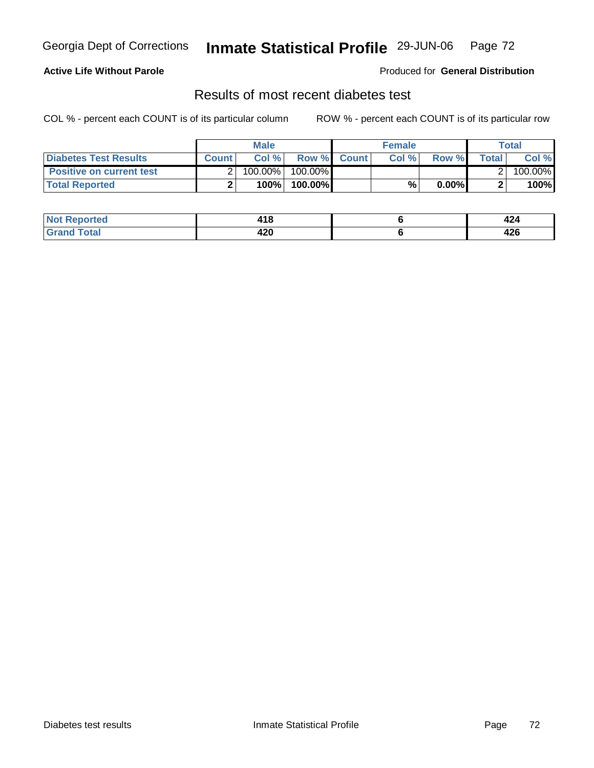**Active Life Without Parole**

Produced for **General Distribution**

## Results of most recent diabetes test

COL % - percent each COUNT is of its particular column

ROW % - percent each COUNT is of its particular row

| | Male | | | Female | | | Total | |
|---|---|---|---|---|---|---|---|---|
| **Diabetes Test Results** | **Count** | **Col %** | **Row %** | **Count** | **Col %** | **Row %** | **Total** | **Col %** |
| **Positive on current test** | 2 | 100.00% | 100.00% | | | | 2 | 100.00% |
| **Total Reported** | **2** | **100%** | **100.00%** | | **%** | **0.00%** | **2** | **100%** |

| | Male | Female | Total |
|---|---|---|---|
| **Not Reported** | **418** | **6** | **424** |
| **Grand Total** | **420** | **6** | **426** |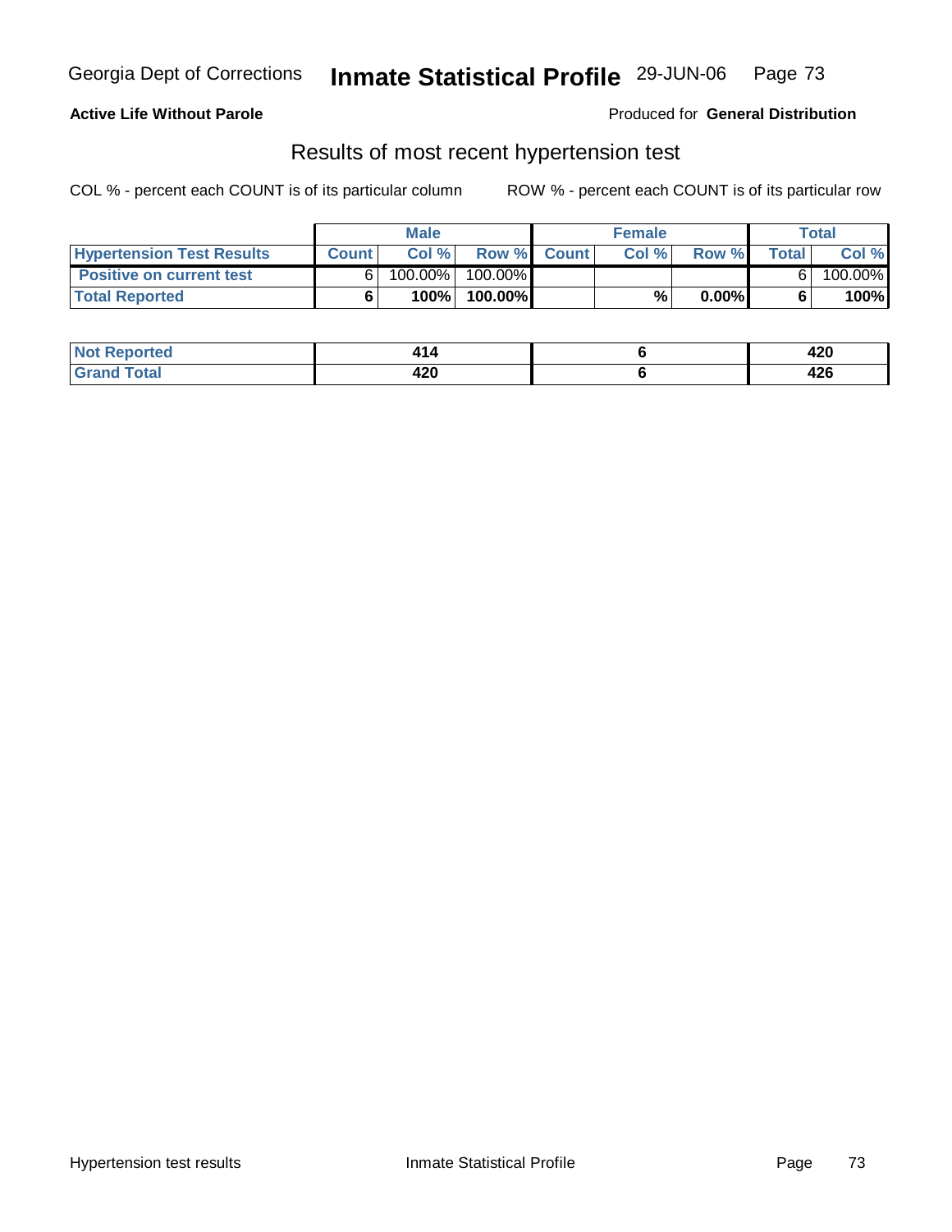**Active Life Without Parole**

Produced for **General Distribution**

## Results of most recent hypertension test

COL % - percent each COUNT is of its particular column        ROW % - percent each COUNT is of its particular row

| | Male | | | Female | | | Total | |
|---|---|---|---|---|---|---|---|---|
| Hypertension Test Results | Count | Col % | Row % | Count | Col % | Row % | Total | Col % |
| Positive on current test | 6 | 100.00% | 100.00% | | | | 6 | 100.00% |
| **Total Reported** | **6** | **100%** | **100.00%** | | **%** | **0.00%** | **6** | **100%** |

| | Male | Female | Total |
|---|---|---|---|
| Not Reported | 414 | 6 | 420 |
| Grand Total | 420 | 6 | 426 |

Hypertension test results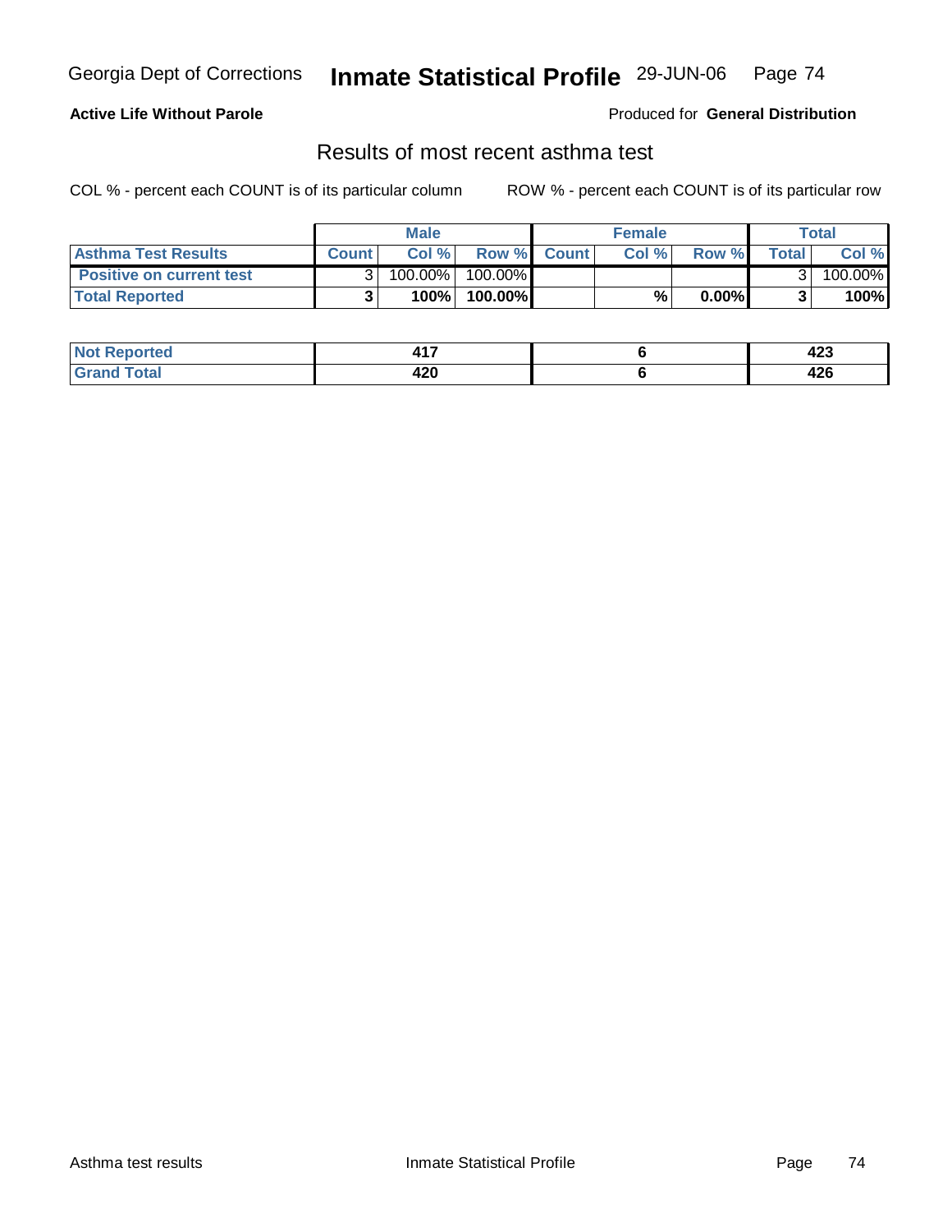Georgia Dept of Corrections **Inmate Statistical Profile** 29-JUN-06

**Active Life Without Parole**

Produced for **General Distribution**

## Results of most recent asthma test

COL % - percent each COUNT is of its particular column ROW % - percent each COUNT is of its particular row

| | Male | | | Female | | | Total | |
|---|---|---|---|---|---|---|---|---|
| **Asthma Test Results** | **Count** | **Col %** | **Row %** | **Count** | **Col %** | **Row %** | **Total** | **Col %** |
| **Positive on current test** | 3 | 100.00% | 100.00% | | | | 3 | 100.00% |
| **Total Reported** | **3** | **100%** | **100.00%** | | **%** | **0.00%** | **3** | **100%** |

| | Male | Female | Total |
|---|---|---|---|
| **Not Reported** | **417** | **6** | **423** |
| **Grand Total** | **420** | **6** | **426** |